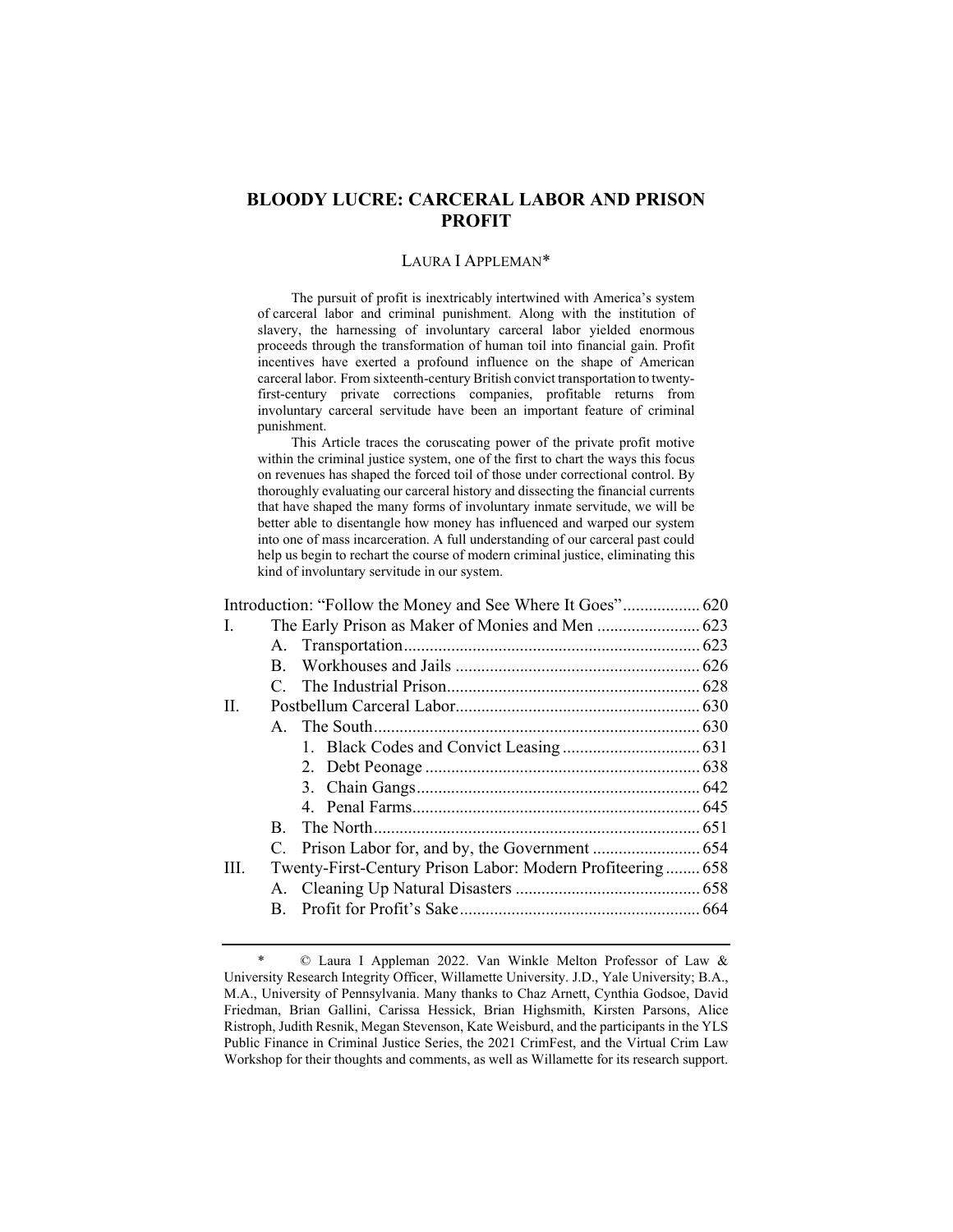# BLOODY LUCRE: CARCERAL LABOR AND PRISON PROFIT

LAURA I APPLEMAN*

The pursuit of profit is inextricably intertwined with America's system of carceral labor and criminal punishment. Along with the institution of slavery, the harnessing of involuntary carceral labor yielded enormous proceeds through the transformation of human toil into financial gain. Profit incentives have exerted a profound influence on the shape of American carceral labor. From sixteenth-century British convict transportation to twenty-first-century private corrections companies, profitable returns from involuntary carceral servitude have been an important feature of criminal punishment.

This Article traces the coruscating power of the private profit motive within the criminal justice system, one of the first to chart the ways this focus on revenues has shaped the forced toil of those under correctional control. By thoroughly evaluating our carceral history and dissecting the financial currents that have shaped the many forms of involuntary inmate servitude, we will be better able to disentangle how money has influenced and warped our system into one of mass incarceration. A full understanding of our carceral past could help us begin to rechart the course of modern criminal justice, eliminating this kind of involuntary servitude in our system.

Introduction: "Follow the Money and See Where It Goes" .................. 620
I. The Early Prison as Maker of Monies and Men ........................ 623
   A. Transportation .................................................................... 623
   B. Workhouses and Jails ......................................................... 626
   C. The Industrial Prison ........................................................... 628
II. Postbellum Carceral Labor ......................................................... 630
   A. The South ............................................................................ 630
      1. Black Codes and Convict Leasing ................................ 631
      2. Debt Peonage ................................................................ 638
      3. Chain Gangs .................................................................. 642
      4. Penal Farms ................................................................... 645
   B. The North ............................................................................ 651
   C. Prison Labor for, and by, the Government ......................... 654
III. Twenty-First-Century Prison Labor: Modern Profiteering ........ 658
   A. Cleaning Up Natural Disasters ........................................... 658
   B. Profit for Profit's Sake ........................................................ 664

---

\* © Laura I Appleman 2022. Van Winkle Melton Professor of Law & University Research Integrity Officer, Willamette University. J.D., Yale University; B.A., M.A., University of Pennsylvania. Many thanks to Chaz Arnett, Cynthia Godsoe, David Friedman, Brian Gallini, Carissa Hessick, Brian Highsmith, Kirsten Parsons, Alice Ristroph, Judith Resnik, Megan Stevenson, Kate Weisburd, and the participants in the YLS Public Finance in Criminal Justice Series, the 2021 CrimFest, and the Virtual Crim Law Workshop for their thoughts and comments, as well as Willamette for its research support.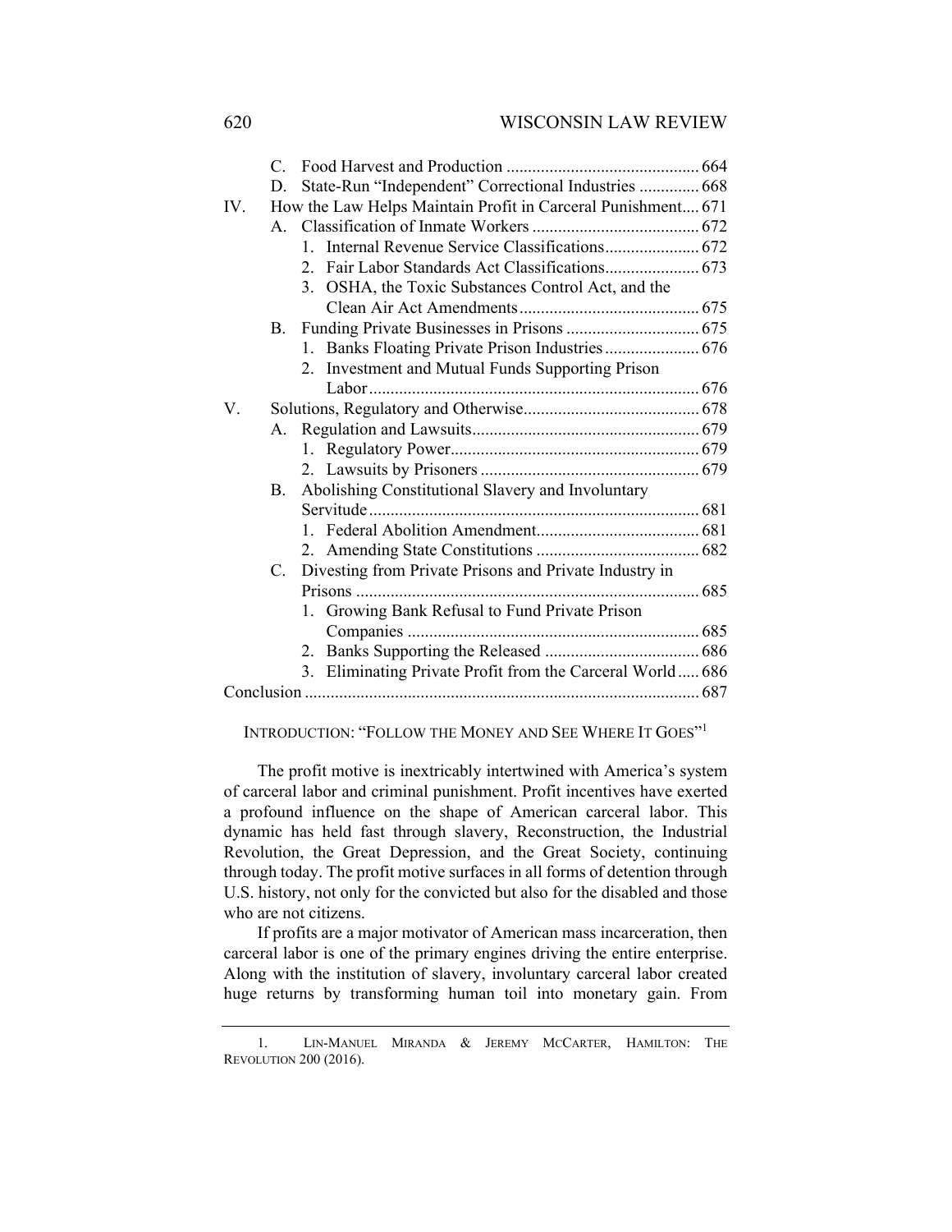C. Food Harvest and Production ............................................. 664
D. State-Run "Independent" Correctional Industries .............. 668

IV. How the Law Helps Maintain Profit in Carceral Punishment.... 671
A. Classification of Inmate Workers ....................................... 672
1. Internal Revenue Service Classifications...................... 672
2. Fair Labor Standards Act Classifications...................... 673
3. OSHA, the Toxic Substances Control Act, and the Clean Air Act Amendments.......................................... 675
B. Funding Private Businesses in Prisons ............................... 675
1. Banks Floating Private Prison Industries ...................... 676
2. Investment and Mutual Funds Supporting Prison Labor............................................................................. 676

V. Solutions, Regulatory and Otherwise......................................... 678
A. Regulation and Lawsuits..................................................... 679
1. Regulatory Power.......................................................... 679
2. Lawsuits by Prisoners ................................................... 679
B. Abolishing Constitutional Slavery and Involuntary Servitude............................................................................. 681
1. Federal Abolition Amendment...................................... 681
2. Amending State Constitutions ...................................... 682
C. Divesting from Private Prisons and Private Industry in Prisons ................................................................................ 685
1. Growing Bank Refusal to Fund Private Prison Companies .................................................................... 685
2. Banks Supporting the Released .................................... 686
3. Eliminating Private Profit from the Carceral World ..... 686

Conclusion ........................................................................................... 687

## INTRODUCTION: "FOLLOW THE MONEY AND SEE WHERE IT GOES"[1]

The profit motive is inextricably intertwined with America's system of carceral labor and criminal punishment. Profit incentives have exerted a profound influence on the shape of American carceral labor. This dynamic has held fast through slavery, Reconstruction, the Industrial Revolution, the Great Depression, and the Great Society, continuing through today. The profit motive surfaces in all forms of detention through U.S. history, not only for the convicted but also for the disabled and those who are not citizens.

If profits are a major motivator of American mass incarceration, then carceral labor is one of the primary engines driving the entire enterprise. Along with the institution of slavery, involuntary carceral labor created huge returns by transforming human toil into monetary gain. From

---

1. LIN-MANUEL MIRANDA & JEREMY MCCARTER, HAMILTON: THE REVOLUTION 200 (2016).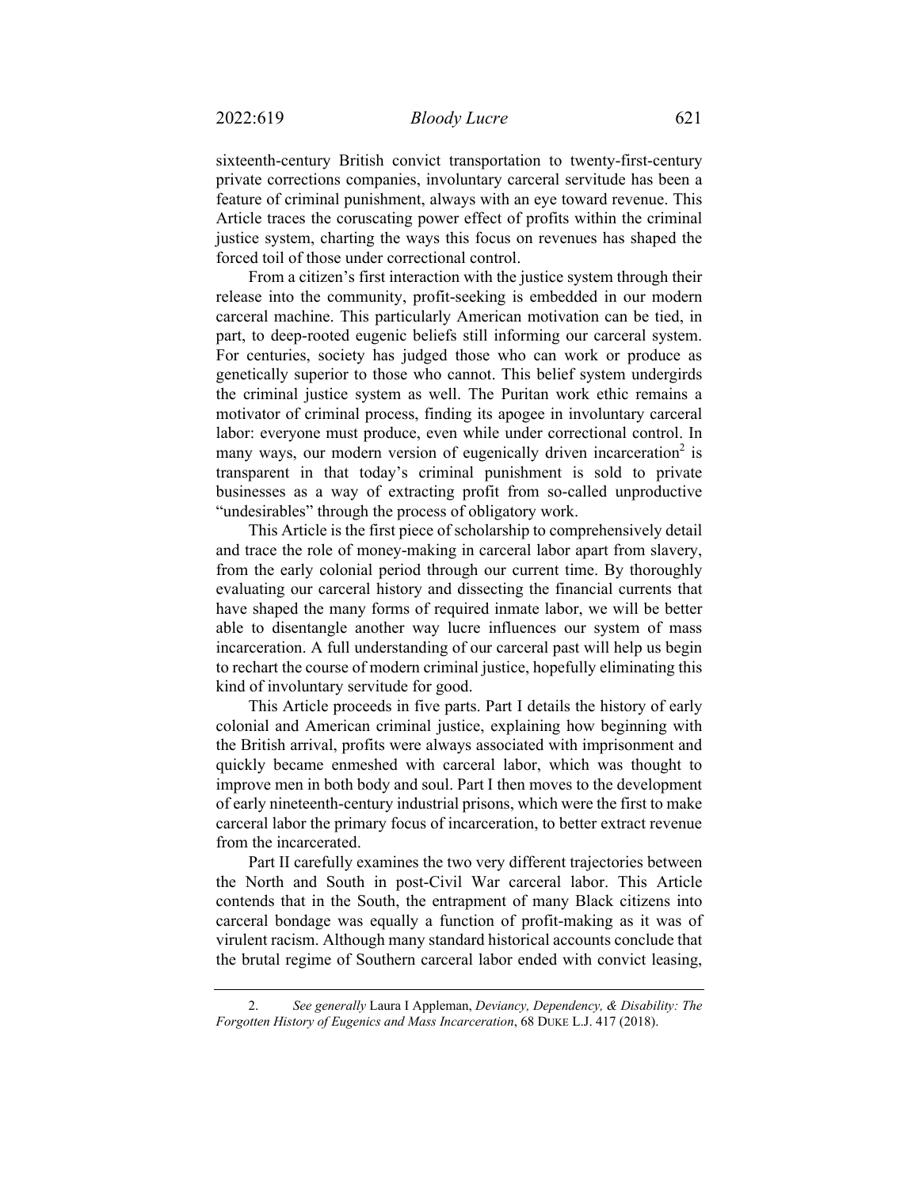sixteenth-century British convict transportation to twenty-first-century private corrections companies, involuntary carceral servitude has been a feature of criminal punishment, always with an eye toward revenue. This Article traces the coruscating power effect of profits within the criminal justice system, charting the ways this focus on revenues has shaped the forced toil of those under correctional control.

From a citizen's first interaction with the justice system through their release into the community, profit-seeking is embedded in our modern carceral machine. This particularly American motivation can be tied, in part, to deep-rooted eugenic beliefs still informing our carceral system. For centuries, society has judged those who can work or produce as genetically superior to those who cannot. This belief system undergirds the criminal justice system as well. The Puritan work ethic remains a motivator of criminal process, finding its apogee in involuntary carceral labor: everyone must produce, even while under correctional control. In many ways, our modern version of eugenically driven incarceration[2] is transparent in that today's criminal punishment is sold to private businesses as a way of extracting profit from so-called unproductive "undesirables" through the process of obligatory work.

This Article is the first piece of scholarship to comprehensively detail and trace the role of money-making in carceral labor apart from slavery, from the early colonial period through our current time. By thoroughly evaluating our carceral history and dissecting the financial currents that have shaped the many forms of required inmate labor, we will be better able to disentangle another way lucre influences our system of mass incarceration. A full understanding of our carceral past will help us begin to rechart the course of modern criminal justice, hopefully eliminating this kind of involuntary servitude for good.

This Article proceeds in five parts. Part I details the history of early colonial and American criminal justice, explaining how beginning with the British arrival, profits were always associated with imprisonment and quickly became enmeshed with carceral labor, which was thought to improve men in both body and soul. Part I then moves to the development of early nineteenth-century industrial prisons, which were the first to make carceral labor the primary focus of incarceration, to better extract revenue from the incarcerated.

Part II carefully examines the two very different trajectories between the North and South in post-Civil War carceral labor. This Article contends that in the South, the entrapment of many Black citizens into carceral bondage was equally a function of profit-making as it was of virulent racism. Although many standard historical accounts conclude that the brutal regime of Southern carceral labor ended with convict leasing,

---

2. *See generally* Laura I Appleman, *Deviancy, Dependency, & Disability: The Forgotten History of Eugenics and Mass Incarceration*, 68 DUKE L.J. 417 (2018).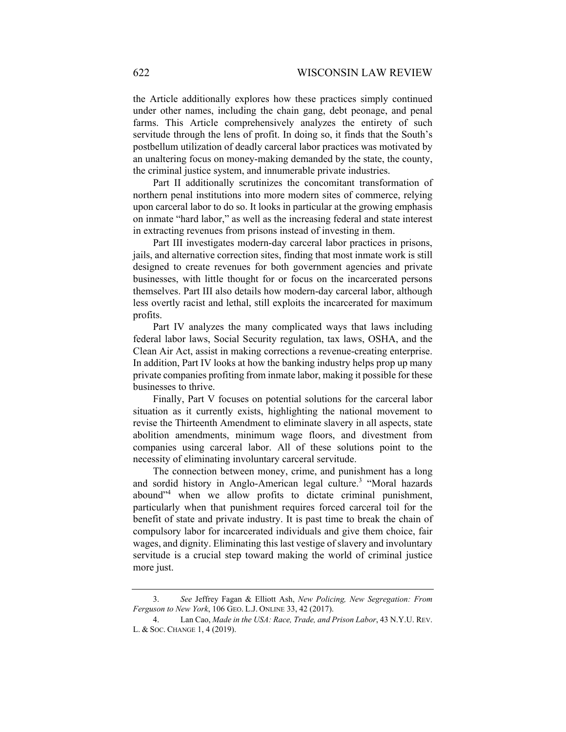the Article additionally explores how these practices simply continued under other names, including the chain gang, debt peonage, and penal farms. This Article comprehensively analyzes the entirety of such servitude through the lens of profit. In doing so, it finds that the South's postbellum utilization of deadly carceral labor practices was motivated by an unaltering focus on money-making demanded by the state, the county, the criminal justice system, and innumerable private industries.

Part II additionally scrutinizes the concomitant transformation of northern penal institutions into more modern sites of commerce, relying upon carceral labor to do so. It looks in particular at the growing emphasis on inmate "hard labor," as well as the increasing federal and state interest in extracting revenues from prisons instead of investing in them.

Part III investigates modern-day carceral labor practices in prisons, jails, and alternative correction sites, finding that most inmate work is still designed to create revenues for both government agencies and private businesses, with little thought for or focus on the incarcerated persons themselves. Part III also details how modern-day carceral labor, although less overtly racist and lethal, still exploits the incarcerated for maximum profits.

Part IV analyzes the many complicated ways that laws including federal labor laws, Social Security regulation, tax laws, OSHA, and the Clean Air Act, assist in making corrections a revenue-creating enterprise. In addition, Part IV looks at how the banking industry helps prop up many private companies profiting from inmate labor, making it possible for these businesses to thrive.

Finally, Part V focuses on potential solutions for the carceral labor situation as it currently exists, highlighting the national movement to revise the Thirteenth Amendment to eliminate slavery in all aspects, state abolition amendments, minimum wage floors, and divestment from companies using carceral labor. All of these solutions point to the necessity of eliminating involuntary carceral servitude.

The connection between money, crime, and punishment has a long and sordid history in Anglo-American legal culture.[3] "Moral hazards abound"[4] when we allow profits to dictate criminal punishment, particularly when that punishment requires forced carceral toil for the benefit of state and private industry. It is past time to break the chain of compulsory labor for incarcerated individuals and give them choice, fair wages, and dignity. Eliminating this last vestige of slavery and involuntary servitude is a crucial step toward making the world of criminal justice more just.

---

3. *See* Jeffrey Fagan & Elliott Ash, *New Policing, New Segregation: From Ferguson to New York*, 106 GEO. L.J. ONLINE 33, 42 (2017).

4. Lan Cao, *Made in the USA: Race, Trade, and Prison Labor*, 43 N.Y.U. REV. L. & SOC. CHANGE 1, 4 (2019).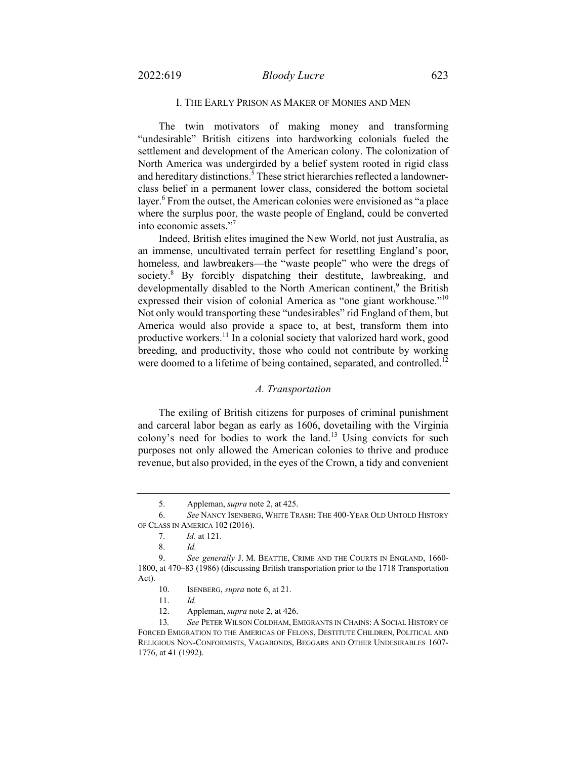## I. THE EARLY PRISON AS MAKER OF MONIES AND MEN

The twin motivators of making money and transforming "undesirable" British citizens into hardworking colonials fueled the settlement and development of the American colony. The colonization of North America was undergirded by a belief system rooted in rigid class and hereditary distinctions.[5] These strict hierarchies reflected a landowner-class belief in a permanent lower class, considered the bottom societal layer.[6] From the outset, the American colonies were envisioned as "a place where the surplus poor, the waste people of England, could be converted into economic assets."[7]

Indeed, British elites imagined the New World, not just Australia, as an immense, uncultivated terrain perfect for resettling England's poor, homeless, and lawbreakers—the "waste people" who were the dregs of society.[8] By forcibly dispatching their destitute, lawbreaking, and developmentally disabled to the North American continent,[9] the British expressed their vision of colonial America as "one giant workhouse."[10] Not only would transporting these "undesirables" rid England of them, but America would also provide a space to, at best, transform them into productive workers.[11] In a colonial society that valorized hard work, good breeding, and productivity, those who could not contribute by working were doomed to a lifetime of being contained, separated, and controlled.[12]

### *A. Transportation*

The exiling of British citizens for purposes of criminal punishment and carceral labor began as early as 1606, dovetailing with the Virginia colony's need for bodies to work the land.[13] Using convicts for such purposes not only allowed the American colonies to thrive and produce revenue, but also provided, in the eyes of the Crown, a tidy and convenient

---

5. Appleman, *supra* note 2, at 425.

6. *See* NANCY ISENBERG, WHITE TRASH: THE 400-YEAR OLD UNTOLD HISTORY OF CLASS IN AMERICA 102 (2016).

7. *Id.* at 121.

8. *Id.*

9. *See generally* J. M. BEATTIE, CRIME AND THE COURTS IN ENGLAND, 1660-1800, at 470–83 (1986) (discussing British transportation prior to the 1718 Transportation Act).

10. ISENBERG, *supra* note 6, at 21.

11. *Id.*

12. Appleman, *supra* note 2, at 426.

13. *See* PETER WILSON COLDHAM, EMIGRANTS IN CHAINS: A SOCIAL HISTORY OF FORCED EMIGRATION TO THE AMERICAS OF FELONS, DESTITUTE CHILDREN, POLITICAL AND RELIGIOUS NON-CONFORMISTS, VAGABONDS, BEGGARS AND OTHER UNDESIRABLES 1607-1776, at 41 (1992).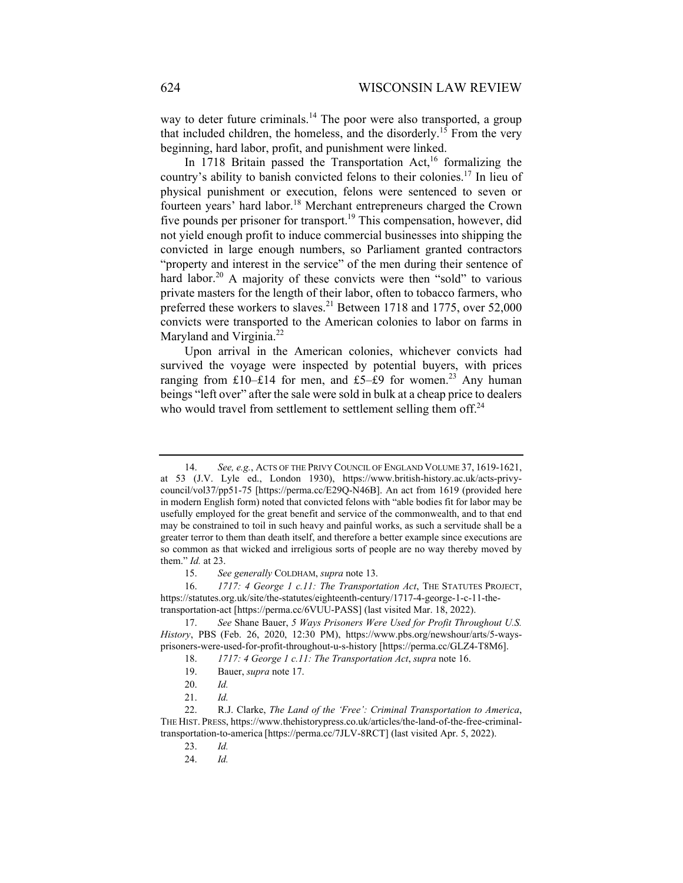way to deter future criminals.[14] The poor were also transported, a group that included children, the homeless, and the disorderly.[15] From the very beginning, hard labor, profit, and punishment were linked.

In 1718 Britain passed the Transportation Act,[16] formalizing the country's ability to banish convicted felons to their colonies.[17] In lieu of physical punishment or execution, felons were sentenced to seven or fourteen years' hard labor.[18] Merchant entrepreneurs charged the Crown five pounds per prisoner for transport.[19] This compensation, however, did not yield enough profit to induce commercial businesses into shipping the convicted in large enough numbers, so Parliament granted contractors "property and interest in the service" of the men during their sentence of hard labor.[20] A majority of these convicts were then "sold" to various private masters for the length of their labor, often to tobacco farmers, who preferred these workers to slaves.[21] Between 1718 and 1775, over 52,000 convicts were transported to the American colonies to labor on farms in Maryland and Virginia.[22]

Upon arrival in the American colonies, whichever convicts had survived the voyage were inspected by potential buyers, with prices ranging from £10–£14 for men, and £5–£9 for women.[23] Any human beings "left over" after the sale were sold in bulk at a cheap price to dealers who would travel from settlement to settlement selling them off.[24]

---

14. *See, e.g.*, ACTS OF THE PRIVY COUNCIL OF ENGLAND VOLUME 37, 1619-1621, at 53 (J.V. Lyle ed., London 1930), https://www.british-history.ac.uk/acts-privy-council/vol37/pp51-75 [https://perma.cc/E29Q-N46B]. An act from 1619 (provided here in modern English form) noted that convicted felons with "able bodies fit for labor may be usefully employed for the great benefit and service of the commonwealth, and to that end may be constrained to toil in such heavy and painful works, as such a servitude shall be a greater terror to them than death itself, and therefore a better example since executions are so common as that wicked and irreligious sorts of people are no way thereby moved by them." *Id.* at 23.

15. *See generally* COLDHAM, *supra* note 13.

16. *1717: 4 George 1 c.11: The Transportation Act*, THE STATUTES PROJECT, https://statutes.org.uk/site/the-statutes/eighteenth-century/1717-4-george-1-c-11-the-transportation-act [https://perma.cc/6VUU-PASS] (last visited Mar. 18, 2022).

17. *See* Shane Bauer, *5 Ways Prisoners Were Used for Profit Throughout U.S. History*, PBS (Feb. 26, 2020, 12:30 PM), https://www.pbs.org/newshour/arts/5-ways-prisoners-were-used-for-profit-throughout-u-s-history [https://perma.cc/GLZ4-T8M6].

18. *1717: 4 George 1 c.11: The Transportation Act*, *supra* note 16.

19. Bauer, *supra* note 17.

20. *Id.*

21. *Id.*

22. R.J. Clarke, *The Land of the 'Free': Criminal Transportation to America*, THE HIST. PRESS, https://www.thehistorypress.co.uk/articles/the-land-of-the-free-criminal-transportation-to-america [https://perma.cc/7JLV-8RCT] (last visited Apr. 5, 2022).

23. *Id.*

24. *Id.*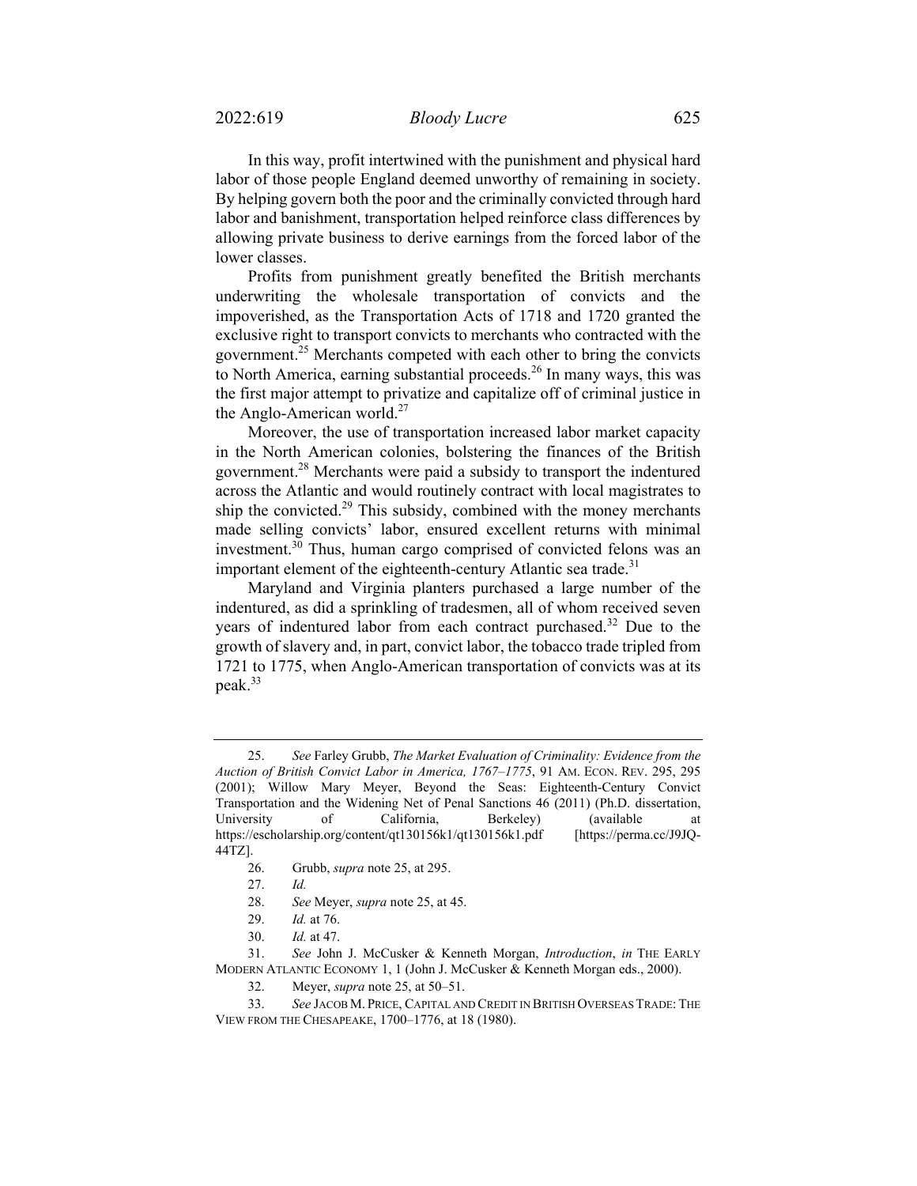In this way, profit intertwined with the punishment and physical hard labor of those people England deemed unworthy of remaining in society. By helping govern both the poor and the criminally convicted through hard labor and banishment, transportation helped reinforce class differences by allowing private business to derive earnings from the forced labor of the lower classes.

Profits from punishment greatly benefited the British merchants underwriting the wholesale transportation of convicts and the impoverished, as the Transportation Acts of 1718 and 1720 granted the exclusive right to transport convicts to merchants who contracted with the government.[25] Merchants competed with each other to bring the convicts to North America, earning substantial proceeds.[26] In many ways, this was the first major attempt to privatize and capitalize off of criminal justice in the Anglo-American world.[27]

Moreover, the use of transportation increased labor market capacity in the North American colonies, bolstering the finances of the British government.[28] Merchants were paid a subsidy to transport the indentured across the Atlantic and would routinely contract with local magistrates to ship the convicted.[29] This subsidy, combined with the money merchants made selling convicts' labor, ensured excellent returns with minimal investment.[30] Thus, human cargo comprised of convicted felons was an important element of the eighteenth-century Atlantic sea trade.[31]

Maryland and Virginia planters purchased a large number of the indentured, as did a sprinkling of tradesmen, all of whom received seven years of indentured labor from each contract purchased.[32] Due to the growth of slavery and, in part, convict labor, the tobacco trade tripled from 1721 to 1775, when Anglo-American transportation of convicts was at its peak.[33]

---

25. *See* Farley Grubb, *The Market Evaluation of Criminality: Evidence from the Auction of British Convict Labor in America, 1767–1775*, 91 AM. ECON. REV. 295, 295 (2001); Willow Mary Meyer, Beyond the Seas: Eighteenth-Century Convict Transportation and the Widening Net of Penal Sanctions 46 (2011) (Ph.D. dissertation, University of California, Berkeley) (available at https://escholarship.org/content/qt130156k1/qt130156k1.pdf [https://perma.cc/J9JQ-44TZ].

26. Grubb, *supra* note 25, at 295.

27. *Id.*

28. *See* Meyer, *supra* note 25, at 45.

29. *Id.* at 76.

30. *Id.* at 47.

31. *See* John J. McCusker & Kenneth Morgan, *Introduction*, *in* THE EARLY MODERN ATLANTIC ECONOMY 1, 1 (John J. McCusker & Kenneth Morgan eds., 2000).

32. Meyer, *supra* note 25, at 50–51.

33. *See* JACOB M. PRICE, CAPITAL AND CREDIT IN BRITISH OVERSEAS TRADE: THE VIEW FROM THE CHESAPEAKE, 1700–1776, at 18 (1980).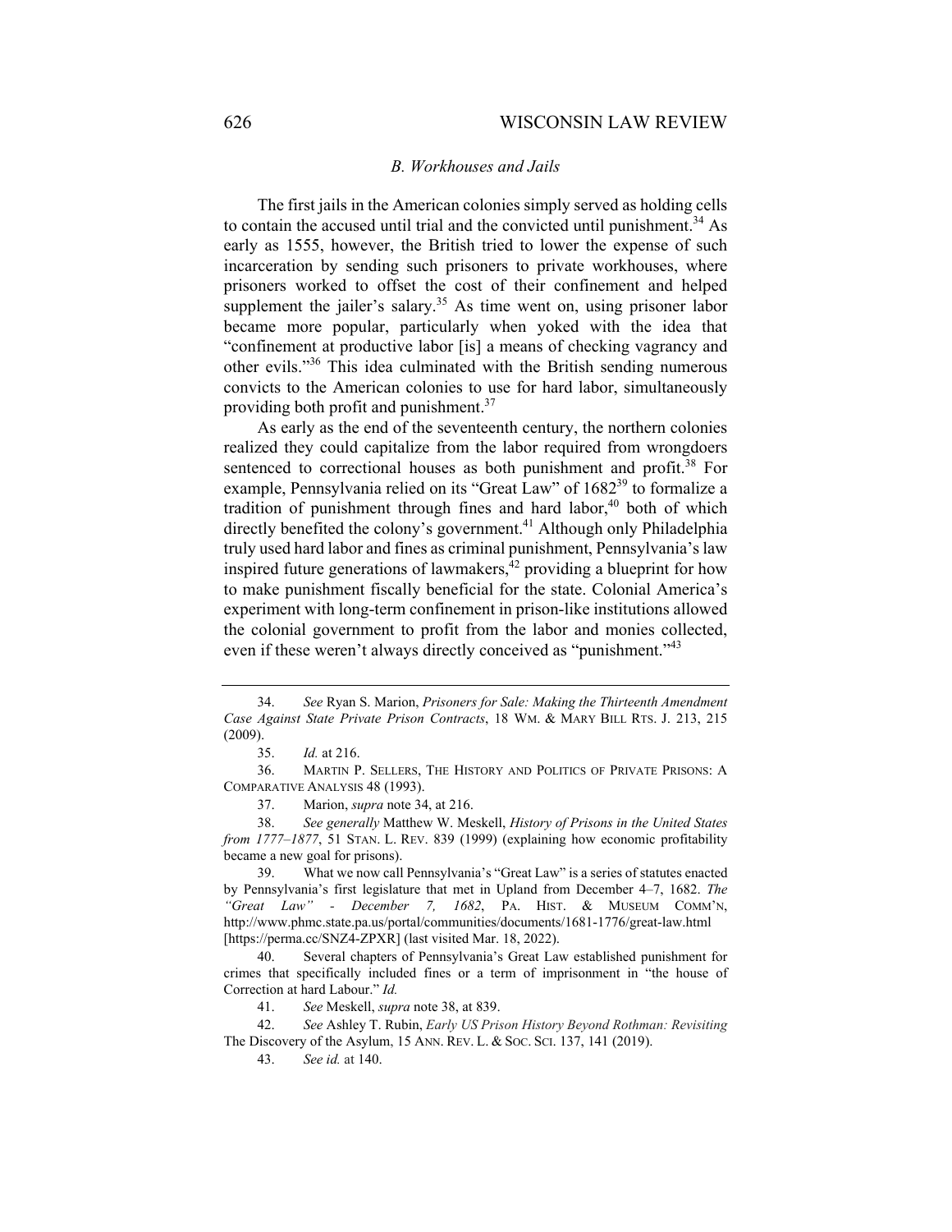### *B. Workhouses and Jails*

The first jails in the American colonies simply served as holding cells to contain the accused until trial and the convicted until punishment.[34] As early as 1555, however, the British tried to lower the expense of such incarceration by sending such prisoners to private workhouses, where prisoners worked to offset the cost of their confinement and helped supplement the jailer's salary.[35] As time went on, using prisoner labor became more popular, particularly when yoked with the idea that "confinement at productive labor [is] a means of checking vagrancy and other evils."[36] This idea culminated with the British sending numerous convicts to the American colonies to use for hard labor, simultaneously providing both profit and punishment.[37]

As early as the end of the seventeenth century, the northern colonies realized they could capitalize from the labor required from wrongdoers sentenced to correctional houses as both punishment and profit.[38] For example, Pennsylvania relied on its "Great Law" of 1682[39] to formalize a tradition of punishment through fines and hard labor,[40] both of which directly benefited the colony's government.[41] Although only Philadelphia truly used hard labor and fines as criminal punishment, Pennsylvania's law inspired future generations of lawmakers,[42] providing a blueprint for how to make punishment fiscally beneficial for the state. Colonial America's experiment with long-term confinement in prison-like institutions allowed the colonial government to profit from the labor and monies collected, even if these weren't always directly conceived as "punishment."[43]

---

34. *See* Ryan S. Marion, *Prisoners for Sale: Making the Thirteenth Amendment Case Against State Private Prison Contracts*, 18 WM. & MARY BILL RTS. J. 213, 215 (2009).

35. *Id.* at 216.

36. MARTIN P. SELLERS, THE HISTORY AND POLITICS OF PRIVATE PRISONS: A COMPARATIVE ANALYSIS 48 (1993).

37. Marion, *supra* note 34, at 216.

38. *See generally* Matthew W. Meskell, *History of Prisons in the United States from 1777–1877*, 51 STAN. L. REV. 839 (1999) (explaining how economic profitability became a new goal for prisons).

39. What we now call Pennsylvania's "Great Law" is a series of statutes enacted by Pennsylvania's first legislature that met in Upland from December 4–7, 1682. *The "Great Law" - December 7, 1682*, PA. HIST. & MUSEUM COMM'N, http://www.phmc.state.pa.us/portal/communities/documents/1681-1776/great-law.html [https://perma.cc/SNZ4-ZPXR] (last visited Mar. 18, 2022).

40. Several chapters of Pennsylvania's Great Law established punishment for crimes that specifically included fines or a term of imprisonment in "the house of Correction at hard Labour." *Id.*

41. *See* Meskell, *supra* note 38, at 839.

42. *See* Ashley T. Rubin, *Early US Prison History Beyond Rothman: Revisiting* The Discovery of the Asylum, 15 ANN. REV. L. & SOC. SCI. 137, 141 (2019).

43. *See id.* at 140.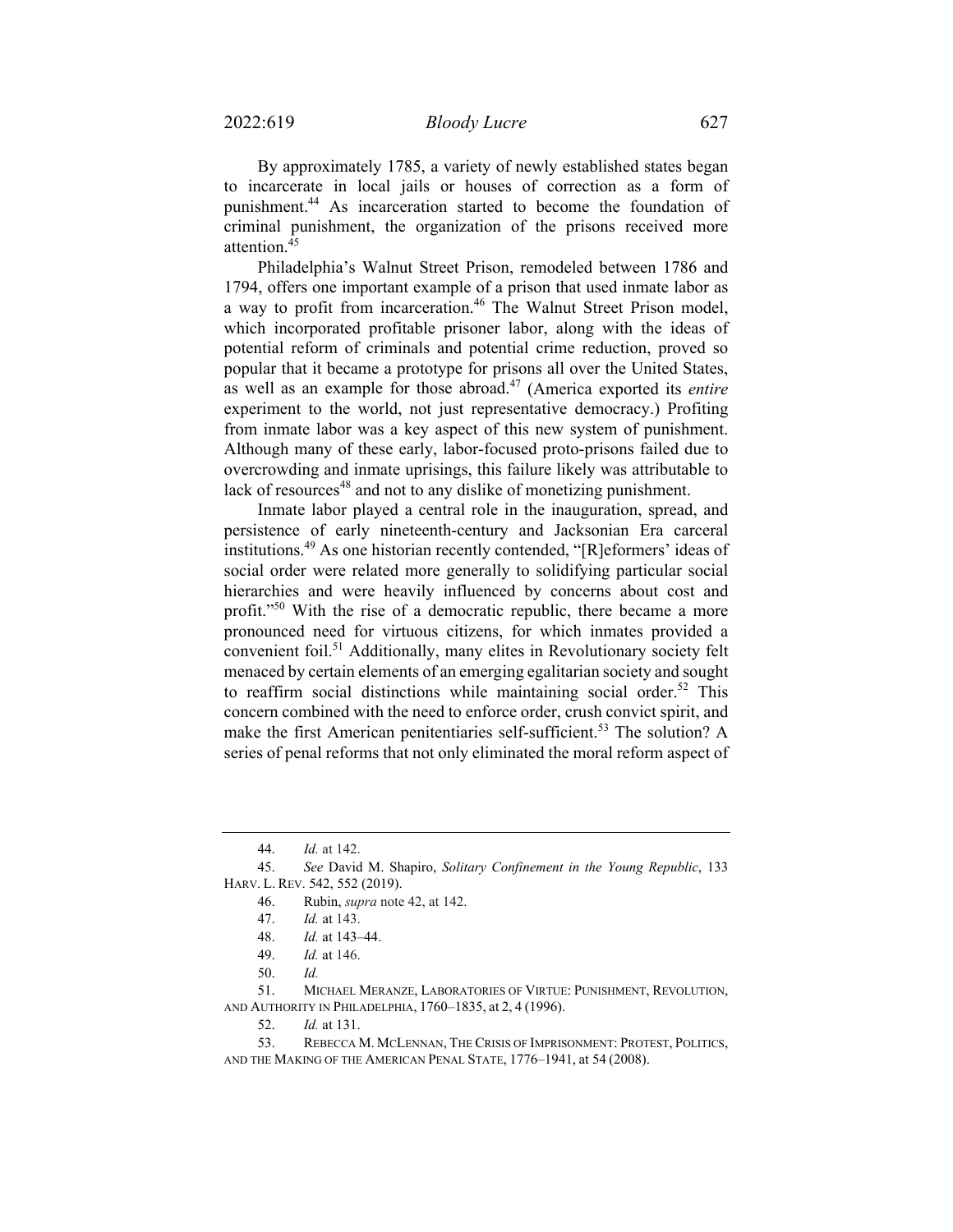By approximately 1785, a variety of newly established states began to incarcerate in local jails or houses of correction as a form of punishment.[44] As incarceration started to become the foundation of criminal punishment, the organization of the prisons received more attention.[45]

Philadelphia's Walnut Street Prison, remodeled between 1786 and 1794, offers one important example of a prison that used inmate labor as a way to profit from incarceration.[46] The Walnut Street Prison model, which incorporated profitable prisoner labor, along with the ideas of potential reform of criminals and potential crime reduction, proved so popular that it became a prototype for prisons all over the United States, as well as an example for those abroad.[47] (America exported its *entire* experiment to the world, not just representative democracy.) Profiting from inmate labor was a key aspect of this new system of punishment. Although many of these early, labor-focused proto-prisons failed due to overcrowding and inmate uprisings, this failure likely was attributable to lack of resources[48] and not to any dislike of monetizing punishment.

Inmate labor played a central role in the inauguration, spread, and persistence of early nineteenth-century and Jacksonian Era carceral institutions.[49] As one historian recently contended, "[R]eformers' ideas of social order were related more generally to solidifying particular social hierarchies and were heavily influenced by concerns about cost and profit."[50] With the rise of a democratic republic, there became a more pronounced need for virtuous citizens, for which inmates provided a convenient foil.[51] Additionally, many elites in Revolutionary society felt menaced by certain elements of an emerging egalitarian society and sought to reaffirm social distinctions while maintaining social order.[52] This concern combined with the need to enforce order, crush convict spirit, and make the first American penitentiaries self-sufficient.[53] The solution? A series of penal reforms that not only eliminated the moral reform aspect of

44. *Id.* at 142.

45. *See* David M. Shapiro, *Solitary Confinement in the Young Republic*, 133 HARV. L. REV. 542, 552 (2019).

46. Rubin, *supra* note 42, at 142.

47. *Id.* at 143.

48. *Id.* at 143–44.

49. *Id.* at 146.

50. *Id.*

51. MICHAEL MERANZE, LABORATORIES OF VIRTUE: PUNISHMENT, REVOLUTION, AND AUTHORITY IN PHILADELPHIA, 1760–1835, at 2, 4 (1996).

52. *Id.* at 131.

53. REBECCA M. MCLENNAN, THE CRISIS OF IMPRISONMENT: PROTEST, POLITICS, AND THE MAKING OF THE AMERICAN PENAL STATE, 1776–1941, at 54 (2008).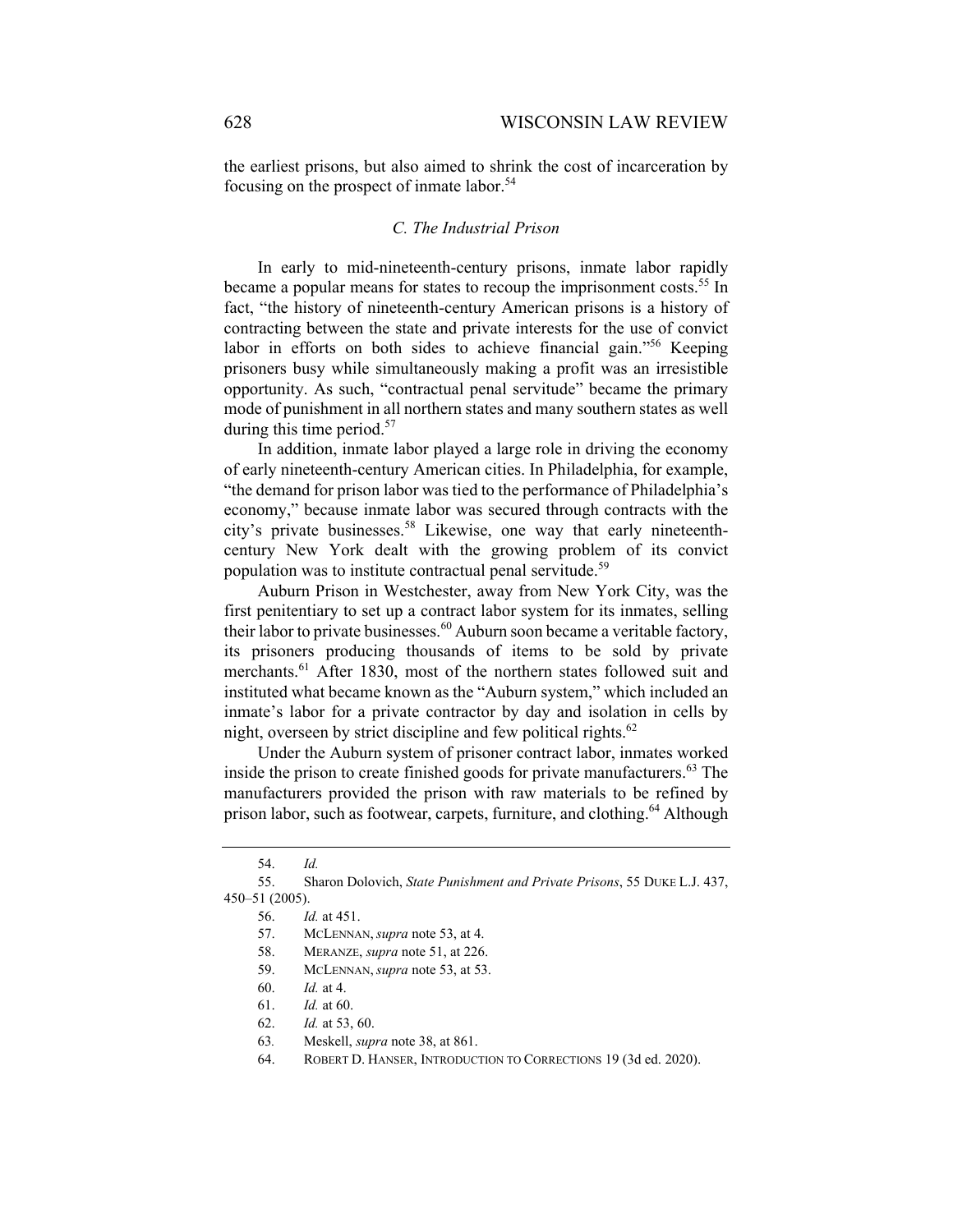the earliest prisons, but also aimed to shrink the cost of incarceration by focusing on the prospect of inmate labor.[54]

### *C. The Industrial Prison*

In early to mid-nineteenth-century prisons, inmate labor rapidly became a popular means for states to recoup the imprisonment costs.[55] In fact, "the history of nineteenth-century American prisons is a history of contracting between the state and private interests for the use of convict labor in efforts on both sides to achieve financial gain."[56] Keeping prisoners busy while simultaneously making a profit was an irresistible opportunity. As such, "contractual penal servitude" became the primary mode of punishment in all northern states and many southern states as well during this time period.[57]

In addition, inmate labor played a large role in driving the economy of early nineteenth-century American cities. In Philadelphia, for example, "the demand for prison labor was tied to the performance of Philadelphia's economy," because inmate labor was secured through contracts with the city's private businesses.[58] Likewise, one way that early nineteenth-century New York dealt with the growing problem of its convict population was to institute contractual penal servitude.[59]

Auburn Prison in Westchester, away from New York City, was the first penitentiary to set up a contract labor system for its inmates, selling their labor to private businesses.[60] Auburn soon became a veritable factory, its prisoners producing thousands of items to be sold by private merchants.[61] After 1830, most of the northern states followed suit and instituted what became known as the "Auburn system," which included an inmate's labor for a private contractor by day and isolation in cells by night, overseen by strict discipline and few political rights.[62]

Under the Auburn system of prisoner contract labor, inmates worked inside the prison to create finished goods for private manufacturers.[63] The manufacturers provided the prison with raw materials to be refined by prison labor, such as footwear, carpets, furniture, and clothing.[64] Although

---

54. *Id.*

55. Sharon Dolovich, *State Punishment and Private Prisons*, 55 DUKE L.J. 437, 450–51 (2005).

56. *Id.* at 451.

57. MCLENNAN, *supra* note 53, at 4.

58. MERANZE, *supra* note 51, at 226.

59. MCLENNAN, *supra* note 53, at 53.

60. *Id.* at 4.

61. *Id.* at 60.

62. *Id.* at 53, 60.

63. Meskell, *supra* note 38, at 861.

64. ROBERT D. HANSER, INTRODUCTION TO CORRECTIONS 19 (3d ed. 2020).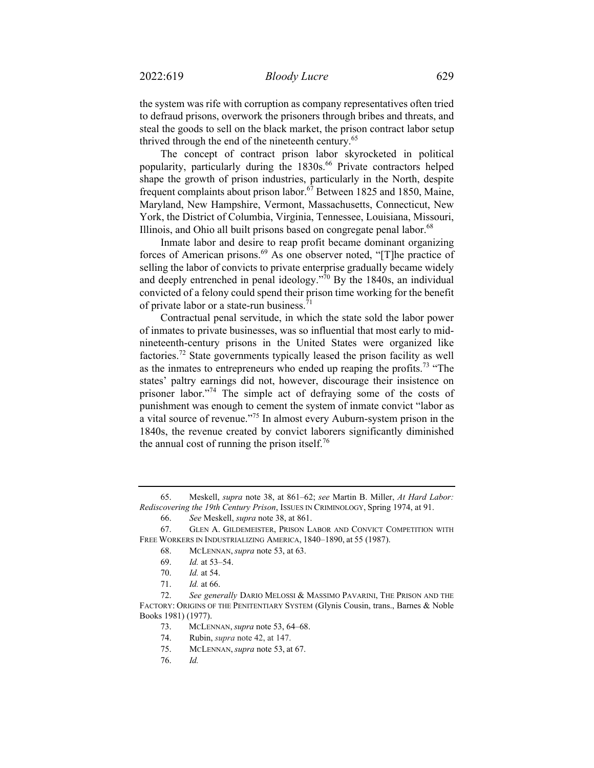the system was rife with corruption as company representatives often tried to defraud prisons, overwork the prisoners through bribes and threats, and steal the goods to sell on the black market, the prison contract labor setup thrived through the end of the nineteenth century.[65]

The concept of contract prison labor skyrocketed in political popularity, particularly during the 1830s.[66] Private contractors helped shape the growth of prison industries, particularly in the North, despite frequent complaints about prison labor.[67] Between 1825 and 1850, Maine, Maryland, New Hampshire, Vermont, Massachusetts, Connecticut, New York, the District of Columbia, Virginia, Tennessee, Louisiana, Missouri, Illinois, and Ohio all built prisons based on congregate penal labor.[68]

Inmate labor and desire to reap profit became dominant organizing forces of American prisons.[69] As one observer noted, "[T]he practice of selling the labor of convicts to private enterprise gradually became widely and deeply entrenched in penal ideology."[70] By the 1840s, an individual convicted of a felony could spend their prison time working for the benefit of private labor or a state-run business.[71]

Contractual penal servitude, in which the state sold the labor power of inmates to private businesses, was so influential that most early to mid-nineteenth-century prisons in the United States were organized like factories.[72] State governments typically leased the prison facility as well as the inmates to entrepreneurs who ended up reaping the profits.[73] "The states' paltry earnings did not, however, discourage their insistence on prisoner labor."[74] The simple act of defraying some of the costs of punishment was enough to cement the system of inmate convict "labor as a vital source of revenue."[75] In almost every Auburn-system prison in the 1840s, the revenue created by convict laborers significantly diminished the annual cost of running the prison itself.[76]

---

65. Meskell, *supra* note 38, at 861–62; *see* Martin B. Miller, *At Hard Labor: Rediscovering the 19th Century Prison*, ISSUES IN CRIMINOLOGY, Spring 1974, at 91.

66. *See* Meskell, *supra* note 38, at 861.

67. GLEN A. GILDEMEISTER, PRISON LABOR AND CONVICT COMPETITION WITH FREE WORKERS IN INDUSTRIALIZING AMERICA, 1840–1890, at 55 (1987).

68. MCLENNAN, *supra* note 53, at 63.

69. *Id.* at 53–54.

70. *Id.* at 54.

71. *Id.* at 66.

72. *See generally* DARIO MELOSSI & MASSIMO PAVARINI, THE PRISON AND THE FACTORY: ORIGINS OF THE PENITENTIARY SYSTEM (Glynis Cousin, trans., Barnes & Noble Books 1981) (1977).

73. MCLENNAN, *supra* note 53, 64–68.

74. Rubin, *supra* note 42, at 147.

75. MCLENNAN, *supra* note 53, at 67.

76. *Id.*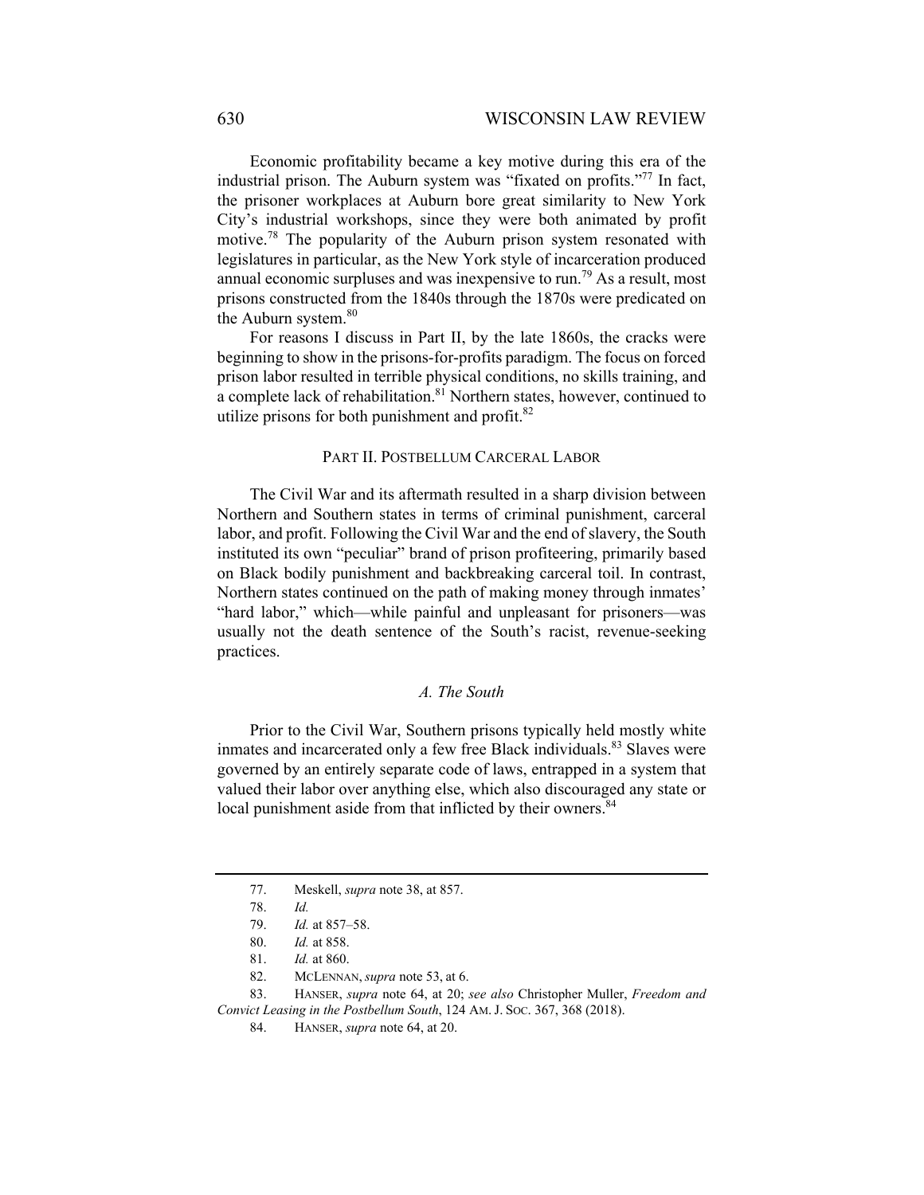Economic profitability became a key motive during this era of the industrial prison. The Auburn system was "fixated on profits."[77] In fact, the prisoner workplaces at Auburn bore great similarity to New York City's industrial workshops, since they were both animated by profit motive.[78] The popularity of the Auburn prison system resonated with legislatures in particular, as the New York style of incarceration produced annual economic surpluses and was inexpensive to run.[79] As a result, most prisons constructed from the 1840s through the 1870s were predicated on the Auburn system.[80]

For reasons I discuss in Part II, by the late 1860s, the cracks were beginning to show in the prisons-for-profits paradigm. The focus on forced prison labor resulted in terrible physical conditions, no skills training, and a complete lack of rehabilitation.[81] Northern states, however, continued to utilize prisons for both punishment and profit.[82]

## PART II. POSTBELLUM CARCERAL LABOR

The Civil War and its aftermath resulted in a sharp division between Northern and Southern states in terms of criminal punishment, carceral labor, and profit. Following the Civil War and the end of slavery, the South instituted its own "peculiar" brand of prison profiteering, primarily based on Black bodily punishment and backbreaking carceral toil. In contrast, Northern states continued on the path of making money through inmates' "hard labor," which—while painful and unpleasant for prisoners—was usually not the death sentence of the South's racist, revenue-seeking practices.

### *A. The South*

Prior to the Civil War, Southern prisons typically held mostly white inmates and incarcerated only a few free Black individuals.[83] Slaves were governed by an entirely separate code of laws, entrapped in a system that valued their labor over anything else, which also discouraged any state or local punishment aside from that inflicted by their owners.[84]

---

77. Meskell, *supra* note 38, at 857.

78. *Id.*

79. *Id.* at 857–58.

80. *Id.* at 858.

81. *Id.* at 860.

82. McLENNAN, *supra* note 53, at 6.

83. HANSER, *supra* note 64, at 20; *see also* Christopher Muller, *Freedom and Convict Leasing in the Postbellum South*, 124 AM. J. SOC. 367, 368 (2018).

84. HANSER, *supra* note 64, at 20.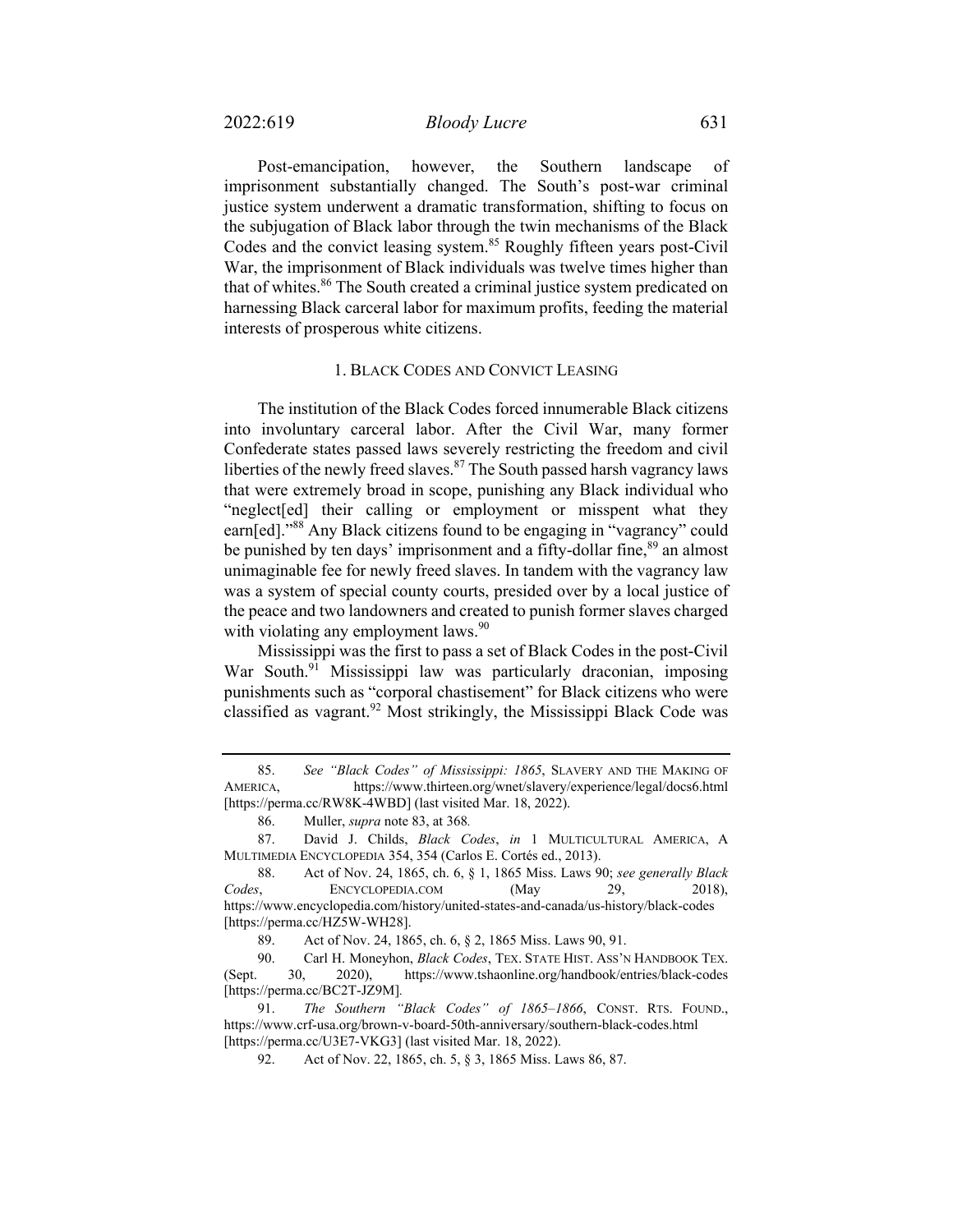Post-emancipation, however, the Southern landscape of imprisonment substantially changed. The South's post-war criminal justice system underwent a dramatic transformation, shifting to focus on the subjugation of Black labor through the twin mechanisms of the Black Codes and the convict leasing system.[85] Roughly fifteen years post-Civil War, the imprisonment of Black individuals was twelve times higher than that of whites.[86] The South created a criminal justice system predicated on harnessing Black carceral labor for maximum profits, feeding the material interests of prosperous white citizens.

### 1. BLACK CODES AND CONVICT LEASING

The institution of the Black Codes forced innumerable Black citizens into involuntary carceral labor. After the Civil War, many former Confederate states passed laws severely restricting the freedom and civil liberties of the newly freed slaves.[87] The South passed harsh vagrancy laws that were extremely broad in scope, punishing any Black individual who "neglect[ed] their calling or employment or misspent what they earn[ed]."[88] Any Black citizens found to be engaging in "vagrancy" could be punished by ten days' imprisonment and a fifty-dollar fine,[89] an almost unimaginable fee for newly freed slaves. In tandem with the vagrancy law was a system of special county courts, presided over by a local justice of the peace and two landowners and created to punish former slaves charged with violating any employment laws.[90]

Mississippi was the first to pass a set of Black Codes in the post-Civil War South.[91] Mississippi law was particularly draconian, imposing punishments such as "corporal chastisement" for Black citizens who were classified as vagrant.[92] Most strikingly, the Mississippi Black Code was

---

85. *See "Black Codes" of Mississippi: 1865*, SLAVERY AND THE MAKING OF AMERICA, https://www.thirteen.org/wnet/slavery/experience/legal/docs6.html [https://perma.cc/RW8K-4WBD] (last visited Mar. 18, 2022).

86. Muller, *supra* note 83, at 368.

87. David J. Childs, *Black Codes*, *in* 1 MULTICULTURAL AMERICA, A MULTIMEDIA ENCYCLOPEDIA 354, 354 (Carlos E. Cortés ed., 2013).

88. Act of Nov. 24, 1865, ch. 6, § 1, 1865 Miss. Laws 90; *see generally Black Codes*, ENCYCLOPEDIA.COM (May 29, 2018), https://www.encyclopedia.com/history/united-states-and-canada/us-history/black-codes [https://perma.cc/HZ5W-WH28].

89. Act of Nov. 24, 1865, ch. 6, § 2, 1865 Miss. Laws 90, 91.

90. Carl H. Moneyhon, *Black Codes*, TEX. STATE HIST. ASS'N HANDBOOK TEX. (Sept. 30, 2020), https://www.tshaonline.org/handbook/entries/black-codes [https://perma.cc/BC2T-JZ9M].

91. *The Southern "Black Codes" of 1865–1866*, CONST. RTS. FOUND., https://www.crf-usa.org/brown-v-board-50th-anniversary/southern-black-codes.html [https://perma.cc/U3E7-VKG3] (last visited Mar. 18, 2022).

92. Act of Nov. 22, 1865, ch. 5, § 3, 1865 Miss. Laws 86, 87.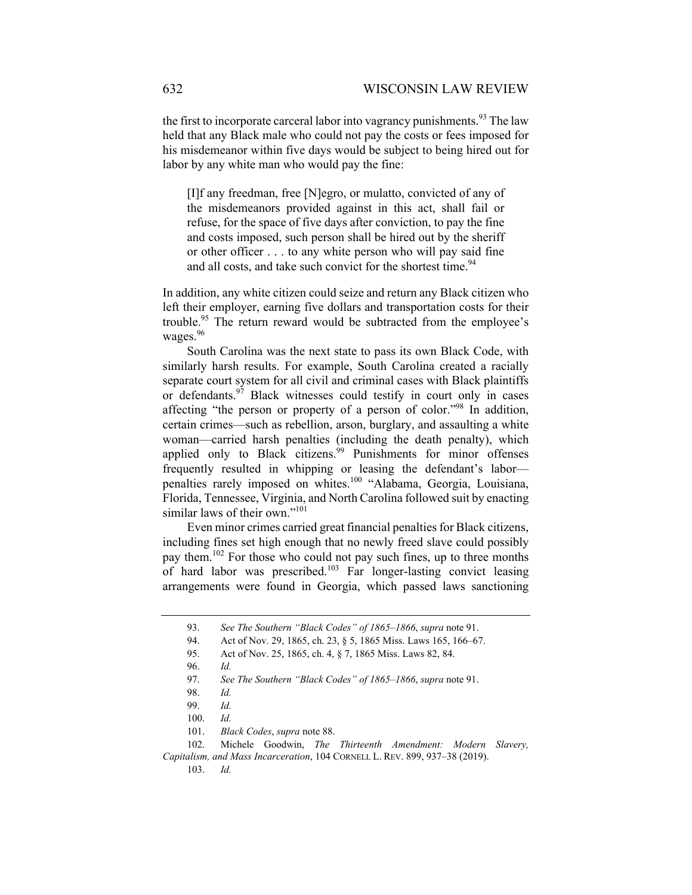the first to incorporate carceral labor into vagrancy punishments.[93] The law held that any Black male who could not pay the costs or fees imposed for his misdemeanor within five days would be subject to being hired out for labor by any white man who would pay the fine:

> [I]f any freedman, free [N]egro, or mulatto, convicted of any of the misdemeanors provided against in this act, shall fail or refuse, for the space of five days after conviction, to pay the fine and costs imposed, such person shall be hired out by the sheriff or other officer . . . to any white person who will pay said fine and all costs, and take such convict for the shortest time.[94]

In addition, any white citizen could seize and return any Black citizen who left their employer, earning five dollars and transportation costs for their trouble.[95] The return reward would be subtracted from the employee's wages.[96]

South Carolina was the next state to pass its own Black Code, with similarly harsh results. For example, South Carolina created a racially separate court system for all civil and criminal cases with Black plaintiffs or defendants.[97] Black witnesses could testify in court only in cases affecting "the person or property of a person of color."[98] In addition, certain crimes—such as rebellion, arson, burglary, and assaulting a white woman—carried harsh penalties (including the death penalty), which applied only to Black citizens.[99] Punishments for minor offenses frequently resulted in whipping or leasing the defendant's labor—penalties rarely imposed on whites.[100] "Alabama, Georgia, Louisiana, Florida, Tennessee, Virginia, and North Carolina followed suit by enacting similar laws of their own."[101]

Even minor crimes carried great financial penalties for Black citizens, including fines set high enough that no newly freed slave could possibly pay them.[102] For those who could not pay such fines, up to three months of hard labor was prescribed.[103] Far longer-lasting convict leasing arrangements were found in Georgia, which passed laws sanctioning

---

93. *See The Southern "Black Codes" of 1865–1866*, *supra* note 91.

94. Act of Nov. 29, 1865, ch. 23, § 5, 1865 Miss. Laws 165, 166–67.

95. Act of Nov. 25, 1865, ch. 4, § 7, 1865 Miss. Laws 82, 84.

96. *Id.*

97. *See The Southern "Black Codes" of 1865–1866*, *supra* note 91.

98. *Id.*

99. *Id.*

100. *Id.*

101. *Black Codes*, *supra* note 88.

102. Michele Goodwin, *The Thirteenth Amendment: Modern Slavery, Capitalism, and Mass Incarceration*, 104 CORNELL L. REV. 899, 937–38 (2019).

103. *Id.*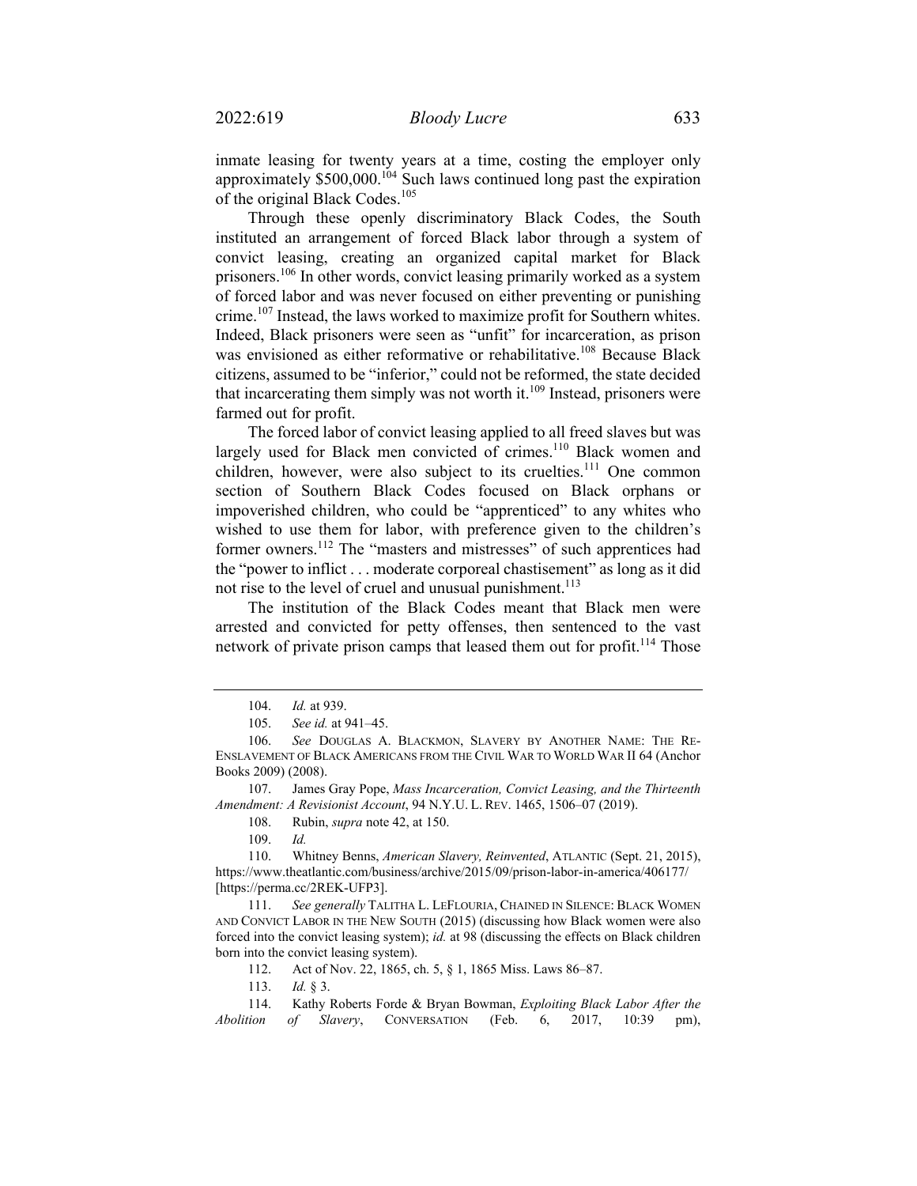inmate leasing for twenty years at a time, costing the employer only approximately $500,000.[104] Such laws continued long past the expiration of the original Black Codes.[105]

Through these openly discriminatory Black Codes, the South instituted an arrangement of forced Black labor through a system of convict leasing, creating an organized capital market for Black prisoners.[106] In other words, convict leasing primarily worked as a system of forced labor and was never focused on either preventing or punishing crime.[107] Instead, the laws worked to maximize profit for Southern whites. Indeed, Black prisoners were seen as "unfit" for incarceration, as prison was envisioned as either reformative or rehabilitative.[108] Because Black citizens, assumed to be "inferior," could not be reformed, the state decided that incarcerating them simply was not worth it.[109] Instead, prisoners were farmed out for profit.

The forced labor of convict leasing applied to all freed slaves but was largely used for Black men convicted of crimes.[110] Black women and children, however, were also subject to its cruelties.[111] One common section of Southern Black Codes focused on Black orphans or impoverished children, who could be "apprenticed" to any whites who wished to use them for labor, with preference given to the children's former owners.[112] The "masters and mistresses" of such apprentices had the "power to inflict . . . moderate corporeal chastisement" as long as it did not rise to the level of cruel and unusual punishment.[113]

The institution of the Black Codes meant that Black men were arrested and convicted for petty offenses, then sentenced to the vast network of private prison camps that leased them out for profit.[114] Those

---

104. *Id.* at 939.

105. *See id.* at 941–45.

106. *See* DOUGLAS A. BLACKMON, SLAVERY BY ANOTHER NAME: THE RE-ENSLAVEMENT OF BLACK AMERICANS FROM THE CIVIL WAR TO WORLD WAR II 64 (Anchor Books 2009) (2008).

107. James Gray Pope, *Mass Incarceration, Convict Leasing, and the Thirteenth Amendment: A Revisionist Account*, 94 N.Y.U. L. REV. 1465, 1506–07 (2019).

108. Rubin, *supra* note 42, at 150.

109. *Id.*

110. Whitney Benns, *American Slavery, Reinvented*, ATLANTIC (Sept. 21, 2015), https://www.theatlantic.com/business/archive/2015/09/prison-labor-in-america/406177/ [https://perma.cc/2REK-UFP3].

111. *See generally* TALITHA L. LEFLOURIA, CHAINED IN SILENCE: BLACK WOMEN AND CONVICT LABOR IN THE NEW SOUTH (2015) (discussing how Black women were also forced into the convict leasing system); *id.* at 98 (discussing the effects on Black children born into the convict leasing system).

112. Act of Nov. 22, 1865, ch. 5, § 1, 1865 Miss. Laws 86–87.

113. *Id.* § 3.

114. Kathy Roberts Forde & Bryan Bowman, *Exploiting Black Labor After the Abolition of Slavery*, CONVERSATION (Feb. 6, 2017, 10:39 pm),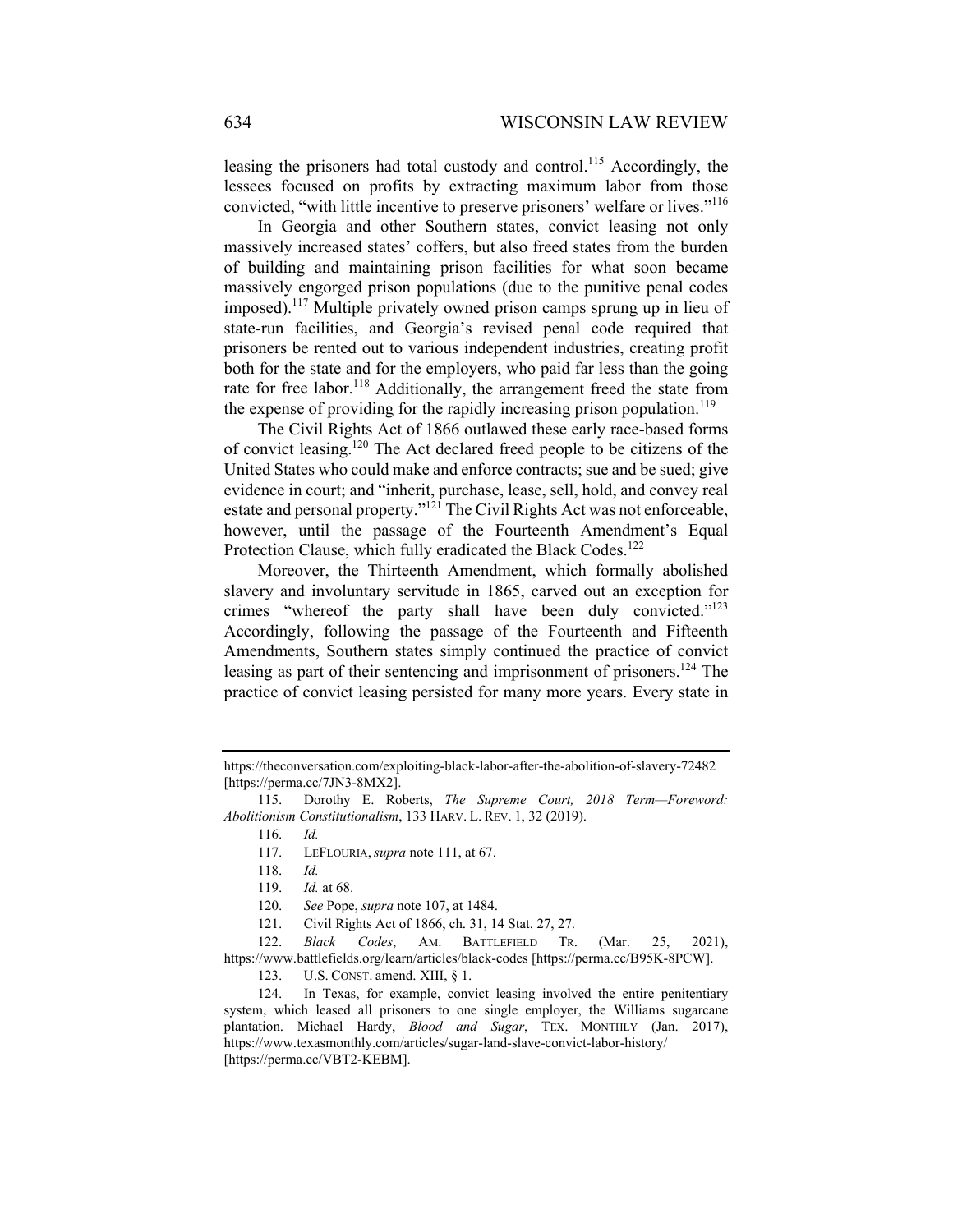leasing the prisoners had total custody and control.[115] Accordingly, the lessees focused on profits by extracting maximum labor from those convicted, "with little incentive to preserve prisoners' welfare or lives."[116]

In Georgia and other Southern states, convict leasing not only massively increased states' coffers, but also freed states from the burden of building and maintaining prison facilities for what soon became massively engorged prison populations (due to the punitive penal codes imposed).[117] Multiple privately owned prison camps sprung up in lieu of state-run facilities, and Georgia's revised penal code required that prisoners be rented out to various independent industries, creating profit both for the state and for the employers, who paid far less than the going rate for free labor.[118] Additionally, the arrangement freed the state from the expense of providing for the rapidly increasing prison population.[119]

The Civil Rights Act of 1866 outlawed these early race-based forms of convict leasing.[120] The Act declared freed people to be citizens of the United States who could make and enforce contracts; sue and be sued; give evidence in court; and "inherit, purchase, lease, sell, hold, and convey real estate and personal property."[121] The Civil Rights Act was not enforceable, however, until the passage of the Fourteenth Amendment's Equal Protection Clause, which fully eradicated the Black Codes.[122]

Moreover, the Thirteenth Amendment, which formally abolished slavery and involuntary servitude in 1865, carved out an exception for crimes "whereof the party shall have been duly convicted."[123] Accordingly, following the passage of the Fourteenth and Fifteenth Amendments, Southern states simply continued the practice of convict leasing as part of their sentencing and imprisonment of prisoners.[124] The practice of convict leasing persisted for many more years. Every state in

---

https://theconversation.com/exploiting-black-labor-after-the-abolition-of-slavery-72482 [https://perma.cc/7JN3-8MX2].

115. Dorothy E. Roberts, *The Supreme Court, 2018 Term—Foreword: Abolitionism Constitutionalism*, 133 HARV. L. REV. 1, 32 (2019).

116. *Id.*

117. LEFLOURIA, *supra* note 111, at 67.

118. *Id.*

119. *Id.* at 68.

120. *See* Pope, *supra* note 107, at 1484.

121. Civil Rights Act of 1866, ch. 31, 14 Stat. 27, 27.

122. *Black Codes*, AM. BATTLEFIELD TR. (Mar. 25, 2021), https://www.battlefields.org/learn/articles/black-codes [https://perma.cc/B95K-8PCW].

123. U.S. CONST. amend. XIII, § 1.

124. In Texas, for example, convict leasing involved the entire penitentiary system, which leased all prisoners to one single employer, the Williams sugarcane plantation. Michael Hardy, *Blood and Sugar*, TEX. MONTHLY (Jan. 2017), https://www.texasmonthly.com/articles/sugar-land-slave-convict-labor-history/ [https://perma.cc/VBT2-KEBM].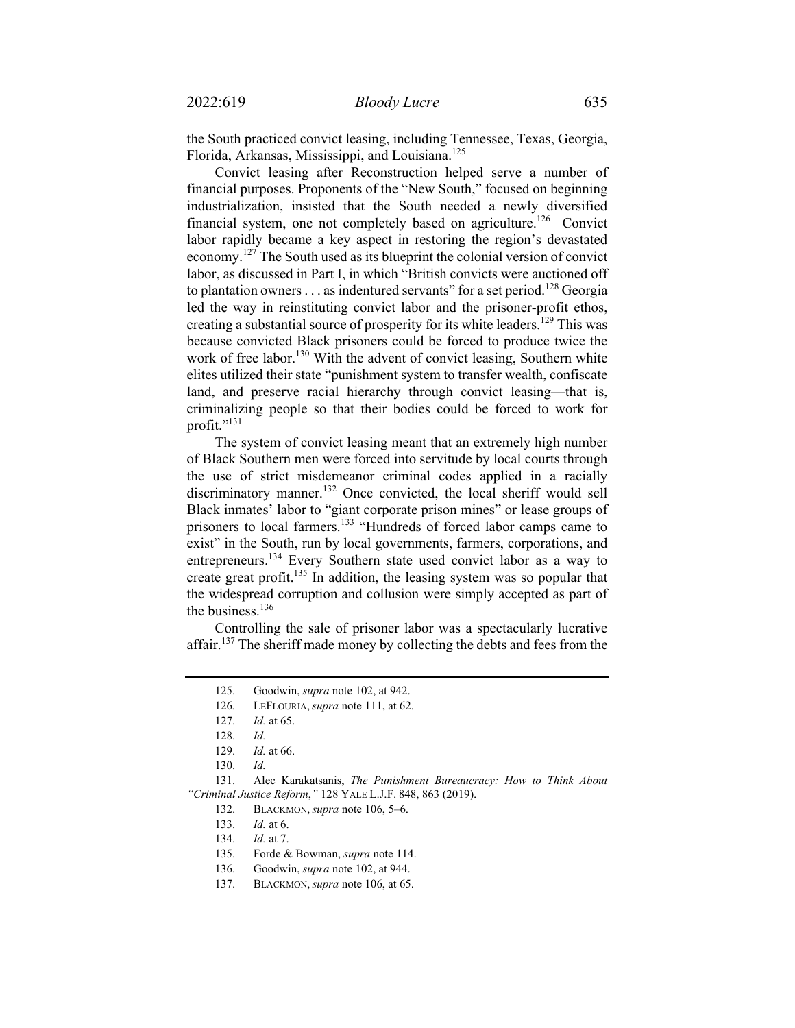the South practiced convict leasing, including Tennessee, Texas, Georgia, Florida, Arkansas, Mississippi, and Louisiana.[125]

Convict leasing after Reconstruction helped serve a number of financial purposes. Proponents of the "New South," focused on beginning industrialization, insisted that the South needed a newly diversified financial system, one not completely based on agriculture.[126] Convict labor rapidly became a key aspect in restoring the region's devastated economy.[127] The South used as its blueprint the colonial version of convict labor, as discussed in Part I, in which "British convicts were auctioned off to plantation owners . . . as indentured servants" for a set period.[128] Georgia led the way in reinstituting convict labor and the prisoner-profit ethos, creating a substantial source of prosperity for its white leaders.[129] This was because convicted Black prisoners could be forced to produce twice the work of free labor.[130] With the advent of convict leasing, Southern white elites utilized their state "punishment system to transfer wealth, confiscate land, and preserve racial hierarchy through convict leasing—that is, criminalizing people so that their bodies could be forced to work for profit."[131]

The system of convict leasing meant that an extremely high number of Black Southern men were forced into servitude by local courts through the use of strict misdemeanor criminal codes applied in a racially discriminatory manner.[132] Once convicted, the local sheriff would sell Black inmates' labor to "giant corporate prison mines" or lease groups of prisoners to local farmers.[133] "Hundreds of forced labor camps came to exist" in the South, run by local governments, farmers, corporations, and entrepreneurs.[134] Every Southern state used convict labor as a way to create great profit.[135] In addition, the leasing system was so popular that the widespread corruption and collusion were simply accepted as part of the business.[136]

Controlling the sale of prisoner labor was a spectacularly lucrative affair.[137] The sheriff made money by collecting the debts and fees from the

---

125. Goodwin, *supra* note 102, at 942.

126. LEFLOURIA, *supra* note 111, at 62.

127. *Id.* at 65.

128. *Id.*

129. *Id.* at 66.

130. *Id.*

131. Alec Karakatsanis, *The Punishment Bureaucracy: How to Think About "Criminal Justice Reform*,*"* 128 YALE L.J.F. 848, 863 (2019).

132. BLACKMON, *supra* note 106, 5–6.

133. *Id.* at 6.

134. *Id.* at 7.

135. Forde & Bowman, *supra* note 114.

136. Goodwin, *supra* note 102, at 944.

137. BLACKMON, *supra* note 106, at 65.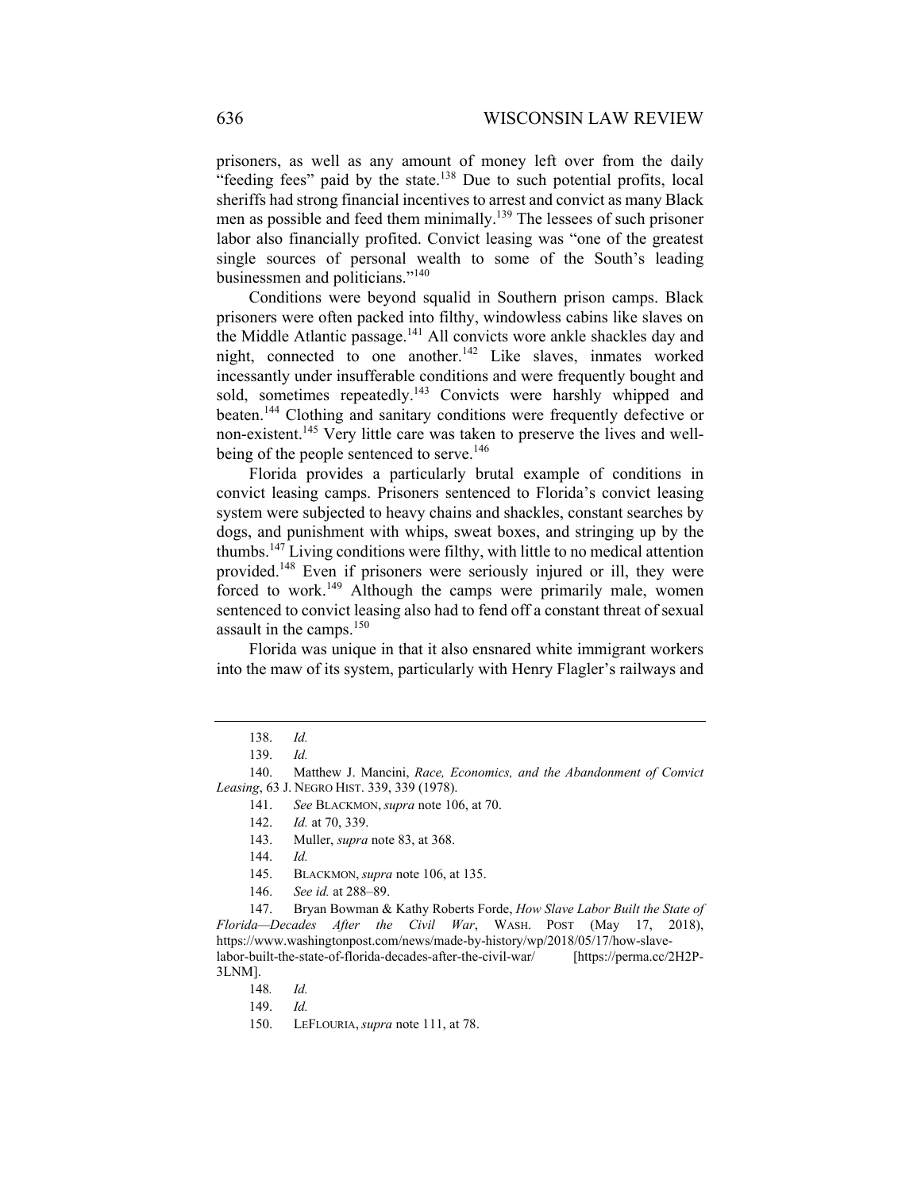prisoners, as well as any amount of money left over from the daily "feeding fees" paid by the state.[138] Due to such potential profits, local sheriffs had strong financial incentives to arrest and convict as many Black men as possible and feed them minimally.[139] The lessees of such prisoner labor also financially profited. Convict leasing was "one of the greatest single sources of personal wealth to some of the South's leading businessmen and politicians."[140]

Conditions were beyond squalid in Southern prison camps. Black prisoners were often packed into filthy, windowless cabins like slaves on the Middle Atlantic passage.[141] All convicts wore ankle shackles day and night, connected to one another.[142] Like slaves, inmates worked incessantly under insufferable conditions and were frequently bought and sold, sometimes repeatedly.[143] Convicts were harshly whipped and beaten.[144] Clothing and sanitary conditions were frequently defective or non-existent.[145] Very little care was taken to preserve the lives and well-being of the people sentenced to serve.[146]

Florida provides a particularly brutal example of conditions in convict leasing camps. Prisoners sentenced to Florida's convict leasing system were subjected to heavy chains and shackles, constant searches by dogs, and punishment with whips, sweat boxes, and stringing up by the thumbs.[147] Living conditions were filthy, with little to no medical attention provided.[148] Even if prisoners were seriously injured or ill, they were forced to work.[149] Although the camps were primarily male, women sentenced to convict leasing also had to fend off a constant threat of sexual assault in the camps.[150]

Florida was unique in that it also ensnared white immigrant workers into the maw of its system, particularly with Henry Flagler's railways and

---

138. *Id.*

139. *Id.*

140. Matthew J. Mancini, *Race, Economics, and the Abandonment of Convict Leasing*, 63 J. NEGRO HIST. 339, 339 (1978).

141. *See* BLACKMON, *supra* note 106, at 70.

142. *Id.* at 70, 339.

143. Muller, *supra* note 83, at 368.

144. *Id.*

145. BLACKMON, *supra* note 106, at 135.

146. *See id.* at 288–89.

147. Bryan Bowman & Kathy Roberts Forde, *How Slave Labor Built the State of Florida—Decades After the Civil War*, WASH. POST (May 17, 2018), https://www.washingtonpost.com/news/made-by-history/wp/2018/05/17/how-slave-labor-built-the-state-of-florida-decades-after-the-civil-war/ [https://perma.cc/2H2P-3LNM].

148. *Id.*

149. *Id.*

150. LEFLOURIA, *supra* note 111, at 78.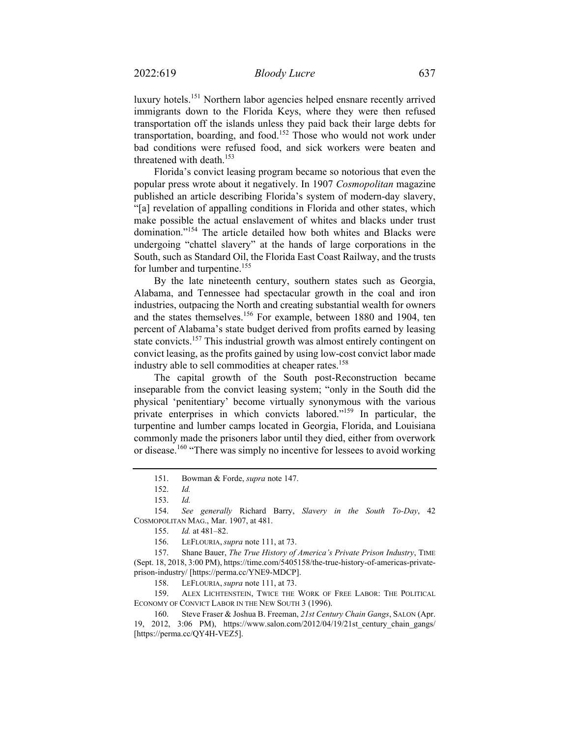luxury hotels.[151] Northern labor agencies helped ensnare recently arrived immigrants down to the Florida Keys, where they were then refused transportation off the islands unless they paid back their large debts for transportation, boarding, and food.[152] Those who would not work under bad conditions were refused food, and sick workers were beaten and threatened with death.[153]

Florida's convict leasing program became so notorious that even the popular press wrote about it negatively. In 1907 *Cosmopolitan* magazine published an article describing Florida's system of modern-day slavery, "[a] revelation of appalling conditions in Florida and other states, which make possible the actual enslavement of whites and blacks under trust domination."[154] The article detailed how both whites and Blacks were undergoing "chattel slavery" at the hands of large corporations in the South, such as Standard Oil, the Florida East Coast Railway, and the trusts for lumber and turpentine.[155]

By the late nineteenth century, southern states such as Georgia, Alabama, and Tennessee had spectacular growth in the coal and iron industries, outpacing the North and creating substantial wealth for owners and the states themselves.[156] For example, between 1880 and 1904, ten percent of Alabama's state budget derived from profits earned by leasing state convicts.[157] This industrial growth was almost entirely contingent on convict leasing, as the profits gained by using low-cost convict labor made industry able to sell commodities at cheaper rates.[158]

The capital growth of the South post-Reconstruction became inseparable from the convict leasing system; "only in the South did the physical 'penitentiary' become virtually synonymous with the various private enterprises in which convicts labored."[159] In particular, the turpentine and lumber camps located in Georgia, Florida, and Louisiana commonly made the prisoners labor until they died, either from overwork or disease.[160] "There was simply no incentive for lessees to avoid working

---

151. Bowman & Forde, *supra* note 147.

152. *Id.*

153. *Id.*

154. *See generally* Richard Barry, *Slavery in the South To-Day*, 42 COSMOPOLITAN MAG., Mar. 1907, at 481.

155. *Id.* at 481–82.

156. LEFLOURIA, *supra* note 111, at 73.

157. Shane Bauer, *The True History of America's Private Prison Industry*, TIME (Sept. 18, 2018, 3:00 PM), https://time.com/5405158/the-true-history-of-americas-private-prison-industry/ [https://perma.cc/YNE9-MDCP].

158. LEFLOURIA, *supra* note 111, at 73.

159. ALEX LICHTENSTEIN, TWICE THE WORK OF FREE LABOR: THE POLITICAL ECONOMY OF CONVICT LABOR IN THE NEW SOUTH 3 (1996).

160. Steve Fraser & Joshua B. Freeman, *21st Century Chain Gangs*, SALON (Apr. 19, 2012, 3:06 PM), https://www.salon.com/2012/04/19/21st_century_chain_gangs/ [https://perma.cc/QY4H-VEZ5].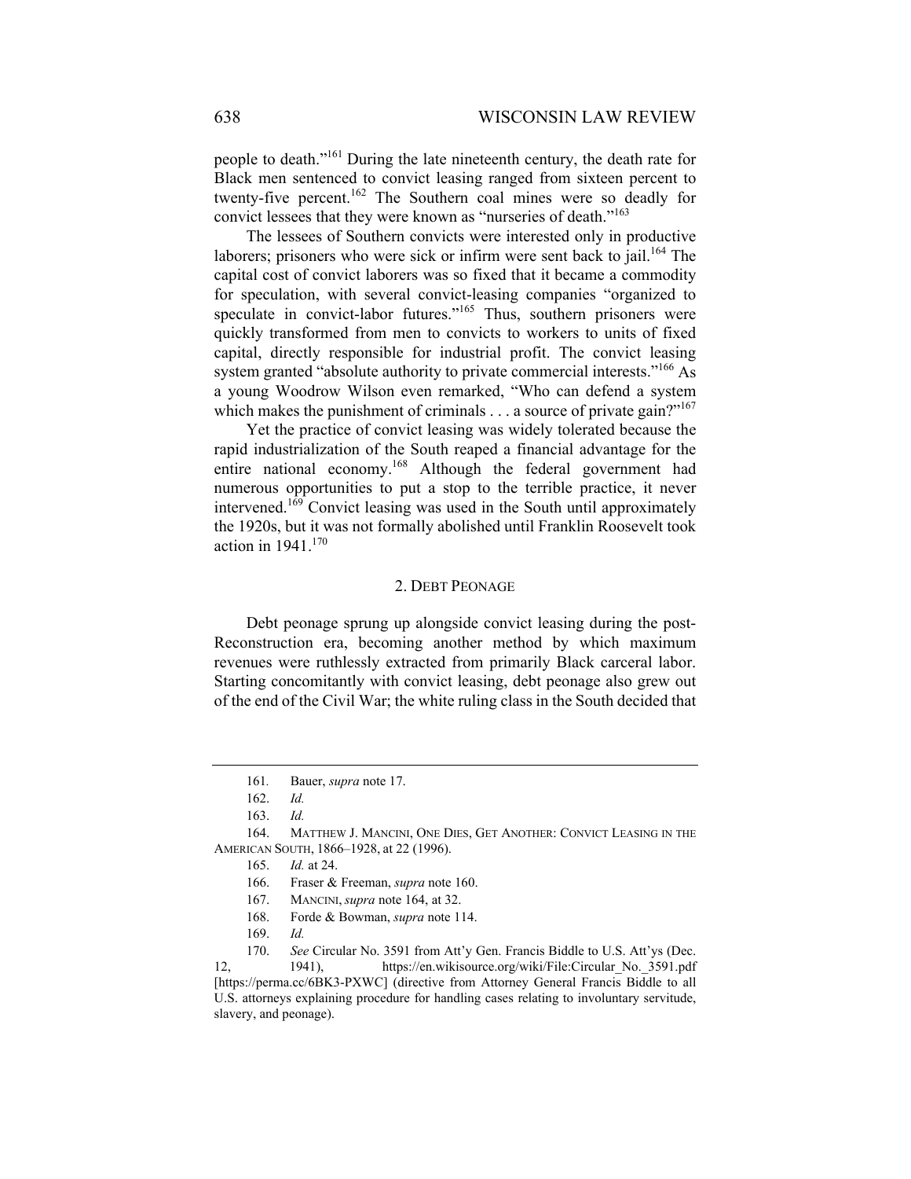people to death."[161] During the late nineteenth century, the death rate for Black men sentenced to convict leasing ranged from sixteen percent to twenty-five percent.[162] The Southern coal mines were so deadly for convict lessees that they were known as "nurseries of death."[163]

The lessees of Southern convicts were interested only in productive laborers; prisoners who were sick or infirm were sent back to jail.[164] The capital cost of convict laborers was so fixed that it became a commodity for speculation, with several convict-leasing companies "organized to speculate in convict-labor futures."[165] Thus, southern prisoners were quickly transformed from men to convicts to workers to units of fixed capital, directly responsible for industrial profit. The convict leasing system granted "absolute authority to private commercial interests."[166] As a young Woodrow Wilson even remarked, "Who can defend a system which makes the punishment of criminals . . . a source of private gain?"[167]

Yet the practice of convict leasing was widely tolerated because the rapid industrialization of the South reaped a financial advantage for the entire national economy.[168] Although the federal government had numerous opportunities to put a stop to the terrible practice, it never intervened.[169] Convict leasing was used in the South until approximately the 1920s, but it was not formally abolished until Franklin Roosevelt took action in 1941.[170]

## 2. Debt Peonage

Debt peonage sprung up alongside convict leasing during the post-Reconstruction era, becoming another method by which maximum revenues were ruthlessly extracted from primarily Black carceral labor. Starting concomitantly with convict leasing, debt peonage also grew out of the end of the Civil War; the white ruling class in the South decided that

---

161. Bauer, *supra* note 17.

162. *Id.*

163. *Id.*

164. Matthew J. Mancini, One Dies, Get Another: Convict Leasing in the American South, 1866–1928, at 22 (1996).

165. *Id.* at 24.

166. Fraser & Freeman, *supra* note 160.

167. Mancini, *supra* note 164, at 32.

168. Forde & Bowman, *supra* note 114.

169. *Id.*

170. *See* Circular No. 3591 from Att'y Gen. Francis Biddle to U.S. Att'ys (Dec. 12, 1941), https://en.wikisource.org/wiki/File:Circular_No._3591.pdf [https://perma.cc/6BK3-PXWC] (directive from Attorney General Francis Biddle to all U.S. attorneys explaining procedure for handling cases relating to involuntary servitude, slavery, and peonage).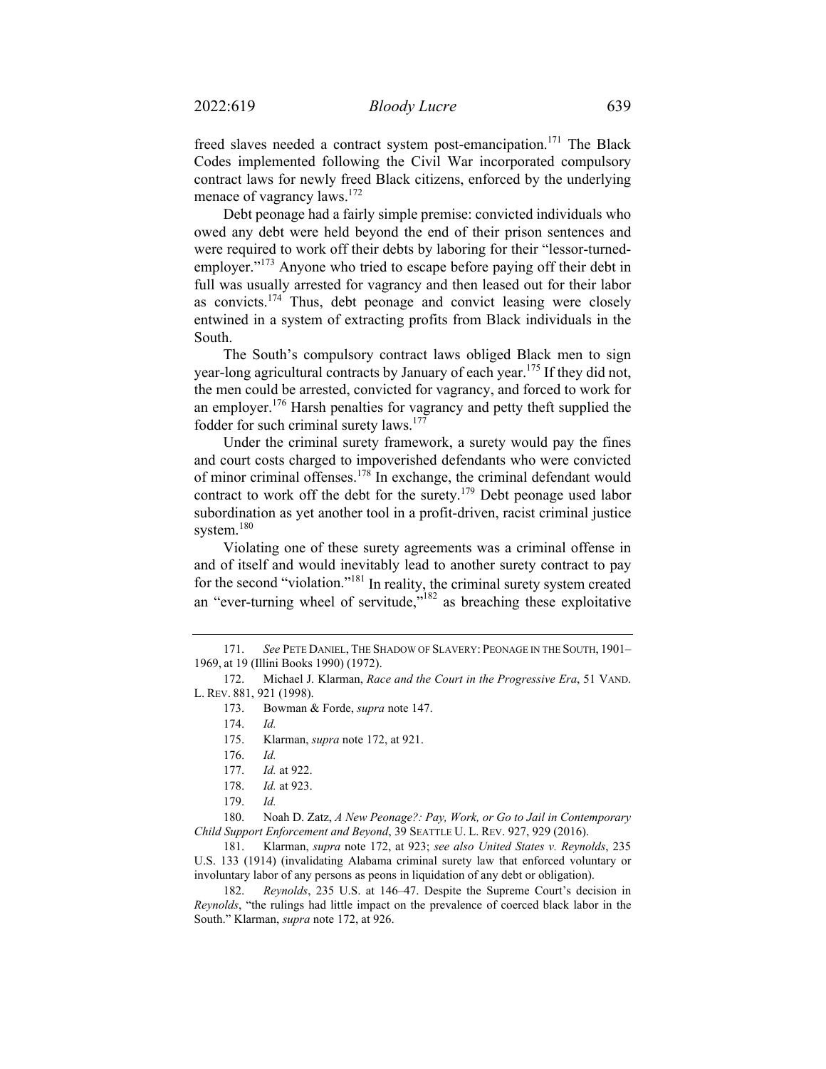freed slaves needed a contract system post-emancipation.[171] The Black Codes implemented following the Civil War incorporated compulsory contract laws for newly freed Black citizens, enforced by the underlying menace of vagrancy laws.[172]

Debt peonage had a fairly simple premise: convicted individuals who owed any debt were held beyond the end of their prison sentences and were required to work off their debts by laboring for their "lessor-turned-employer."[173] Anyone who tried to escape before paying off their debt in full was usually arrested for vagrancy and then leased out for their labor as convicts.[174] Thus, debt peonage and convict leasing were closely entwined in a system of extracting profits from Black individuals in the South.

The South's compulsory contract laws obliged Black men to sign year-long agricultural contracts by January of each year.[175] If they did not, the men could be arrested, convicted for vagrancy, and forced to work for an employer.[176] Harsh penalties for vagrancy and petty theft supplied the fodder for such criminal surety laws.[177]

Under the criminal surety framework, a surety would pay the fines and court costs charged to impoverished defendants who were convicted of minor criminal offenses.[178] In exchange, the criminal defendant would contract to work off the debt for the surety.[179] Debt peonage used labor subordination as yet another tool in a profit-driven, racist criminal justice system.[180]

Violating one of these surety agreements was a criminal offense in and of itself and would inevitably lead to another surety contract to pay for the second "violation."[181] In reality, the criminal surety system created an "ever-turning wheel of servitude,"[182] as breaching these exploitative

---

171. *See* PETE DANIEL, THE SHADOW OF SLAVERY: PEONAGE IN THE SOUTH, 1901–1969, at 19 (Illini Books 1990) (1972).

172. Michael J. Klarman, *Race and the Court in the Progressive Era*, 51 VAND. L. REV. 881, 921 (1998).

173. Bowman & Forde, *supra* note 147.

174. *Id.*

175. Klarman, *supra* note 172, at 921.

176. *Id.*

177. *Id.* at 922.

178. *Id.* at 923.

179. *Id.*

180. Noah D. Zatz, *A New Peonage?: Pay, Work, or Go to Jail in Contemporary Child Support Enforcement and Beyond*, 39 SEATTLE U. L. REV. 927, 929 (2016).

181. Klarman, *supra* note 172, at 923; *see also United States v. Reynolds*, 235 U.S. 133 (1914) (invalidating Alabama criminal surety law that enforced voluntary or involuntary labor of any persons as peons in liquidation of any debt or obligation).

182. *Reynolds*, 235 U.S. at 146–47. Despite the Supreme Court's decision in *Reynolds*, "the rulings had little impact on the prevalence of coerced black labor in the South." Klarman, *supra* note 172, at 926.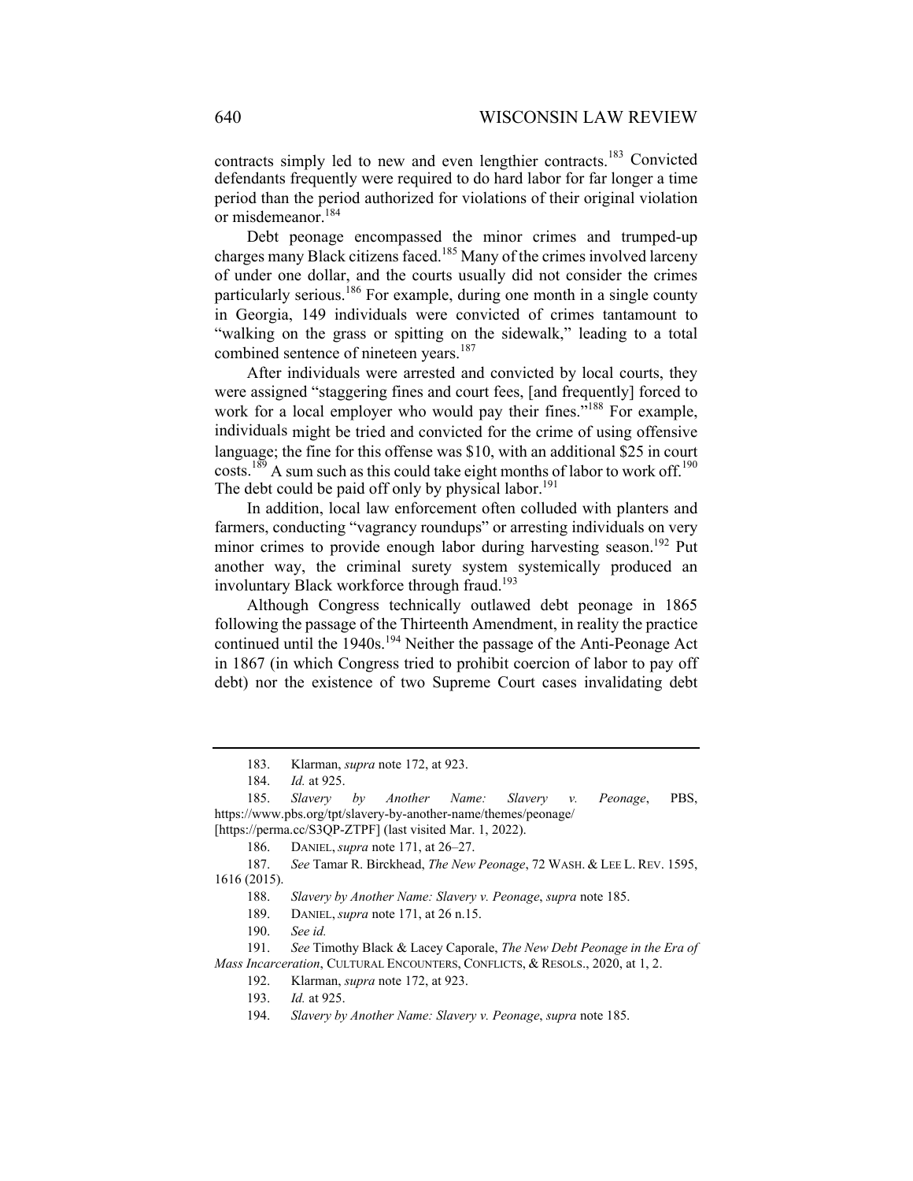contracts simply led to new and even lengthier contracts.[183] Convicted defendants frequently were required to do hard labor for far longer a time period than the period authorized for violations of their original violation or misdemeanor.[184]

Debt peonage encompassed the minor crimes and trumped-up charges many Black citizens faced.[185] Many of the crimes involved larceny of under one dollar, and the courts usually did not consider the crimes particularly serious.[186] For example, during one month in a single county in Georgia, 149 individuals were convicted of crimes tantamount to "walking on the grass or spitting on the sidewalk," leading to a total combined sentence of nineteen years.[187]

After individuals were arrested and convicted by local courts, they were assigned "staggering fines and court fees, [and frequently] forced to work for a local employer who would pay their fines."[188] For example, individuals might be tried and convicted for the crime of using offensive language; the fine for this offense was $10, with an additional $25 in court costs.[189] A sum such as this could take eight months of labor to work off.[190] The debt could be paid off only by physical labor.[191]

In addition, local law enforcement often colluded with planters and farmers, conducting "vagrancy roundups" or arresting individuals on very minor crimes to provide enough labor during harvesting season.[192] Put another way, the criminal surety system systemically produced an involuntary Black workforce through fraud.[193]

Although Congress technically outlawed debt peonage in 1865 following the passage of the Thirteenth Amendment, in reality the practice continued until the 1940s.[194] Neither the passage of the Anti-Peonage Act in 1867 (in which Congress tried to prohibit coercion of labor to pay off debt) nor the existence of two Supreme Court cases invalidating debt

---

183. Klarman, *supra* note 172, at 923.

184. *Id.* at 925.

185. *Slavery by Another Name: Slavery v. Peonage*, PBS, https://www.pbs.org/tpt/slavery-by-another-name/themes/peonage/ [https://perma.cc/S3QP-ZTPF] (last visited Mar. 1, 2022).

186. DANIEL, *supra* note 171, at 26–27.

187. *See* Tamar R. Birckhead, *The New Peonage*, 72 WASH. & LEE L. REV. 1595, 1616 (2015).

188. *Slavery by Another Name: Slavery v. Peonage*, *supra* note 185.

189. DANIEL, *supra* note 171, at 26 n.15.

190. *See id.*

191. *See* Timothy Black & Lacey Caporale, *The New Debt Peonage in the Era of Mass Incarceration*, CULTURAL ENCOUNTERS, CONFLICTS, & RESOLS., 2020, at 1, 2.

192. Klarman, *supra* note 172, at 923.

193. *Id.* at 925.

194. *Slavery by Another Name: Slavery v. Peonage*, *supra* note 185.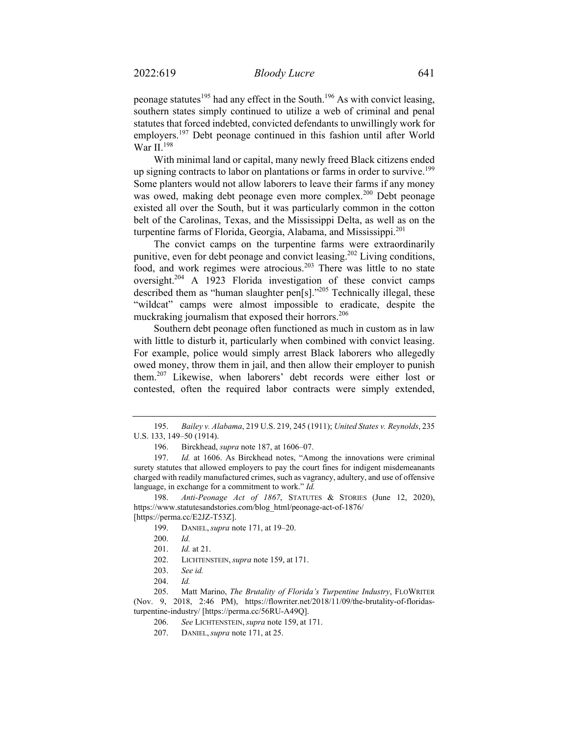peonage statutes[195] had any effect in the South.[196] As with convict leasing, southern states simply continued to utilize a web of criminal and penal statutes that forced indebted, convicted defendants to unwillingly work for employers.[197] Debt peonage continued in this fashion until after World War II.[198]

With minimal land or capital, many newly freed Black citizens ended up signing contracts to labor on plantations or farms in order to survive.[199] Some planters would not allow laborers to leave their farms if any money was owed, making debt peonage even more complex.[200] Debt peonage existed all over the South, but it was particularly common in the cotton belt of the Carolinas, Texas, and the Mississippi Delta, as well as on the turpentine farms of Florida, Georgia, Alabama, and Mississippi.[201]

The convict camps on the turpentine farms were extraordinarily punitive, even for debt peonage and convict leasing.[202] Living conditions, food, and work regimes were atrocious.[203] There was little to no state oversight.[204] A 1923 Florida investigation of these convict camps described them as "human slaughter pen[s]."[205] Technically illegal, these "wildcat" camps were almost impossible to eradicate, despite the muckraking journalism that exposed their horrors.[206]

Southern debt peonage often functioned as much in custom as in law with little to disturb it, particularly when combined with convict leasing. For example, police would simply arrest Black laborers who allegedly owed money, throw them in jail, and then allow their employer to punish them.[207] Likewise, when laborers' debt records were either lost or contested, often the required labor contracts were simply extended,

---

195. *Bailey v. Alabama*, 219 U.S. 219, 245 (1911); *United States v. Reynolds*, 235 U.S. 133, 149–50 (1914).

196. Birckhead, *supra* note 187, at 1606–07.

197. *Id.* at 1606. As Birckhead notes, "Among the innovations were criminal surety statutes that allowed employers to pay the court fines for indigent misdemeanants charged with readily manufactured crimes, such as vagrancy, adultery, and use of offensive language, in exchange for a commitment to work." *Id.*

198. *Anti-Peonage Act of 1867*, STATUTES & STORIES (June 12, 2020), https://www.statutesandstories.com/blog_html/peonage-act-of-1876/ [https://perma.cc/E2JZ-T53Z].

199. DANIEL, *supra* note 171, at 19–20.

200. *Id.*

201. *Id.* at 21.

202. LICHTENSTEIN, *supra* note 159, at 171.

203. *See id.*

204. *Id.*

205. Matt Marino, *The Brutality of Florida's Turpentine Industry*, FLOWRITER (Nov. 9, 2018, 2:46 PM), https://flowriter.net/2018/11/09/the-brutality-of-floridas-turpentine-industry/ [https://perma.cc/56RU-A49Q].

206. *See* LICHTENSTEIN, *supra* note 159, at 171.

207. DANIEL, *supra* note 171, at 25.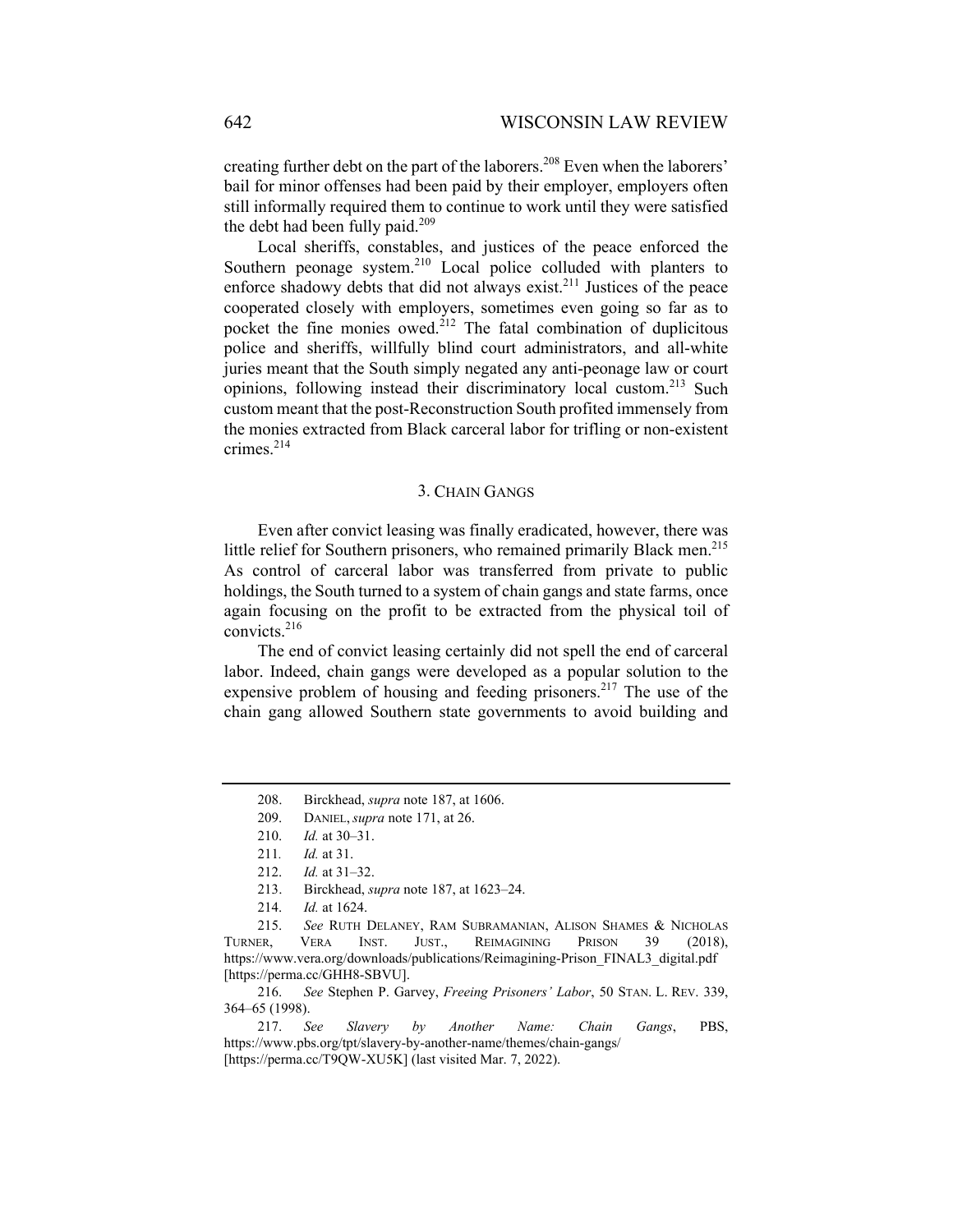creating further debt on the part of the laborers.[208] Even when the laborers' bail for minor offenses had been paid by their employer, employers often still informally required them to continue to work until they were satisfied the debt had been fully paid.[209]

Local sheriffs, constables, and justices of the peace enforced the Southern peonage system.[210] Local police colluded with planters to enforce shadowy debts that did not always exist.[211] Justices of the peace cooperated closely with employers, sometimes even going so far as to pocket the fine monies owed.[212] The fatal combination of duplicitous police and sheriffs, willfully blind court administrators, and all-white juries meant that the South simply negated any anti-peonage law or court opinions, following instead their discriminatory local custom.[213] Such custom meant that the post-Reconstruction South profited immensely from the monies extracted from Black carceral labor for trifling or non-existent crimes.[214]

### 3. Chain Gangs

Even after convict leasing was finally eradicated, however, there was little relief for Southern prisoners, who remained primarily Black men.[215] As control of carceral labor was transferred from private to public holdings, the South turned to a system of chain gangs and state farms, once again focusing on the profit to be extracted from the physical toil of convicts.[216]

The end of convict leasing certainly did not spell the end of carceral labor. Indeed, chain gangs were developed as a popular solution to the expensive problem of housing and feeding prisoners.[217] The use of the chain gang allowed Southern state governments to avoid building and

---

208. Birckhead, *supra* note 187, at 1606.

209. DANIEL, *supra* note 171, at 26.

210. *Id.* at 30–31.

211. *Id.* at 31.

212. *Id.* at 31–32.

213. Birckhead, *supra* note 187, at 1623–24.

214. *Id.* at 1624.

215. *See* RUTH DELANEY, RAM SUBRAMANIAN, ALISON SHAMES & NICHOLAS TURNER, VERA INST. JUST., REIMAGINING PRISON 39 (2018), https://www.vera.org/downloads/publications/Reimagining-Prison_FINAL3_digital.pdf [https://perma.cc/GHH8-SBVU].

216. *See* Stephen P. Garvey, *Freeing Prisoners' Labor*, 50 STAN. L. REV. 339, 364–65 (1998).

217. *See Slavery by Another Name: Chain Gangs*, PBS, https://www.pbs.org/tpt/slavery-by-another-name/themes/chain-gangs/ [https://perma.cc/T9QW-XU5K] (last visited Mar. 7, 2022).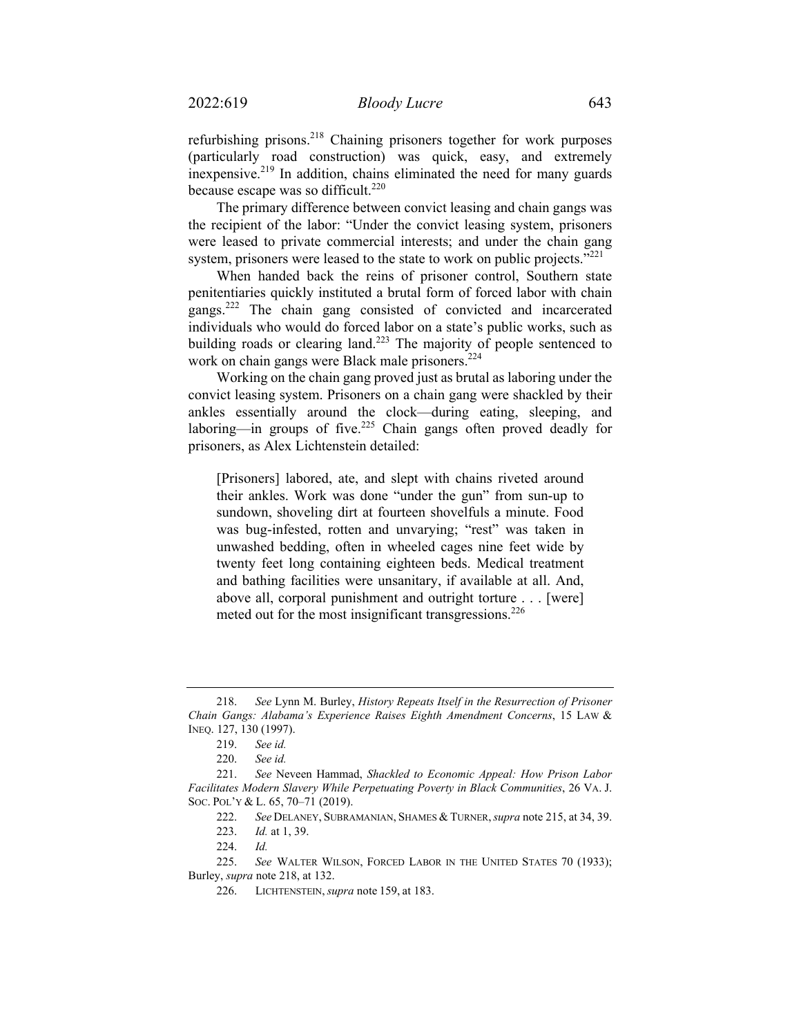refurbishing prisons.[218] Chaining prisoners together for work purposes (particularly road construction) was quick, easy, and extremely inexpensive.[219] In addition, chains eliminated the need for many guards because escape was so difficult.[220]

The primary difference between convict leasing and chain gangs was the recipient of the labor: "Under the convict leasing system, prisoners were leased to private commercial interests; and under the chain gang system, prisoners were leased to the state to work on public projects."[221]

When handed back the reins of prisoner control, Southern state penitentiaries quickly instituted a brutal form of forced labor with chain gangs.[222] The chain gang consisted of convicted and incarcerated individuals who would do forced labor on a state's public works, such as building roads or clearing land.[223] The majority of people sentenced to work on chain gangs were Black male prisoners.[224]

Working on the chain gang proved just as brutal as laboring under the convict leasing system. Prisoners on a chain gang were shackled by their ankles essentially around the clock—during eating, sleeping, and laboring—in groups of five.[225] Chain gangs often proved deadly for prisoners, as Alex Lichtenstein detailed:

> [Prisoners] labored, ate, and slept with chains riveted around their ankles. Work was done "under the gun" from sun-up to sundown, shoveling dirt at fourteen shovelfuls a minute. Food was bug-infested, rotten and unvarying; "rest" was taken in unwashed bedding, often in wheeled cages nine feet wide by twenty feet long containing eighteen beds. Medical treatment and bathing facilities were unsanitary, if available at all. And, above all, corporal punishment and outright torture . . . [were] meted out for the most insignificant transgressions.[226]

---

218. *See* Lynn M. Burley, *History Repeats Itself in the Resurrection of Prisoner Chain Gangs: Alabama's Experience Raises Eighth Amendment Concerns*, 15 LAW & INEQ. 127, 130 (1997).

219. *See id.*

220. *See id.*

221. *See* Neveen Hammad, *Shackled to Economic Appeal: How Prison Labor Facilitates Modern Slavery While Perpetuating Poverty in Black Communities*, 26 VA. J. SOC. POL'Y & L. 65, 70–71 (2019).

222. *See* DELANEY, SUBRAMANIAN, SHAMES & TURNER, *supra* note 215, at 34, 39.

223. *Id.* at 1, 39.

224. *Id.*

225. *See* WALTER WILSON, FORCED LABOR IN THE UNITED STATES 70 (1933); Burley, *supra* note 218, at 132.

226. LICHTENSTEIN, *supra* note 159, at 183.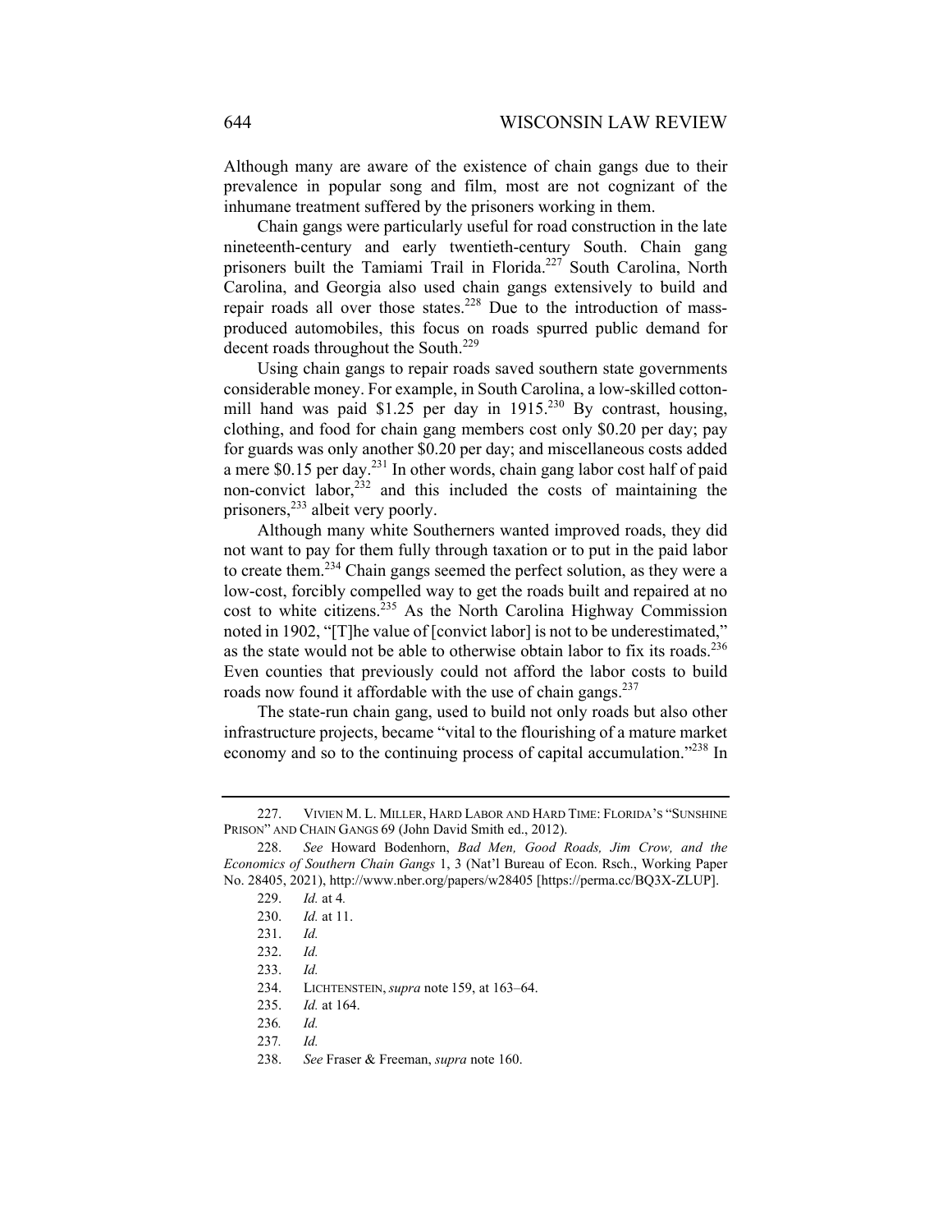Although many are aware of the existence of chain gangs due to their prevalence in popular song and film, most are not cognizant of the inhumane treatment suffered by the prisoners working in them.

Chain gangs were particularly useful for road construction in the late nineteenth-century and early twentieth-century South. Chain gang prisoners built the Tamiami Trail in Florida.[227] South Carolina, North Carolina, and Georgia also used chain gangs extensively to build and repair roads all over those states.[228] Due to the introduction of mass-produced automobiles, this focus on roads spurred public demand for decent roads throughout the South.[229]

Using chain gangs to repair roads saved southern state governments considerable money. For example, in South Carolina, a low-skilled cotton-mill hand was paid $1.25 per day in 1915.[230] By contrast, housing, clothing, and food for chain gang members cost only $0.20 per day; pay for guards was only another $0.20 per day; and miscellaneous costs added a mere $0.15 per day.[231] In other words, chain gang labor cost half of paid non-convict labor,[232] and this included the costs of maintaining the prisoners,[233] albeit very poorly.

Although many white Southerners wanted improved roads, they did not want to pay for them fully through taxation or to put in the paid labor to create them.[234] Chain gangs seemed the perfect solution, as they were a low-cost, forcibly compelled way to get the roads built and repaired at no cost to white citizens.[235] As the North Carolina Highway Commission noted in 1902, "[T]he value of [convict labor] is not to be underestimated," as the state would not be able to otherwise obtain labor to fix its roads.[236] Even counties that previously could not afford the labor costs to build roads now found it affordable with the use of chain gangs.[237]

The state-run chain gang, used to build not only roads but also other infrastructure projects, became "vital to the flourishing of a mature market economy and so to the continuing process of capital accumulation."[238] In

---

227. VIVIEN M. L. MILLER, HARD LABOR AND HARD TIME: FLORIDA'S "SUNSHINE PRISON" AND CHAIN GANGS 69 (John David Smith ed., 2012).

228. *See* Howard Bodenhorn, *Bad Men, Good Roads, Jim Crow, and the Economics of Southern Chain Gangs* 1, 3 (Nat'l Bureau of Econ. Rsch., Working Paper No. 28405, 2021), http://www.nber.org/papers/w28405 [https://perma.cc/BQ3X-ZLUP].

229. *Id.* at 4*.*

230. *Id.* at 11.

231. *Id.*

232. *Id.*

233. *Id.*

234. LICHTENSTEIN, *supra* note 159, at 163–64.

235. *Id.* at 164.

236. *Id.*

237. *Id.*

238. *See* Fraser & Freeman, *supra* note 160.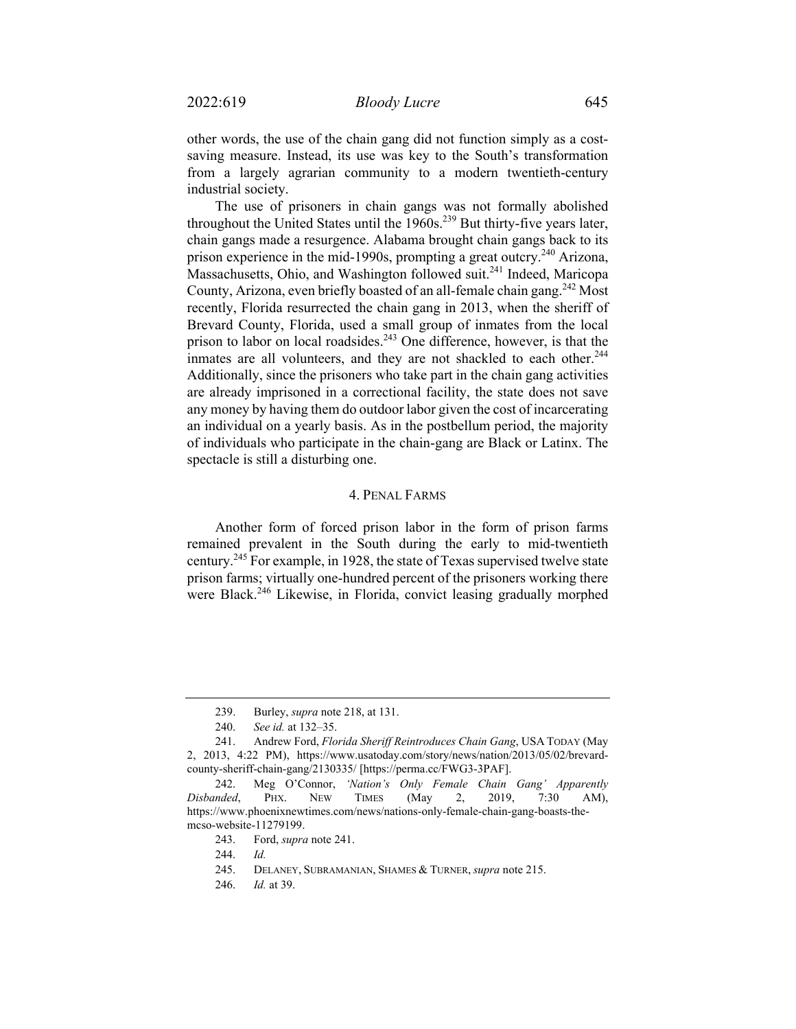other words, the use of the chain gang did not function simply as a cost-saving measure. Instead, its use was key to the South's transformation from a largely agrarian community to a modern twentieth-century industrial society.

The use of prisoners in chain gangs was not formally abolished throughout the United States until the 1960s.[239] But thirty-five years later, chain gangs made a resurgence. Alabama brought chain gangs back to its prison experience in the mid-1990s, prompting a great outcry.[240] Arizona, Massachusetts, Ohio, and Washington followed suit.[241] Indeed, Maricopa County, Arizona, even briefly boasted of an all-female chain gang.[242] Most recently, Florida resurrected the chain gang in 2013, when the sheriff of Brevard County, Florida, used a small group of inmates from the local prison to labor on local roadsides.[243] One difference, however, is that the inmates are all volunteers, and they are not shackled to each other.[244] Additionally, since the prisoners who take part in the chain gang activities are already imprisoned in a correctional facility, the state does not save any money by having them do outdoor labor given the cost of incarcerating an individual on a yearly basis. As in the postbellum period, the majority of individuals who participate in the chain-gang are Black or Latinx. The spectacle is still a disturbing one.

#### 4. Penal Farms

Another form of forced prison labor in the form of prison farms remained prevalent in the South during the early to mid-twentieth century.[245] For example, in 1928, the state of Texas supervised twelve state prison farms; virtually one-hundred percent of the prisoners working there were Black.[246] Likewise, in Florida, convict leasing gradually morphed

---

239. Burley, *supra* note 218, at 131.

240. *See id.* at 132–35.

241. Andrew Ford, *Florida Sheriff Reintroduces Chain Gang*, USA TODAY (May 2, 2013, 4:22 PM), https://www.usatoday.com/story/news/nation/2013/05/02/brevard-county-sheriff-chain-gang/2130335/ [https://perma.cc/FWG3-3PAF].

242. Meg O'Connor, *'Nation's Only Female Chain Gang' Apparently Disbanded*, PHX. NEW TIMES (May 2, 2019, 7:30 AM), https://www.phoenixnewtimes.com/news/nations-only-female-chain-gang-boasts-the-mcso-website-11279199.

243. Ford, *supra* note 241.

244. *Id.*

245. DELANEY, SUBRAMANIAN, SHAMES & TURNER, *supra* note 215.

246. *Id.* at 39.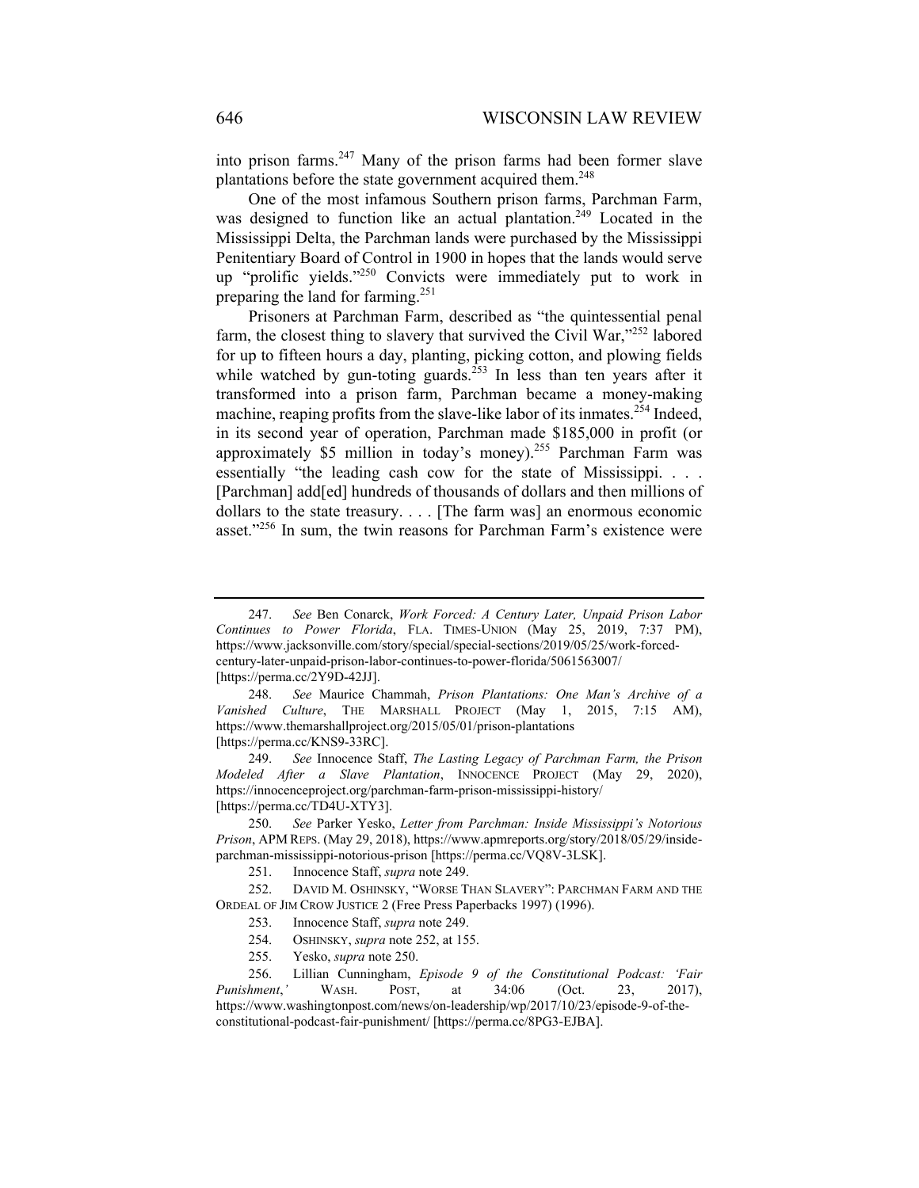into prison farms.[247] Many of the prison farms had been former slave plantations before the state government acquired them.[248]

One of the most infamous Southern prison farms, Parchman Farm, was designed to function like an actual plantation.[249] Located in the Mississippi Delta, the Parchman lands were purchased by the Mississippi Penitentiary Board of Control in 1900 in hopes that the lands would serve up "prolific yields."[250] Convicts were immediately put to work in preparing the land for farming.[251]

Prisoners at Parchman Farm, described as "the quintessential penal farm, the closest thing to slavery that survived the Civil War,"[252] labored for up to fifteen hours a day, planting, picking cotton, and plowing fields while watched by gun-toting guards.[253] In less than ten years after it transformed into a prison farm, Parchman became a money-making machine, reaping profits from the slave-like labor of its inmates.[254] Indeed, in its second year of operation, Parchman made $185,000 in profit (or approximately $5 million in today's money).[255] Parchman Farm was essentially "the leading cash cow for the state of Mississippi. . . . [Parchman] add[ed] hundreds of thousands of dollars and then millions of dollars to the state treasury. . . . [The farm was] an enormous economic asset."[256] In sum, the twin reasons for Parchman Farm's existence were

---

247. *See* Ben Conarck, *Work Forced: A Century Later, Unpaid Prison Labor Continues to Power Florida*, FLA. TIMES-UNION (May 25, 2019, 7:37 PM), https://www.jacksonville.com/story/special/special-sections/2019/05/25/work-forced-century-later-unpaid-prison-labor-continues-to-power-florida/5061563007/ [https://perma.cc/2Y9D-42JJ].

248. *See* Maurice Chammah, *Prison Plantations: One Man's Archive of a Vanished Culture*, THE MARSHALL PROJECT (May 1, 2015, 7:15 AM), https://www.themarshallproject.org/2015/05/01/prison-plantations [https://perma.cc/KNS9-33RC].

249. *See* Innocence Staff, *The Lasting Legacy of Parchman Farm, the Prison Modeled After a Slave Plantation*, INNOCENCE PROJECT (May 29, 2020), https://innocenceproject.org/parchman-farm-prison-mississippi-history/ [https://perma.cc/TD4U-XTY3].

250. *See* Parker Yesko, *Letter from Parchman: Inside Mississippi's Notorious Prison*, APM REPS. (May 29, 2018), https://www.apmreports.org/story/2018/05/29/inside-parchman-mississippi-notorious-prison [https://perma.cc/VQ8V-3LSK].

251. Innocence Staff, *supra* note 249.

252. DAVID M. OSHINSKY, "WORSE THAN SLAVERY": PARCHMAN FARM AND THE ORDEAL OF JIM CROW JUSTICE 2 (Free Press Paperbacks 1997) (1996).

253. Innocence Staff, *supra* note 249.

254. OSHINSKY, *supra* note 252, at 155.

255. Yesko, *supra* note 250.

256. Lillian Cunningham, *Episode 9 of the Constitutional Podcast: 'Fair Punishment*,*'* WASH. POST, at 34:06 (Oct. 23, 2017), https://www.washingtonpost.com/news/on-leadership/wp/2017/10/23/episode-9-of-the-constitutional-podcast-fair-punishment/ [https://perma.cc/8PG3-EJBA].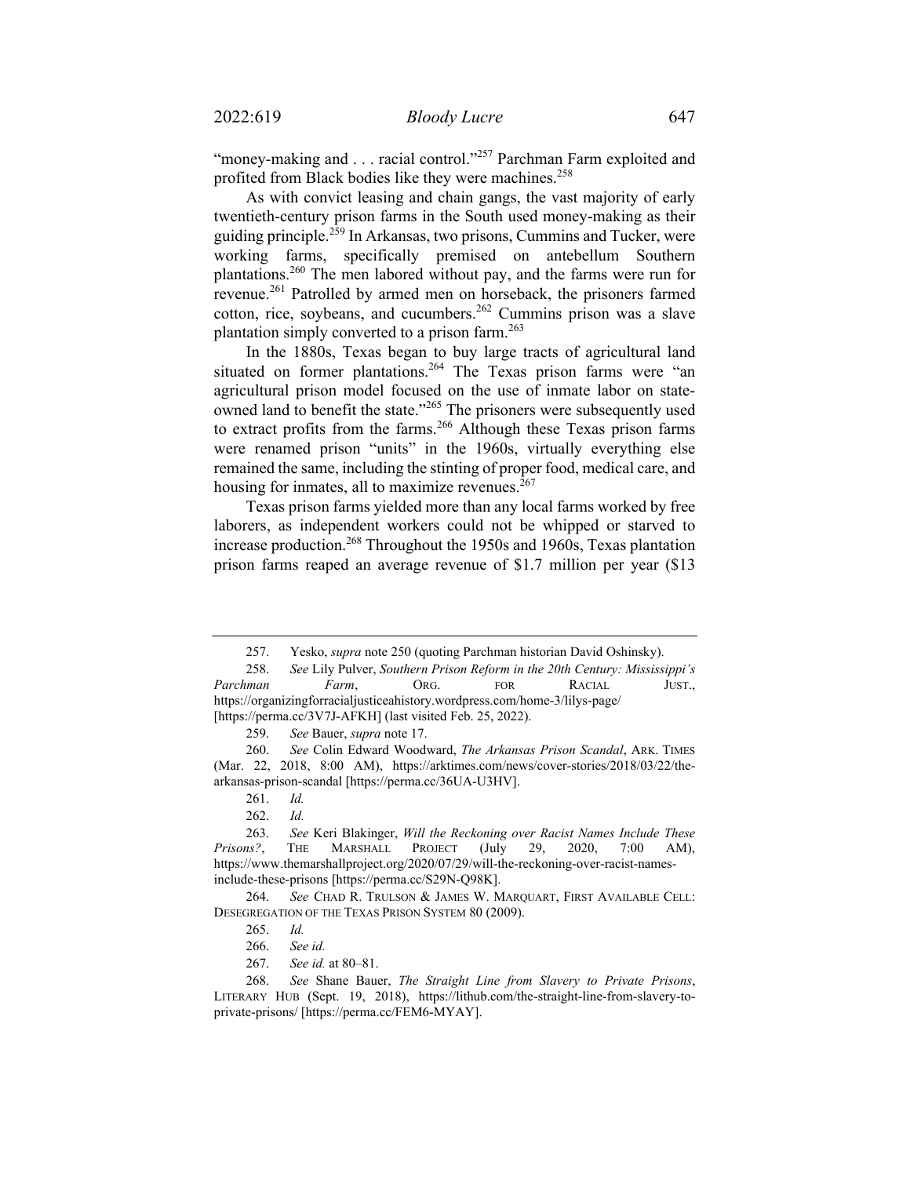"money-making and . . . racial control."[257] Parchman Farm exploited and profited from Black bodies like they were machines.[258]

As with convict leasing and chain gangs, the vast majority of early twentieth-century prison farms in the South used money-making as their guiding principle.[259] In Arkansas, two prisons, Cummins and Tucker, were working farms, specifically premised on antebellum Southern plantations.[260] The men labored without pay, and the farms were run for revenue.[261] Patrolled by armed men on horseback, the prisoners farmed cotton, rice, soybeans, and cucumbers.[262] Cummins prison was a slave plantation simply converted to a prison farm.[263]

In the 1880s, Texas began to buy large tracts of agricultural land situated on former plantations.[264] The Texas prison farms were "an agricultural prison model focused on the use of inmate labor on state-owned land to benefit the state."[265] The prisoners were subsequently used to extract profits from the farms.[266] Although these Texas prison farms were renamed prison "units" in the 1960s, virtually everything else remained the same, including the stinting of proper food, medical care, and housing for inmates, all to maximize revenues.[267]

Texas prison farms yielded more than any local farms worked by free laborers, as independent workers could not be whipped or starved to increase production.[268] Throughout the 1950s and 1960s, Texas plantation prison farms reaped an average revenue of $1.7 million per year ($13

---

257. Yesko, *supra* note 250 (quoting Parchman historian David Oshinsky).

258. *See* Lily Pulver, *Southern Prison Reform in the 20th Century: Mississippi's Parchman Farm*, ORG. FOR RACIAL JUST., https://organizingforracialjusticeahistory.wordpress.com/home-3/lilys-page/ [https://perma.cc/3V7J-AFKH] (last visited Feb. 25, 2022).

259. *See* Bauer, *supra* note 17.

260. *See* Colin Edward Woodward, *The Arkansas Prison Scandal*, ARK. TIMES (Mar. 22, 2018, 8:00 AM), https://arktimes.com/news/cover-stories/2018/03/22/the-arkansas-prison-scandal [https://perma.cc/36UA-U3HV].

261. *Id.*

262. *Id.*

263. *See* Keri Blakinger, *Will the Reckoning over Racist Names Include These Prisons?*, THE MARSHALL PROJECT (July 29, 2020, 7:00 AM), https://www.themarshallproject.org/2020/07/29/will-the-reckoning-over-racist-names-include-these-prisons [https://perma.cc/S29N-Q98K].

264. *See* CHAD R. TRULSON & JAMES W. MARQUART, FIRST AVAILABLE CELL: DESEGREGATION OF THE TEXAS PRISON SYSTEM 80 (2009).

265. *Id.*

266. *See id.*

267. *See id.* at 80–81.

268. *See* Shane Bauer, *The Straight Line from Slavery to Private Prisons*, LITERARY HUB (Sept. 19, 2018), https://lithub.com/the-straight-line-from-slavery-to-private-prisons/ [https://perma.cc/FEM6-MYAY].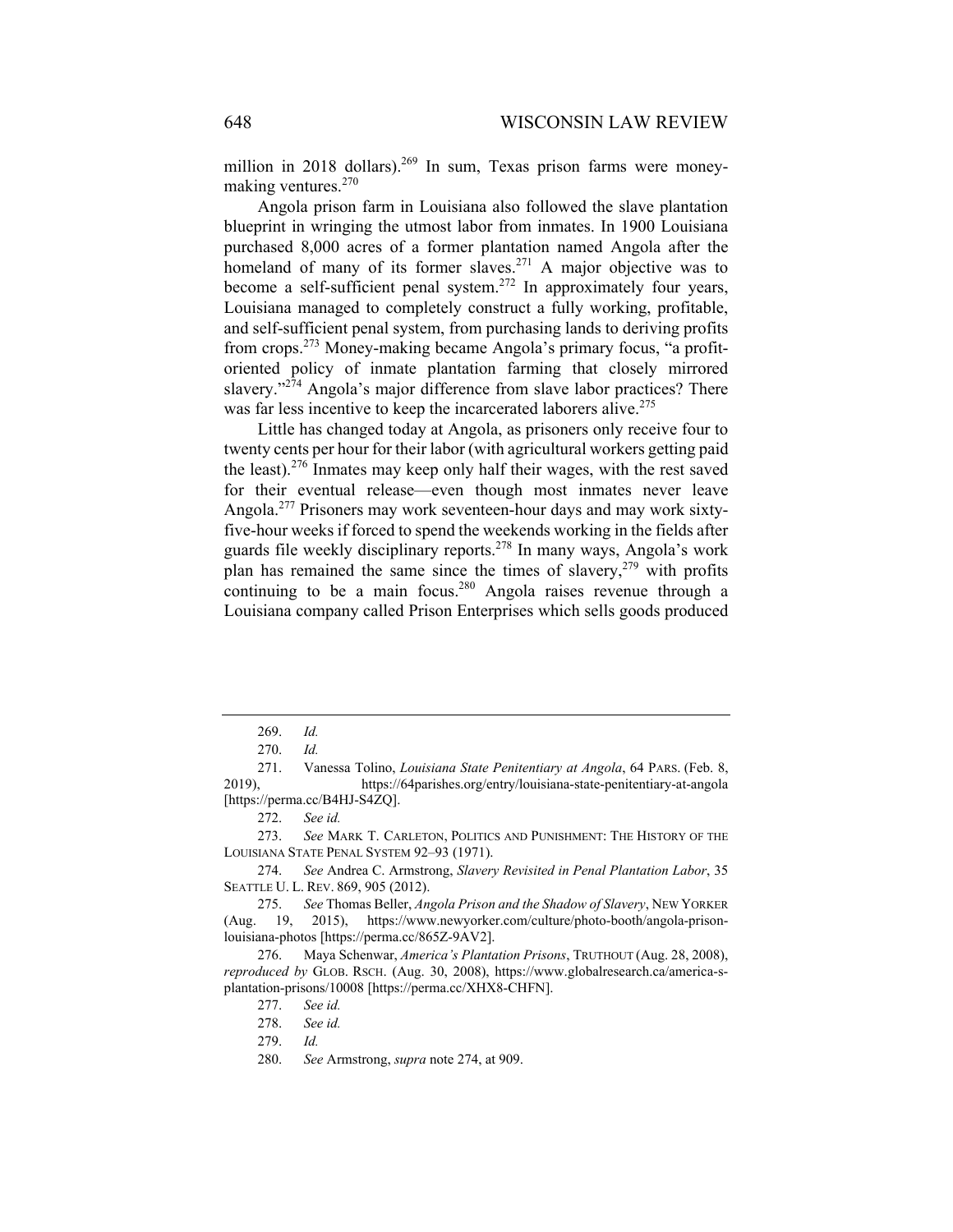million in 2018 dollars).[269] In sum, Texas prison farms were money-making ventures.[270]

Angola prison farm in Louisiana also followed the slave plantation blueprint in wringing the utmost labor from inmates. In 1900 Louisiana purchased 8,000 acres of a former plantation named Angola after the homeland of many of its former slaves.[271] A major objective was to become a self-sufficient penal system.[272] In approximately four years, Louisiana managed to completely construct a fully working, profitable, and self-sufficient penal system, from purchasing lands to deriving profits from crops.[273] Money-making became Angola's primary focus, "a profit-oriented policy of inmate plantation farming that closely mirrored slavery."[274] Angola's major difference from slave labor practices? There was far less incentive to keep the incarcerated laborers alive.[275]

Little has changed today at Angola, as prisoners only receive four to twenty cents per hour for their labor (with agricultural workers getting paid the least).[276] Inmates may keep only half their wages, with the rest saved for their eventual release—even though most inmates never leave Angola.[277] Prisoners may work seventeen-hour days and may work sixty-five-hour weeks if forced to spend the weekends working in the fields after guards file weekly disciplinary reports.[278] In many ways, Angola's work plan has remained the same since the times of slavery,[279] with profits continuing to be a main focus.[280] Angola raises revenue through a Louisiana company called Prison Enterprises which sells goods produced

---

269. *Id.*

270. *Id.*

271. Vanessa Tolino, *Louisiana State Penitentiary at Angola*, 64 PARS. (Feb. 8, 2019), https://64parishes.org/entry/louisiana-state-penitentiary-at-angola [https://perma.cc/B4HJ-S4ZQ].

272. *See id.*

273. *See* MARK T. CARLETON, POLITICS AND PUNISHMENT: THE HISTORY OF THE LOUISIANA STATE PENAL SYSTEM 92–93 (1971).

274. *See* Andrea C. Armstrong, *Slavery Revisited in Penal Plantation Labor*, 35 SEATTLE U. L. REV. 869, 905 (2012).

275. *See* Thomas Beller, *Angola Prison and the Shadow of Slavery*, NEW YORKER (Aug. 19, 2015), https://www.newyorker.com/culture/photo-booth/angola-prison-louisiana-photos [https://perma.cc/865Z-9AV2].

276. Maya Schenwar, *America's Plantation Prisons*, TRUTHOUT (Aug. 28, 2008), *reproduced by* GLOB. RSCH. (Aug. 30, 2008), https://www.globalresearch.ca/america-s-plantation-prisons/10008 [https://perma.cc/XHX8-CHFN].

277. *See id.*

278. *See id.*

279. *Id.*

280. *See* Armstrong, *supra* note 274, at 909.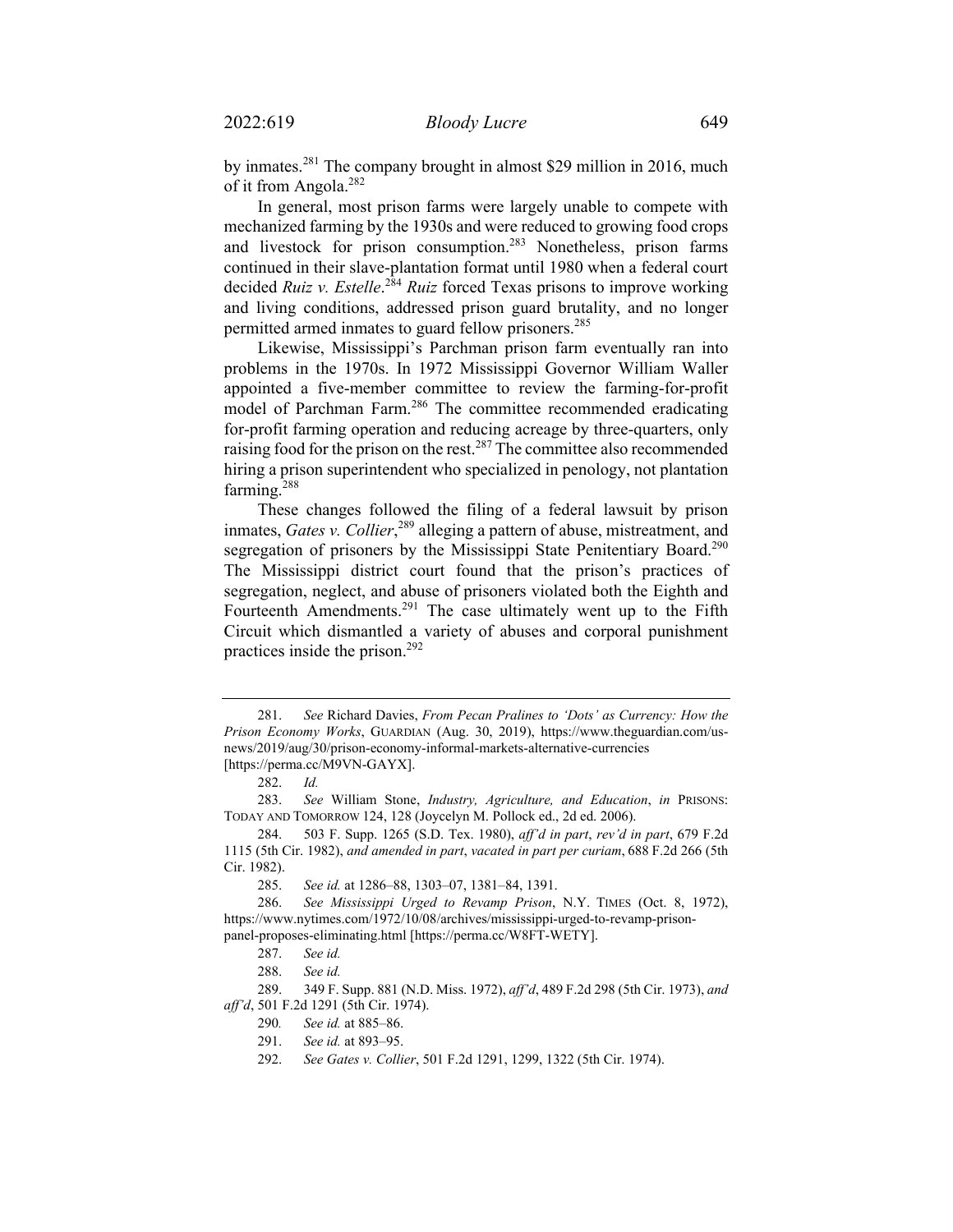by inmates.[281] The company brought in almost $29 million in 2016, much of it from Angola.[282]

In general, most prison farms were largely unable to compete with mechanized farming by the 1930s and were reduced to growing food crops and livestock for prison consumption.[283] Nonetheless, prison farms continued in their slave-plantation format until 1980 when a federal court decided *Ruiz v. Estelle*.[284] *Ruiz* forced Texas prisons to improve working and living conditions, addressed prison guard brutality, and no longer permitted armed inmates to guard fellow prisoners.[285]

Likewise, Mississippi's Parchman prison farm eventually ran into problems in the 1970s. In 1972 Mississippi Governor William Waller appointed a five-member committee to review the farming-for-profit model of Parchman Farm.[286] The committee recommended eradicating for-profit farming operation and reducing acreage by three-quarters, only raising food for the prison on the rest.[287] The committee also recommended hiring a prison superintendent who specialized in penology, not plantation farming.[288]

These changes followed the filing of a federal lawsuit by prison inmates, *Gates v. Collier*,[289] alleging a pattern of abuse, mistreatment, and segregation of prisoners by the Mississippi State Penitentiary Board.[290] The Mississippi district court found that the prison's practices of segregation, neglect, and abuse of prisoners violated both the Eighth and Fourteenth Amendments.[291] The case ultimately went up to the Fifth Circuit which dismantled a variety of abuses and corporal punishment practices inside the prison.[292]

---

281. *See* Richard Davies, *From Pecan Pralines to 'Dots' as Currency: How the Prison Economy Works*, GUARDIAN (Aug. 30, 2019), https://www.theguardian.com/us-news/2019/aug/30/prison-economy-informal-markets-alternative-currencies [https://perma.cc/M9VN-GAYX].

282. *Id.*

283. *See* William Stone, *Industry, Agriculture, and Education*, *in* PRISONS: TODAY AND TOMORROW 124, 128 (Joycelyn M. Pollock ed., 2d ed. 2006).

284. 503 F. Supp. 1265 (S.D. Tex. 1980), *aff'd in part*, *rev'd in part*, 679 F.2d 1115 (5th Cir. 1982), *and amended in part*, *vacated in part per curiam*, 688 F.2d 266 (5th Cir. 1982).

285. *See id.* at 1286–88, 1303–07, 1381–84, 1391.

286. *See Mississippi Urged to Revamp Prison*, N.Y. TIMES (Oct. 8, 1972), https://www.nytimes.com/1972/10/08/archives/mississippi-urged-to-revamp-prison-panel-proposes-eliminating.html [https://perma.cc/W8FT-WETY].

287. *See id.*

288. *See id.*

289. 349 F. Supp. 881 (N.D. Miss. 1972), *aff'd*, 489 F.2d 298 (5th Cir. 1973), *and aff'd*, 501 F.2d 1291 (5th Cir. 1974).

290. *See id.* at 885–86.

291. *See id.* at 893–95.

292. *See Gates v. Collier*, 501 F.2d 1291, 1299, 1322 (5th Cir. 1974).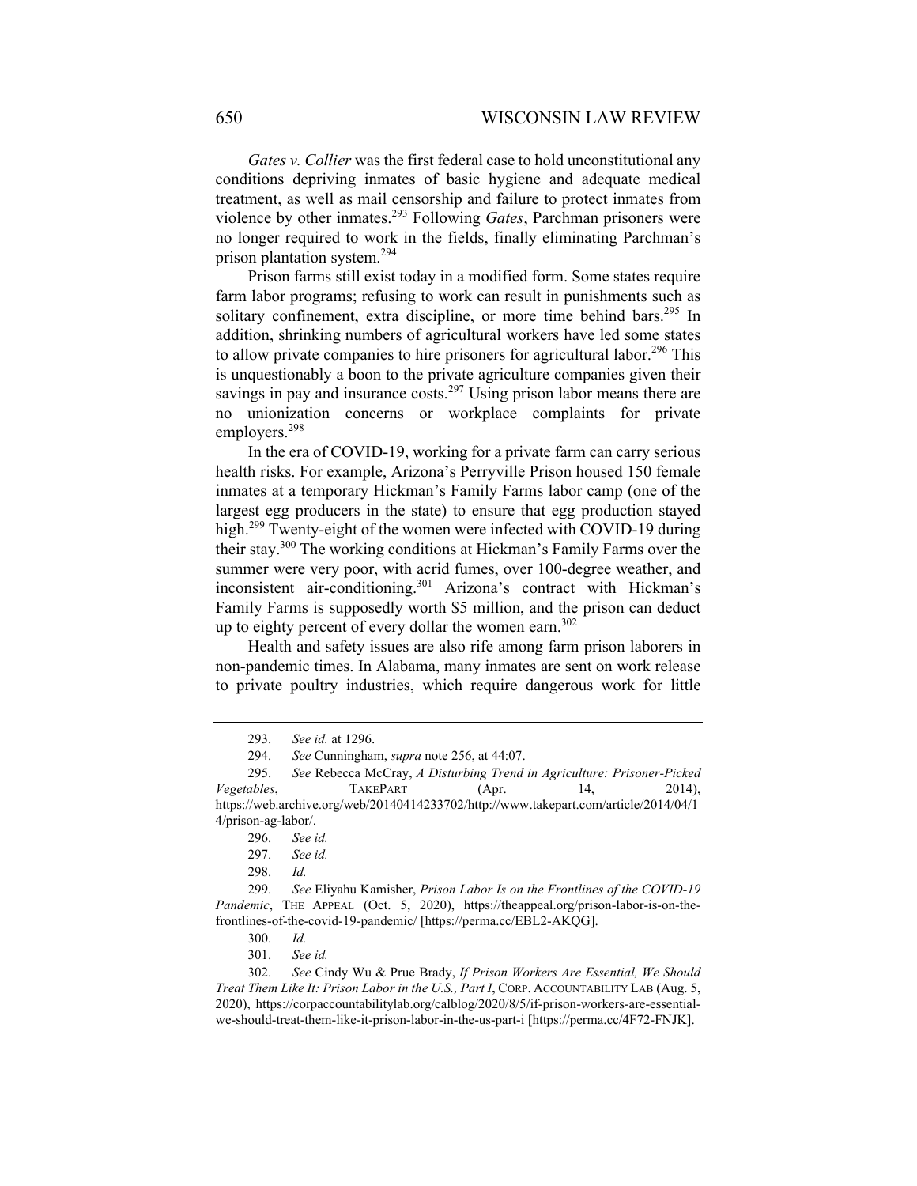*Gates v. Collier* was the first federal case to hold unconstitutional any conditions depriving inmates of basic hygiene and adequate medical treatment, as well as mail censorship and failure to protect inmates from violence by other inmates.[293] Following *Gates*, Parchman prisoners were no longer required to work in the fields, finally eliminating Parchman's prison plantation system.[294]

Prison farms still exist today in a modified form. Some states require farm labor programs; refusing to work can result in punishments such as solitary confinement, extra discipline, or more time behind bars.[295] In addition, shrinking numbers of agricultural workers have led some states to allow private companies to hire prisoners for agricultural labor.[296] This is unquestionably a boon to the private agriculture companies given their savings in pay and insurance costs.[297] Using prison labor means there are no unionization concerns or workplace complaints for private employers.[298]

In the era of COVID-19, working for a private farm can carry serious health risks. For example, Arizona's Perryville Prison housed 150 female inmates at a temporary Hickman's Family Farms labor camp (one of the largest egg producers in the state) to ensure that egg production stayed high.[299] Twenty-eight of the women were infected with COVID-19 during their stay.[300] The working conditions at Hickman's Family Farms over the summer were very poor, with acrid fumes, over 100-degree weather, and inconsistent air-conditioning.[301] Arizona's contract with Hickman's Family Farms is supposedly worth $5 million, and the prison can deduct up to eighty percent of every dollar the women earn.[302]

Health and safety issues are also rife among farm prison laborers in non-pandemic times. In Alabama, many inmates are sent on work release to private poultry industries, which require dangerous work for little

---

293. *See id.* at 1296.

294. *See* Cunningham, *supra* note 256, at 44:07.

295. *See* Rebecca McCray, *A Disturbing Trend in Agriculture: Prisoner-Picked Vegetables*, TAKEPART (Apr. 14, 2014), https://web.archive.org/web/20140414233702/http://www.takepart.com/article/2014/04/14/prison-ag-labor/.

296. *See id.*

297. *See id.*

298. *Id.*

299. *See* Eliyahu Kamisher, *Prison Labor Is on the Frontlines of the COVID-19 Pandemic*, THE APPEAL (Oct. 5, 2020), https://theappeal.org/prison-labor-is-on-the-frontlines-of-the-covid-19-pandemic/ [https://perma.cc/EBL2-AKQG].

300. *Id.*

301. *See id.*

302. *See* Cindy Wu & Prue Brady, *If Prison Workers Are Essential, We Should Treat Them Like It: Prison Labor in the U.S., Part I*, CORP. ACCOUNTABILITY LAB (Aug. 5, 2020), https://corpaccountabilitylab.org/calblog/2020/8/5/if-prison-workers-are-essential-we-should-treat-them-like-it-prison-labor-in-the-us-part-i [https://perma.cc/4F72-FNJK].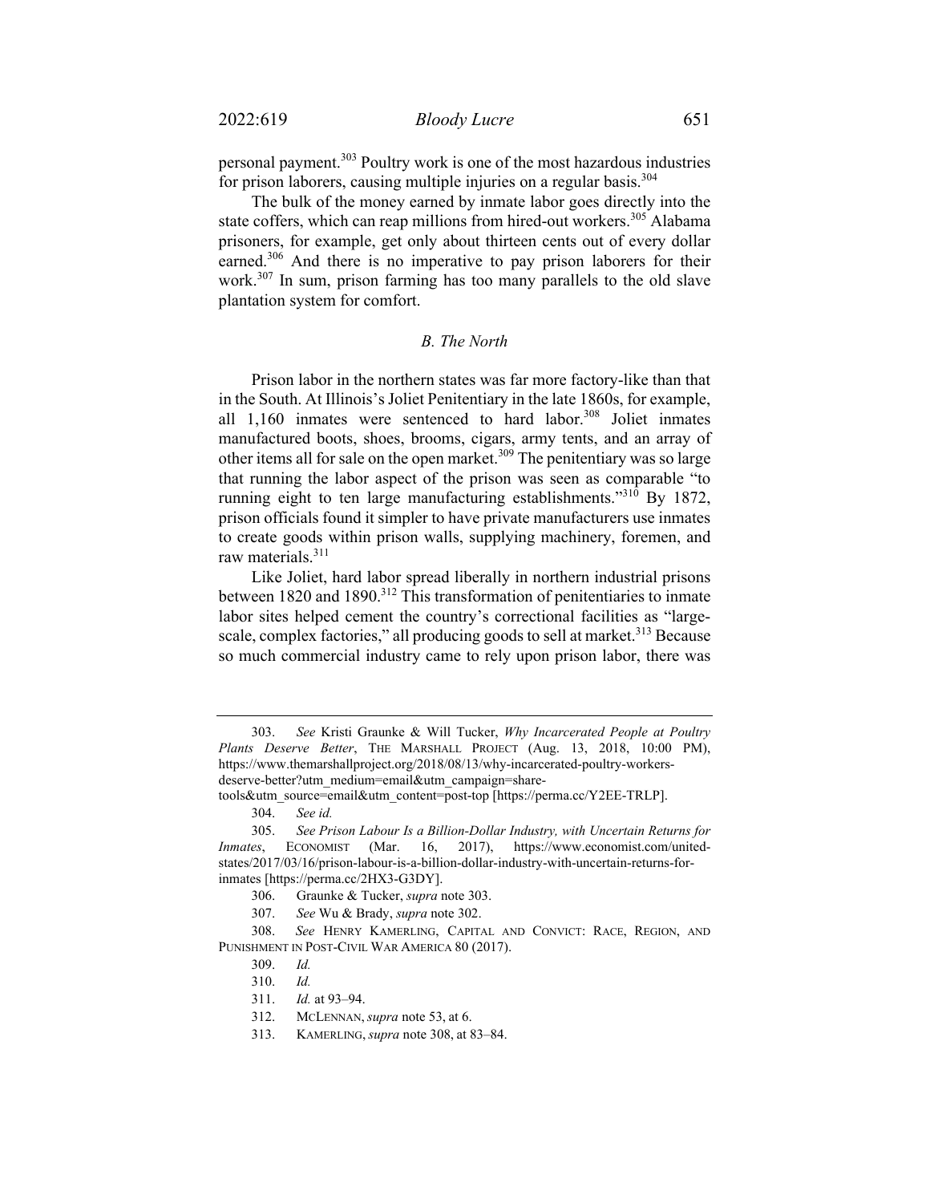personal payment.[303] Poultry work is one of the most hazardous industries for prison laborers, causing multiple injuries on a regular basis.[304]

The bulk of the money earned by inmate labor goes directly into the state coffers, which can reap millions from hired-out workers.[305] Alabama prisoners, for example, get only about thirteen cents out of every dollar earned.[306] And there is no imperative to pay prison laborers for their work.[307] In sum, prison farming has too many parallels to the old slave plantation system for comfort.

### *B. The North*

Prison labor in the northern states was far more factory-like than that in the South. At Illinois's Joliet Penitentiary in the late 1860s, for example, all 1,160 inmates were sentenced to hard labor.[308] Joliet inmates manufactured boots, shoes, brooms, cigars, army tents, and an array of other items all for sale on the open market.[309] The penitentiary was so large that running the labor aspect of the prison was seen as comparable "to running eight to ten large manufacturing establishments."[310] By 1872, prison officials found it simpler to have private manufacturers use inmates to create goods within prison walls, supplying machinery, foremen, and raw materials.[311]

Like Joliet, hard labor spread liberally in northern industrial prisons between 1820 and 1890.[312] This transformation of penitentiaries to inmate labor sites helped cement the country's correctional facilities as "large-scale, complex factories," all producing goods to sell at market.[313] Because so much commercial industry came to rely upon prison labor, there was

---

303. *See* Kristi Graunke & Will Tucker, *Why Incarcerated People at Poultry Plants Deserve Better*, THE MARSHALL PROJECT (Aug. 13, 2018, 10:00 PM), https://www.themarshallproject.org/2018/08/13/why-incarcerated-poultry-workers-deserve-better?utm_medium=email&utm_campaign=share-tools&utm_source=email&utm_content=post-top [https://perma.cc/Y2EE-TRLP].

304. *See id.*

305. *See Prison Labour Is a Billion-Dollar Industry, with Uncertain Returns for Inmates*, ECONOMIST (Mar. 16, 2017), https://www.economist.com/united-states/2017/03/16/prison-labour-is-a-billion-dollar-industry-with-uncertain-returns-for-inmates [https://perma.cc/2HX3-G3DY].

306. Graunke & Tucker, *supra* note 303.

307. *See* Wu & Brady, *supra* note 302.

308. *See* HENRY KAMERLING, CAPITAL AND CONVICT: RACE, REGION, AND PUNISHMENT IN POST-CIVIL WAR AMERICA 80 (2017).

309. *Id.*

310. *Id.*

311. *Id.* at 93–94.

312. MCLENNAN, *supra* note 53, at 6.

313. KAMERLING, *supra* note 308, at 83–84.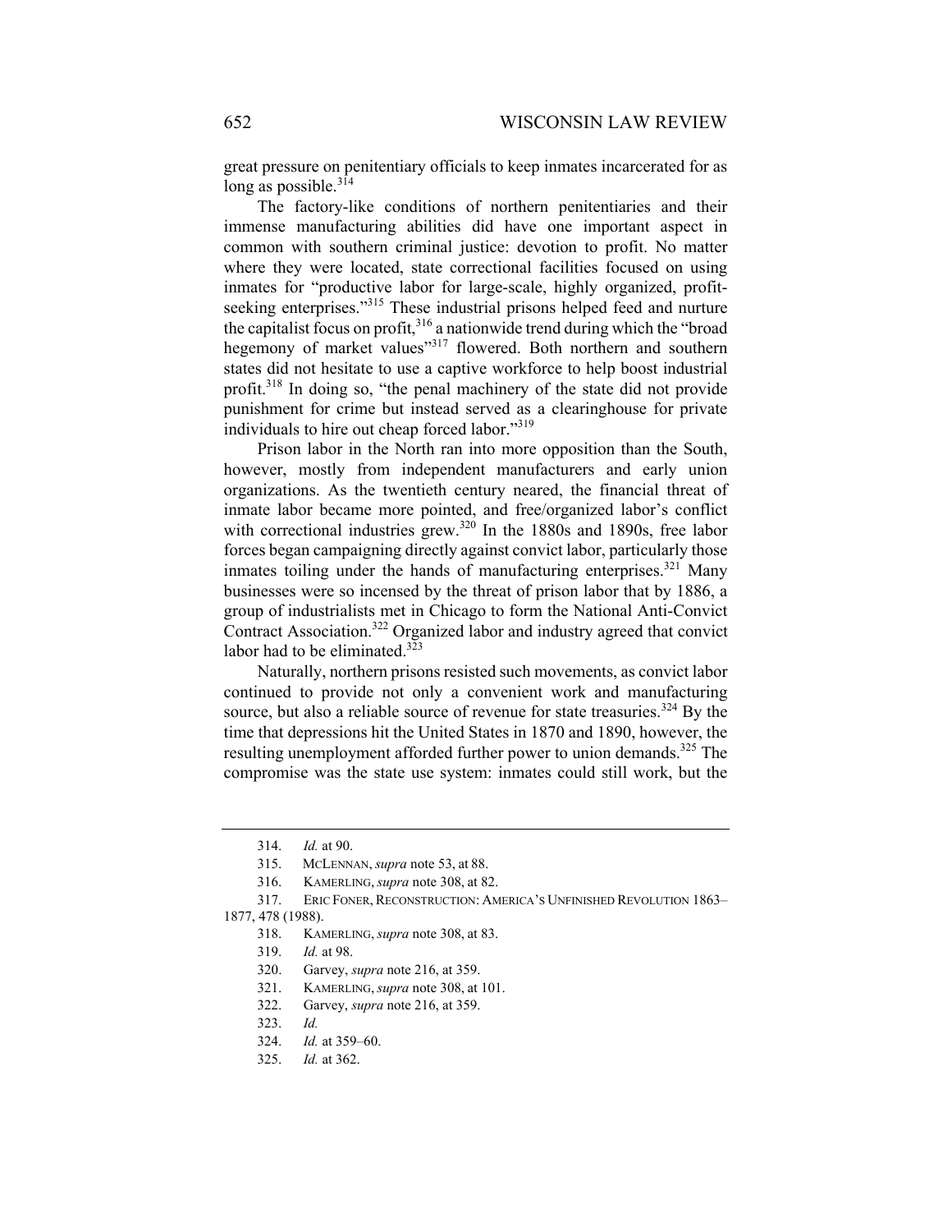great pressure on penitentiary officials to keep inmates incarcerated for as long as possible.[314]

The factory-like conditions of northern penitentiaries and their immense manufacturing abilities did have one important aspect in common with southern criminal justice: devotion to profit. No matter where they were located, state correctional facilities focused on using inmates for "productive labor for large-scale, highly organized, profit-seeking enterprises."[315] These industrial prisons helped feed and nurture the capitalist focus on profit,[316] a nationwide trend during which the "broad hegemony of market values"[317] flowered. Both northern and southern states did not hesitate to use a captive workforce to help boost industrial profit.[318] In doing so, "the penal machinery of the state did not provide punishment for crime but instead served as a clearinghouse for private individuals to hire out cheap forced labor."[319]

Prison labor in the North ran into more opposition than the South, however, mostly from independent manufacturers and early union organizations. As the twentieth century neared, the financial threat of inmate labor became more pointed, and free/organized labor's conflict with correctional industries grew.[320] In the 1880s and 1890s, free labor forces began campaigning directly against convict labor, particularly those inmates toiling under the hands of manufacturing enterprises.[321] Many businesses were so incensed by the threat of prison labor that by 1886, a group of industrialists met in Chicago to form the National Anti-Convict Contract Association.[322] Organized labor and industry agreed that convict labor had to be eliminated.[323]

Naturally, northern prisons resisted such movements, as convict labor continued to provide not only a convenient work and manufacturing source, but also a reliable source of revenue for state treasuries.[324] By the time that depressions hit the United States in 1870 and 1890, however, the resulting unemployment afforded further power to union demands.[325] The compromise was the state use system: inmates could still work, but the

---

314. *Id.* at 90.

315. MCLENNAN, *supra* note 53, at 88.

316. KAMERLING, *supra* note 308, at 82.

317. ERIC FONER, RECONSTRUCTION: AMERICA'S UNFINISHED REVOLUTION 1863–1877, 478 (1988).

318. KAMERLING, *supra* note 308, at 83.

319. *Id.* at 98.

320. Garvey, *supra* note 216, at 359.

321. KAMERLING, *supra* note 308, at 101.

322. Garvey, *supra* note 216, at 359.

323. *Id.*

324. *Id.* at 359–60.

325. *Id.* at 362.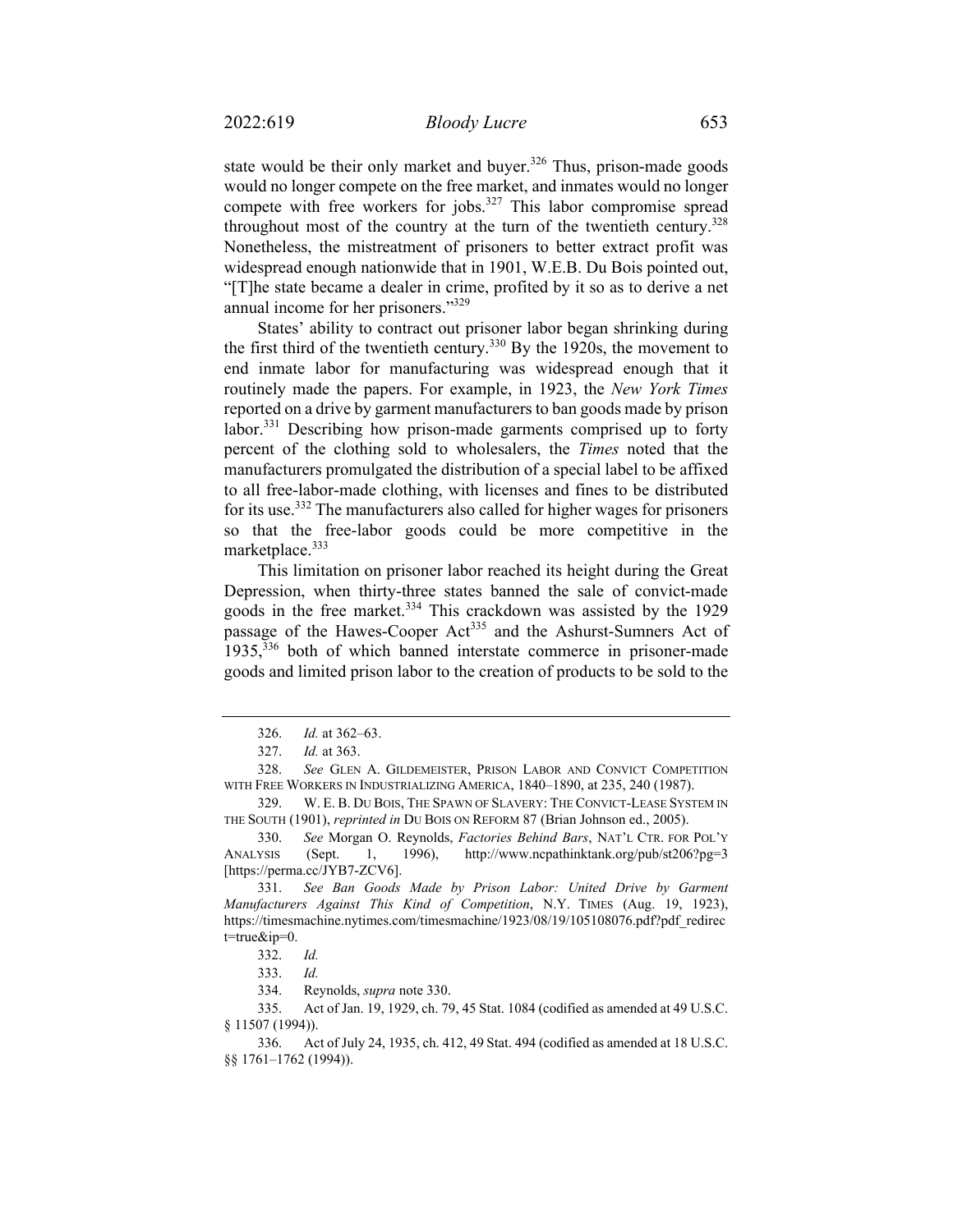state would be their only market and buyer.[326] Thus, prison-made goods would no longer compete on the free market, and inmates would no longer compete with free workers for jobs.[327] This labor compromise spread throughout most of the country at the turn of the twentieth century.[328] Nonetheless, the mistreatment of prisoners to better extract profit was widespread enough nationwide that in 1901, W.E.B. Du Bois pointed out, "[T]he state became a dealer in crime, profited by it so as to derive a net annual income for her prisoners."[329]

States' ability to contract out prisoner labor began shrinking during the first third of the twentieth century.[330] By the 1920s, the movement to end inmate labor for manufacturing was widespread enough that it routinely made the papers. For example, in 1923, the *New York Times* reported on a drive by garment manufacturers to ban goods made by prison labor.[331] Describing how prison-made garments comprised up to forty percent of the clothing sold to wholesalers, the *Times* noted that the manufacturers promulgated the distribution of a special label to be affixed to all free-labor-made clothing, with licenses and fines to be distributed for its use.[332] The manufacturers also called for higher wages for prisoners so that the free-labor goods could be more competitive in the marketplace.[333]

This limitation on prisoner labor reached its height during the Great Depression, when thirty-three states banned the sale of convict-made goods in the free market.[334] This crackdown was assisted by the 1929 passage of the Hawes-Cooper Act[335] and the Ashurst-Sumners Act of 1935,[336] both of which banned interstate commerce in prisoner-made goods and limited prison labor to the creation of products to be sold to the

---

326. *Id.* at 362–63.

327. *Id.* at 363.

328. *See* GLEN A. GILDEMEISTER, PRISON LABOR AND CONVICT COMPETITION WITH FREE WORKERS IN INDUSTRIALIZING AMERICA, 1840–1890, at 235, 240 (1987).

329. W. E. B. DU BOIS, THE SPAWN OF SLAVERY: THE CONVICT-LEASE SYSTEM IN THE SOUTH (1901), *reprinted in* DU BOIS ON REFORM 87 (Brian Johnson ed., 2005).

330. *See* Morgan O. Reynolds, *Factories Behind Bars*, NAT'L CTR. FOR POL'Y ANALYSIS (Sept. 1, 1996), http://www.ncpathinktank.org/pub/st206?pg=3 [https://perma.cc/JYB7-ZCV6].

331. *See Ban Goods Made by Prison Labor: United Drive by Garment Manufacturers Against This Kind of Competition*, N.Y. TIMES (Aug. 19, 1923), https://timesmachine.nytimes.com/timesmachine/1923/08/19/105108076.pdf?pdf_redirect=true&ip=0.

332. *Id.*

333. *Id.*

334. Reynolds, *supra* note 330.

335. Act of Jan. 19, 1929, ch. 79, 45 Stat. 1084 (codified as amended at 49 U.S.C. § 11507 (1994)).

336. Act of July 24, 1935, ch. 412, 49 Stat. 494 (codified as amended at 18 U.S.C. §§ 1761–1762 (1994)).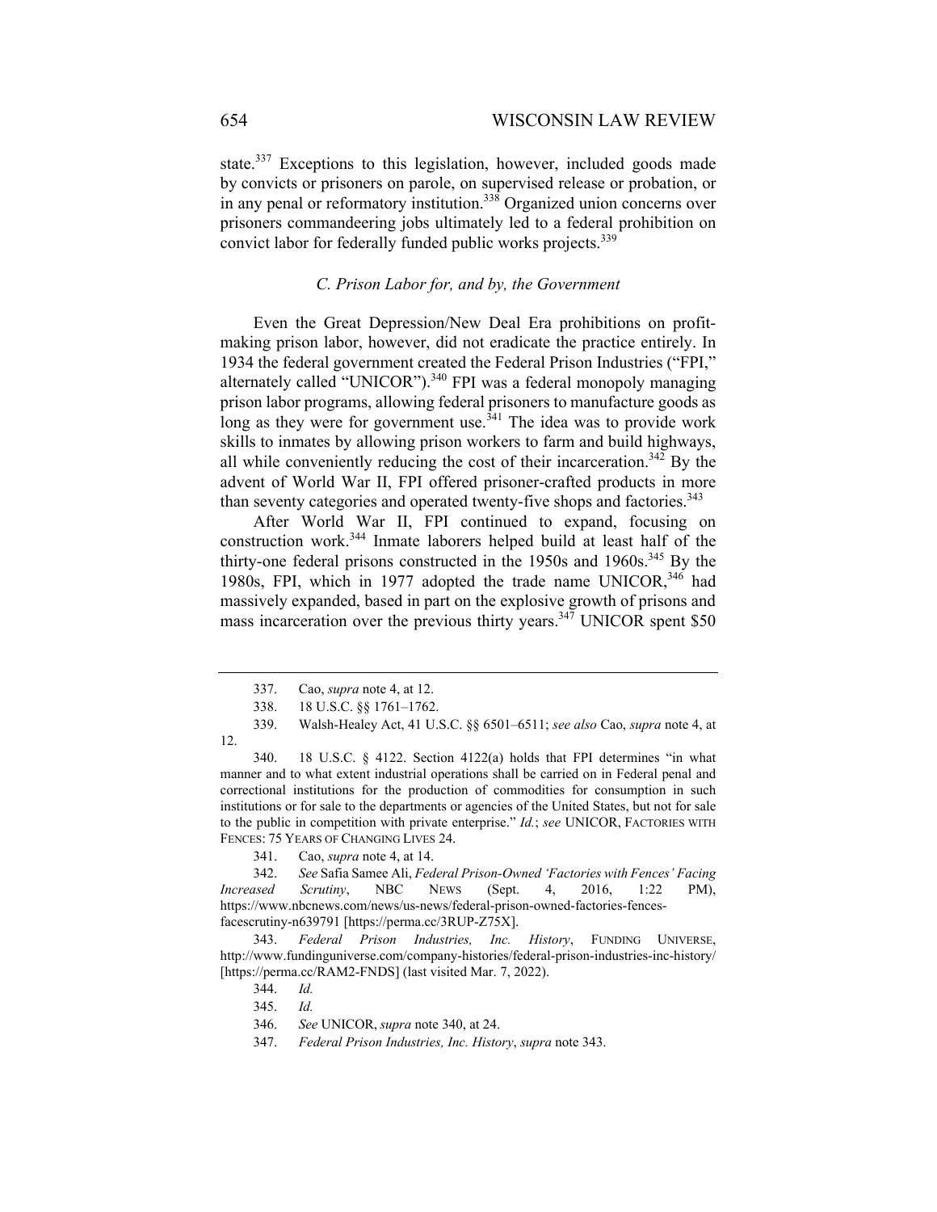state.[337] Exceptions to this legislation, however, included goods made by convicts or prisoners on parole, on supervised release or probation, or in any penal or reformatory institution.[338] Organized union concerns over prisoners commandeering jobs ultimately led to a federal prohibition on convict labor for federally funded public works projects.[339]

### *C. Prison Labor for, and by, the Government*

Even the Great Depression/New Deal Era prohibitions on profit-making prison labor, however, did not eradicate the practice entirely. In 1934 the federal government created the Federal Prison Industries ("FPI," alternately called "UNICOR").[340] FPI was a federal monopoly managing prison labor programs, allowing federal prisoners to manufacture goods as long as they were for government use.[341] The idea was to provide work skills to inmates by allowing prison workers to farm and build highways, all while conveniently reducing the cost of their incarceration.[342] By the advent of World War II, FPI offered prisoner-crafted products in more than seventy categories and operated twenty-five shops and factories.[343]

After World War II, FPI continued to expand, focusing on construction work.[344] Inmate laborers helped build at least half of the thirty-one federal prisons constructed in the 1950s and 1960s.[345] By the 1980s, FPI, which in 1977 adopted the trade name UNICOR,[346] had massively expanded, based in part on the explosive growth of prisons and mass incarceration over the previous thirty years.[347] UNICOR spent $50

---

337. Cao, *supra* note 4, at 12.

338. 18 U.S.C. §§ 1761–1762.

339. Walsh-Healey Act, 41 U.S.C. §§ 6501–6511; *see also* Cao, *supra* note 4, at 12.

340. 18 U.S.C. § 4122. Section 4122(a) holds that FPI determines "in what manner and to what extent industrial operations shall be carried on in Federal penal and correctional institutions for the production of commodities for consumption in such institutions or for sale to the departments or agencies of the United States, but not for sale to the public in competition with private enterprise." *Id.*; *see* UNICOR, FACTORIES WITH FENCES: 75 YEARS OF CHANGING LIVES 24.

341. Cao, *supra* note 4, at 14.

342. *See* Safia Samee Ali, *Federal Prison-Owned 'Factories with Fences' Facing Increased Scrutiny*, NBC NEWS (Sept. 4, 2016, 1:22 PM), https://www.nbcnews.com/news/us-news/federal-prison-owned-factories-fences-facescrutiny-n639791 [https://perma.cc/3RUP-Z75X].

343. *Federal Prison Industries, Inc. History*, FUNDING UNIVERSE, http://www.fundinguniverse.com/company-histories/federal-prison-industries-inc-history/ [https://perma.cc/RAM2-FNDS] (last visited Mar. 7, 2022).

344. *Id.*

345. *Id.*

346. *See* UNICOR, *supra* note 340, at 24.

347. *Federal Prison Industries, Inc. History*, *supra* note 343.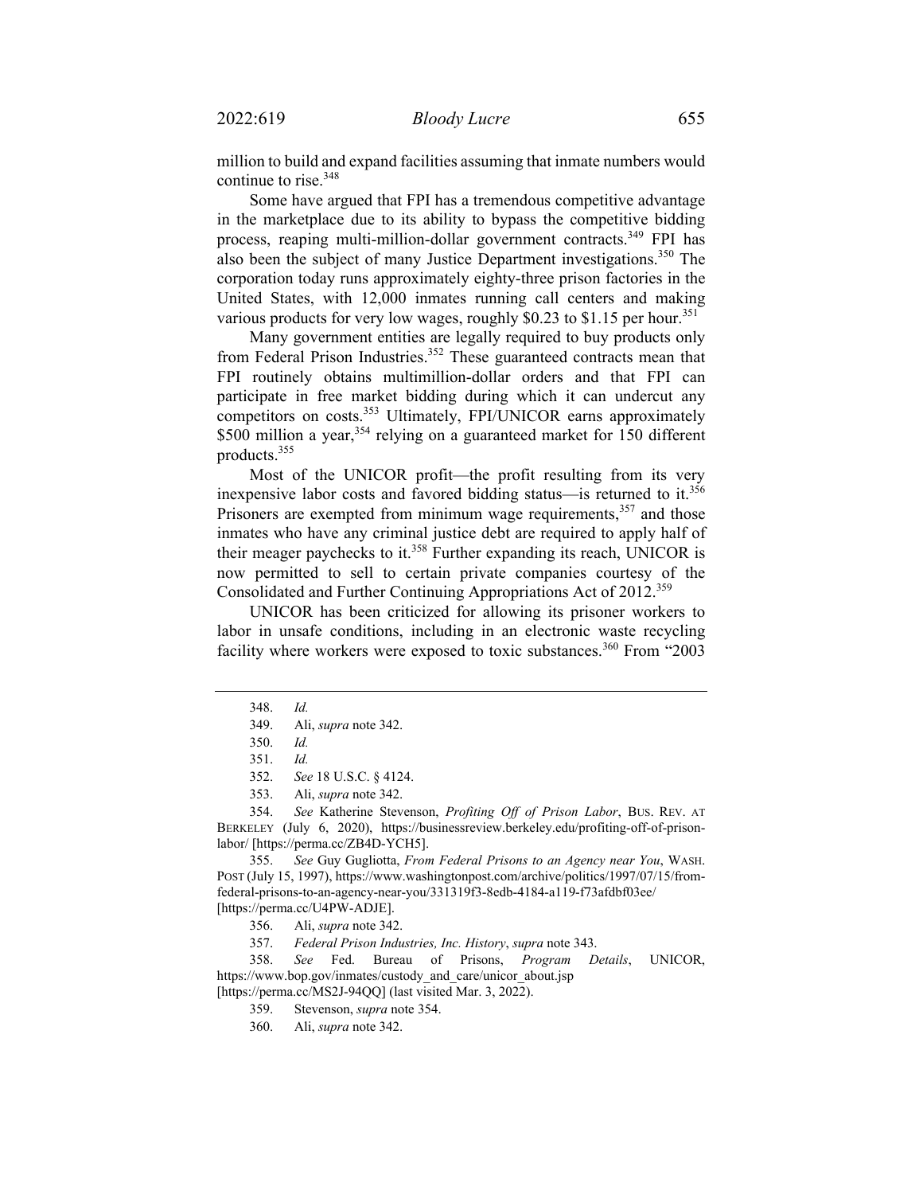million to build and expand facilities assuming that inmate numbers would continue to rise.[348]

Some have argued that FPI has a tremendous competitive advantage in the marketplace due to its ability to bypass the competitive bidding process, reaping multi-million-dollar government contracts.[349] FPI has also been the subject of many Justice Department investigations.[350] The corporation today runs approximately eighty-three prison factories in the United States, with 12,000 inmates running call centers and making various products for very low wages, roughly $0.23 to $1.15 per hour.[351]

Many government entities are legally required to buy products only from Federal Prison Industries.[352] These guaranteed contracts mean that FPI routinely obtains multimillion-dollar orders and that FPI can participate in free market bidding during which it can undercut any competitors on costs.[353] Ultimately, FPI/UNICOR earns approximately $500 million a year,[354] relying on a guaranteed market for 150 different products.[355]

Most of the UNICOR profit—the profit resulting from its very inexpensive labor costs and favored bidding status—is returned to it.[356] Prisoners are exempted from minimum wage requirements,[357] and those inmates who have any criminal justice debt are required to apply half of their meager paychecks to it.[358] Further expanding its reach, UNICOR is now permitted to sell to certain private companies courtesy of the Consolidated and Further Continuing Appropriations Act of 2012.[359]

UNICOR has been criticized for allowing its prisoner workers to labor in unsafe conditions, including in an electronic waste recycling facility where workers were exposed to toxic substances.[360] From "2003

---

348. *Id.*

349. Ali, *supra* note 342.

350. *Id.*

351. *Id.*

352. *See* 18 U.S.C. § 4124.

353. Ali, *supra* note 342.

354. *See* Katherine Stevenson, *Profiting Off of Prison Labor*, BUS. REV. AT BERKELEY (July 6, 2020), https://businessreview.berkeley.edu/profiting-off-of-prison-labor/ [https://perma.cc/ZB4D-YCH5].

355. *See* Guy Gugliotta, *From Federal Prisons to an Agency near You*, WASH. POST (July 15, 1997), https://www.washingtonpost.com/archive/politics/1997/07/15/from-federal-prisons-to-an-agency-near-you/331319f3-8edb-4184-a119-f73afdbf03ee/ [https://perma.cc/U4PW-ADJE].

356. Ali, *supra* note 342.

357. *Federal Prison Industries, Inc. History*, *supra* note 343.

358. *See* Fed. Bureau of Prisons, *Program Details*, UNICOR, https://www.bop.gov/inmates/custody_and_care/unicor_about.jsp [https://perma.cc/MS2J-94QQ] (last visited Mar. 3, 2022).

359. Stevenson, *supra* note 354.

360. Ali, *supra* note 342.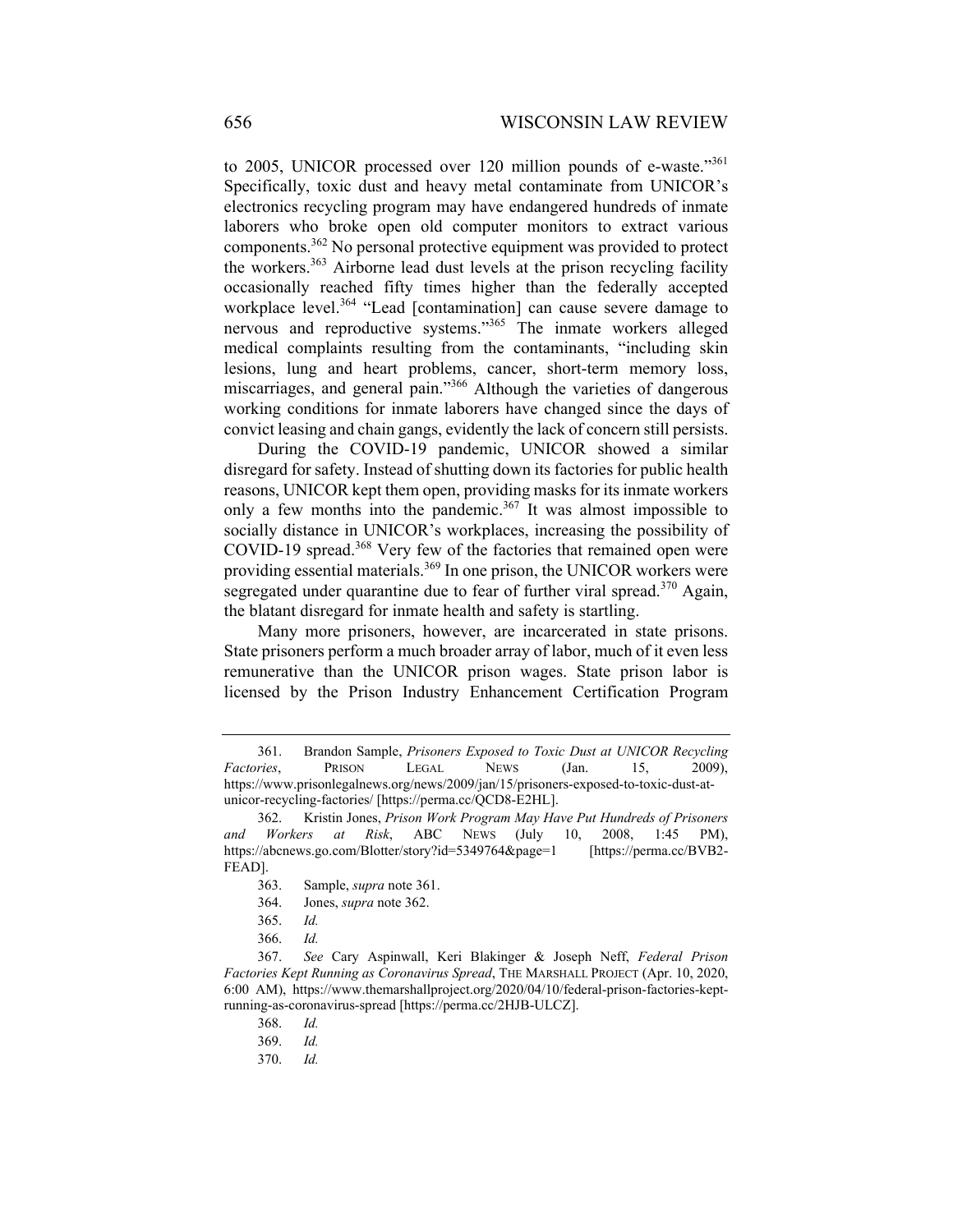to 2005, UNICOR processed over 120 million pounds of e-waste."[361] Specifically, toxic dust and heavy metal contaminate from UNICOR's electronics recycling program may have endangered hundreds of inmate laborers who broke open old computer monitors to extract various components.[362] No personal protective equipment was provided to protect the workers.[363] Airborne lead dust levels at the prison recycling facility occasionally reached fifty times higher than the federally accepted workplace level.[364] "Lead [contamination] can cause severe damage to nervous and reproductive systems."[365] The inmate workers alleged medical complaints resulting from the contaminants, "including skin lesions, lung and heart problems, cancer, short-term memory loss, miscarriages, and general pain."[366] Although the varieties of dangerous working conditions for inmate laborers have changed since the days of convict leasing and chain gangs, evidently the lack of concern still persists.

During the COVID-19 pandemic, UNICOR showed a similar disregard for safety. Instead of shutting down its factories for public health reasons, UNICOR kept them open, providing masks for its inmate workers only a few months into the pandemic.[367] It was almost impossible to socially distance in UNICOR's workplaces, increasing the possibility of COVID-19 spread.[368] Very few of the factories that remained open were providing essential materials.[369] In one prison, the UNICOR workers were segregated under quarantine due to fear of further viral spread.[370] Again, the blatant disregard for inmate health and safety is startling.

Many more prisoners, however, are incarcerated in state prisons. State prisoners perform a much broader array of labor, much of it even less remunerative than the UNICOR prison wages. State prison labor is licensed by the Prison Industry Enhancement Certification Program

---

361. Brandon Sample, *Prisoners Exposed to Toxic Dust at UNICOR Recycling Factories*, PRISON LEGAL NEWS (Jan. 15, 2009), https://www.prisonlegalnews.org/news/2009/jan/15/prisoners-exposed-to-toxic-dust-at-unicor-recycling-factories/ [https://perma.cc/QCD8-E2HL].

362. Kristin Jones, *Prison Work Program May Have Put Hundreds of Prisoners and Workers at Risk*, ABC NEWS (July 10, 2008, 1:45 PM), https://abcnews.go.com/Blotter/story?id=5349764&page=1 [https://perma.cc/BVB2-FEAD].

363. Sample, *supra* note 361.

364. Jones, *supra* note 362.

365. *Id.*

366. *Id.*

367. *See* Cary Aspinwall, Keri Blakinger & Joseph Neff, *Federal Prison Factories Kept Running as Coronavirus Spread*, THE MARSHALL PROJECT (Apr. 10, 2020, 6:00 AM), https://www.themarshallproject.org/2020/04/10/federal-prison-factories-kept-running-as-coronavirus-spread [https://perma.cc/2HJB-ULCZ].

368. *Id.*

369. *Id.*

370. *Id.*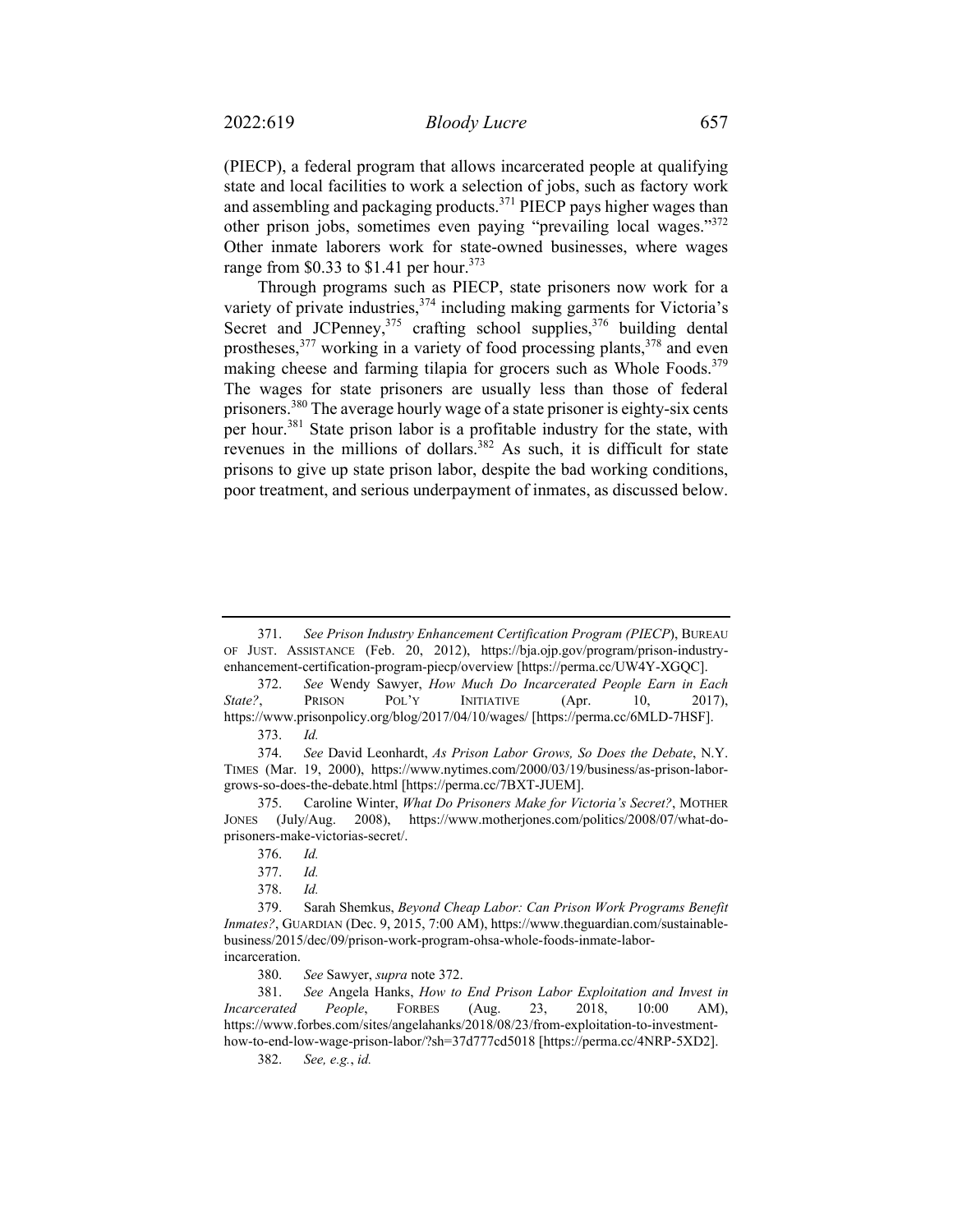(PIECP), a federal program that allows incarcerated people at qualifying state and local facilities to work a selection of jobs, such as factory work and assembling and packaging products.[371] PIECP pays higher wages than other prison jobs, sometimes even paying "prevailing local wages."[372] Other inmate laborers work for state-owned businesses, where wages range from $0.33 to $1.41 per hour.[373]

Through programs such as PIECP, state prisoners now work for a variety of private industries,[374] including making garments for Victoria's Secret and JCPenney,[375] crafting school supplies,[376] building dental prostheses,[377] working in a variety of food processing plants,[378] and even making cheese and farming tilapia for grocers such as Whole Foods.[379] The wages for state prisoners are usually less than those of federal prisoners.[380] The average hourly wage of a state prisoner is eighty-six cents per hour.[381] State prison labor is a profitable industry for the state, with revenues in the millions of dollars.[382] As such, it is difficult for state prisons to give up state prison labor, despite the bad working conditions, poor treatment, and serious underpayment of inmates, as discussed below.

---

371. *See Prison Industry Enhancement Certification Program (PIECP)*, BUREAU OF JUST. ASSISTANCE (Feb. 20, 2012), https://bja.ojp.gov/program/prison-industry-enhancement-certification-program-piecp/overview [https://perma.cc/UW4Y-XGQC].

372. *See* Wendy Sawyer, *How Much Do Incarcerated People Earn in Each State?*, PRISON POL'Y INITIATIVE (Apr. 10, 2017), https://www.prisonpolicy.org/blog/2017/04/10/wages/ [https://perma.cc/6MLD-7HSF].

373. *Id.*

374. *See* David Leonhardt, *As Prison Labor Grows, So Does the Debate*, N.Y. TIMES (Mar. 19, 2000), https://www.nytimes.com/2000/03/19/business/as-prison-labor-grows-so-does-the-debate.html [https://perma.cc/7BXT-JUEM].

375. Caroline Winter, *What Do Prisoners Make for Victoria's Secret?*, MOTHER JONES (July/Aug. 2008), https://www.motherjones.com/politics/2008/07/what-do-prisoners-make-victorias-secret/.

376. *Id.*

377. *Id.*

378. *Id.*

379. Sarah Shemkus, *Beyond Cheap Labor: Can Prison Work Programs Benefit Inmates?*, GUARDIAN (Dec. 9, 2015, 7:00 AM), https://www.theguardian.com/sustainable-business/2015/dec/09/prison-work-program-ohsa-whole-foods-inmate-labor-incarceration.

380. *See* Sawyer, *supra* note 372.

381. *See* Angela Hanks, *How to End Prison Labor Exploitation and Invest in Incarcerated People*, FORBES (Aug. 23, 2018, 10:00 AM), https://www.forbes.com/sites/angelahanks/2018/08/23/from-exploitation-to-investment-how-to-end-low-wage-prison-labor/?sh=37d777cd5018 [https://perma.cc/4NRP-5XD2].

382. *See, e.g.*, *id.*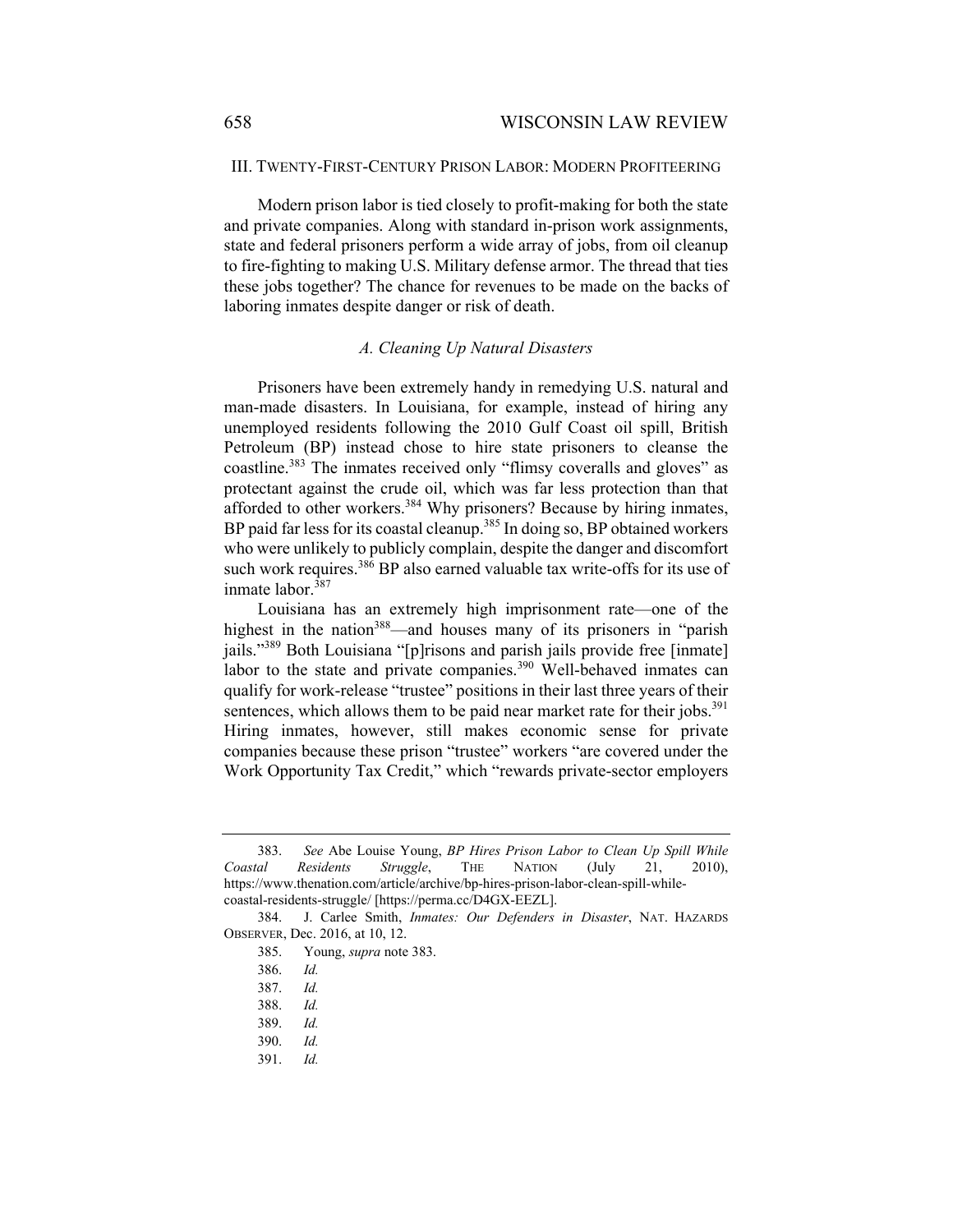## III. TWENTY-FIRST-CENTURY PRISON LABOR: MODERN PROFITEERING

Modern prison labor is tied closely to profit-making for both the state and private companies. Along with standard in-prison work assignments, state and federal prisoners perform a wide array of jobs, from oil cleanup to fire-fighting to making U.S. Military defense armor. The thread that ties these jobs together? The chance for revenues to be made on the backs of laboring inmates despite danger or risk of death.

### *A. Cleaning Up Natural Disasters*

Prisoners have been extremely handy in remedying U.S. natural and man-made disasters. In Louisiana, for example, instead of hiring any unemployed residents following the 2010 Gulf Coast oil spill, British Petroleum (BP) instead chose to hire state prisoners to cleanse the coastline.[383] The inmates received only "flimsy coveralls and gloves" as protectant against the crude oil, which was far less protection than that afforded to other workers.[384] Why prisoners? Because by hiring inmates, BP paid far less for its coastal cleanup.[385] In doing so, BP obtained workers who were unlikely to publicly complain, despite the danger and discomfort such work requires.[386] BP also earned valuable tax write-offs for its use of inmate labor.[387]

Louisiana has an extremely high imprisonment rate—one of the highest in the nation[388]—and houses many of its prisoners in "parish jails."[389] Both Louisiana "[p]risons and parish jails provide free [inmate] labor to the state and private companies.[390] Well-behaved inmates can qualify for work-release "trustee" positions in their last three years of their sentences, which allows them to be paid near market rate for their jobs.[391] Hiring inmates, however, still makes economic sense for private companies because these prison "trustee" workers "are covered under the Work Opportunity Tax Credit," which "rewards private-sector employers

---

383. *See* Abe Louise Young, *BP Hires Prison Labor to Clean Up Spill While Coastal Residents Struggle*, THE NATION (July 21, 2010), https://www.thenation.com/article/archive/bp-hires-prison-labor-clean-spill-while-coastal-residents-struggle/ [https://perma.cc/D4GX-EEZL].

384. J. Carlee Smith, *Inmates: Our Defenders in Disaster*, NAT. HAZARDS OBSERVER, Dec. 2016, at 10, 12.

385. Young, *supra* note 383.

386. *Id.*

387. *Id.*

388. *Id.*

389. *Id.*

390. *Id.*

391. *Id.*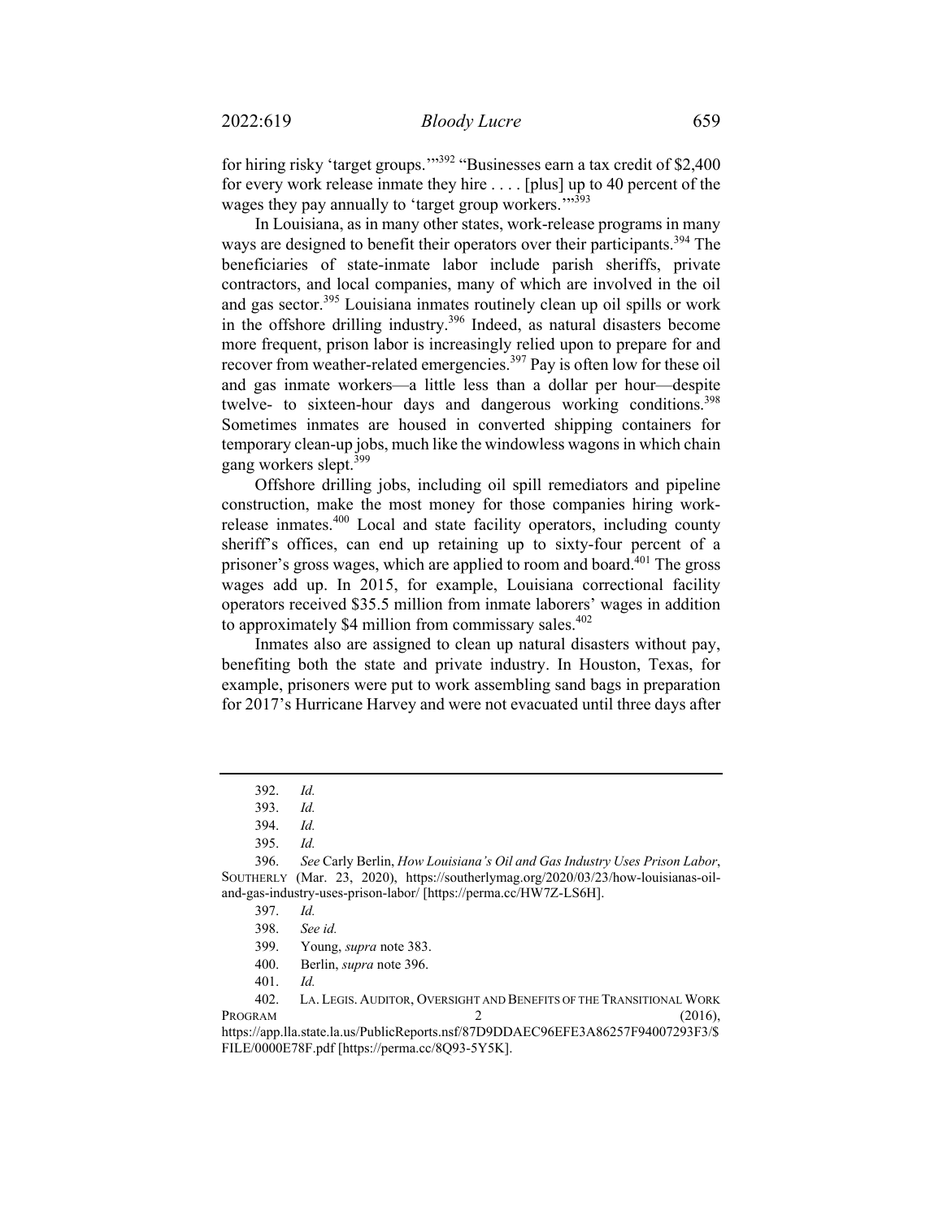for hiring risky 'target groups.'"[392] "Businesses earn a tax credit of $2,400 for every work release inmate they hire . . . . [plus] up to 40 percent of the wages they pay annually to 'target group workers.'"[393]

In Louisiana, as in many other states, work-release programs in many ways are designed to benefit their operators over their participants.[394] The beneficiaries of state-inmate labor include parish sheriffs, private contractors, and local companies, many of which are involved in the oil and gas sector.[395] Louisiana inmates routinely clean up oil spills or work in the offshore drilling industry.[396] Indeed, as natural disasters become more frequent, prison labor is increasingly relied upon to prepare for and recover from weather-related emergencies.[397] Pay is often low for these oil and gas inmate workers—a little less than a dollar per hour—despite twelve- to sixteen-hour days and dangerous working conditions.[398] Sometimes inmates are housed in converted shipping containers for temporary clean-up jobs, much like the windowless wagons in which chain gang workers slept.[399]

Offshore drilling jobs, including oil spill remediators and pipeline construction, make the most money for those companies hiring work-release inmates.[400] Local and state facility operators, including county sheriff's offices, can end up retaining up to sixty-four percent of a prisoner's gross wages, which are applied to room and board.[401] The gross wages add up. In 2015, for example, Louisiana correctional facility operators received $35.5 million from inmate laborers' wages in addition to approximately $4 million from commissary sales.[402]

Inmates also are assigned to clean up natural disasters without pay, benefiting both the state and private industry. In Houston, Texas, for example, prisoners were put to work assembling sand bags in preparation for 2017's Hurricane Harvey and were not evacuated until three days after

---

392. *Id.*

393. *Id.*

394. *Id.*

395. *Id.*

396. *See* Carly Berlin, *How Louisiana's Oil and Gas Industry Uses Prison Labor*, SOUTHERLY (Mar. 23, 2020), https://southerlymag.org/2020/03/23/how-louisianas-oil-and-gas-industry-uses-prison-labor/ [https://perma.cc/HW7Z-LS6H].

397. *Id.*

398. *See id.*

399. Young, *supra* note 383.

400. Berlin, *supra* note 396.

401. *Id.*

402. LA. LEGIS. AUDITOR, OVERSIGHT AND BENEFITS OF THE TRANSITIONAL WORK PROGRAM 2 (2016), https://app.lla.state.la.us/PublicReports.nsf/87D9DDAEC96EFE3A86257F94007293F3/$FILE/0000E78F.pdf [https://perma.cc/8Q93-5Y5K].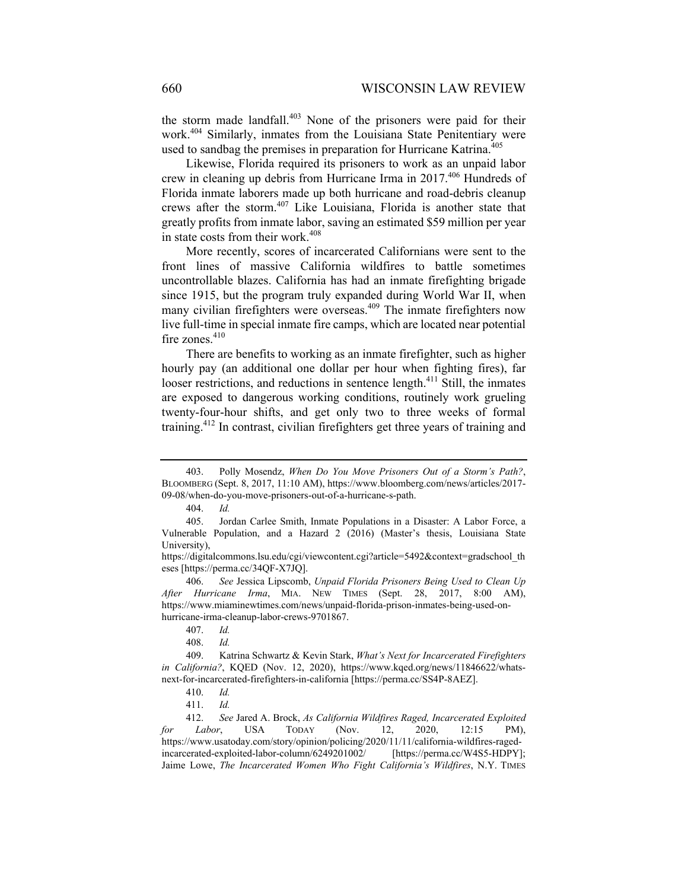the storm made landfall.[403] None of the prisoners were paid for their work.[404] Similarly, inmates from the Louisiana State Penitentiary were used to sandbag the premises in preparation for Hurricane Katrina.[405]

Likewise, Florida required its prisoners to work as an unpaid labor crew in cleaning up debris from Hurricane Irma in 2017.[406] Hundreds of Florida inmate laborers made up both hurricane and road-debris cleanup crews after the storm.[407] Like Louisiana, Florida is another state that greatly profits from inmate labor, saving an estimated $59 million per year in state costs from their work.[408]

More recently, scores of incarcerated Californians were sent to the front lines of massive California wildfires to battle sometimes uncontrollable blazes. California has had an inmate firefighting brigade since 1915, but the program truly expanded during World War II, when many civilian firefighters were overseas.[409] The inmate firefighters now live full-time in special inmate fire camps, which are located near potential fire zones.[410]

There are benefits to working as an inmate firefighter, such as higher hourly pay (an additional one dollar per hour when fighting fires), far looser restrictions, and reductions in sentence length.[411] Still, the inmates are exposed to dangerous working conditions, routinely work grueling twenty-four-hour shifts, and get only two to three weeks of formal training.[412] In contrast, civilian firefighters get three years of training and

---

403. Polly Mosendz, *When Do You Move Prisoners Out of a Storm's Path?*, BLOOMBERG (Sept. 8, 2017, 11:10 AM), https://www.bloomberg.com/news/articles/2017-09-08/when-do-you-move-prisoners-out-of-a-hurricane-s-path.

404. *Id.*

405. Jordan Carlee Smith, Inmate Populations in a Disaster: A Labor Force, a Vulnerable Population, and a Hazard 2 (2016) (Master's thesis, Louisiana State University), https://digitalcommons.lsu.edu/cgi/viewcontent.cgi?article=5492&context=gradschool_theses [https://perma.cc/34QF-X7JQ].

406. *See* Jessica Lipscomb, *Unpaid Florida Prisoners Being Used to Clean Up After Hurricane Irma*, MIA. NEW TIMES (Sept. 28, 2017, 8:00 AM), https://www.miaminewtimes.com/news/unpaid-florida-prison-inmates-being-used-on-hurricane-irma-cleanup-labor-crews-9701867.

407. *Id.*

408. *Id.*

409. Katrina Schwartz & Kevin Stark, *What's Next for Incarcerated Firefighters in California?*, KQED (Nov. 12, 2020), https://www.kqed.org/news/11846622/whats-next-for-incarcerated-firefighters-in-california [https://perma.cc/SS4P-8AEZ].

410. *Id.*

411. *Id.*

412. *See* Jared A. Brock, *As California Wildfires Raged, Incarcerated Exploited for Labor*, USA TODAY (Nov. 12, 2020, 12:15 PM), https://www.usatoday.com/story/opinion/policing/2020/11/11/california-wildfires-raged-incarcerated-exploited-labor-column/6249201002/ [https://perma.cc/W4S5-HDPY]; Jaime Lowe, *The Incarcerated Women Who Fight California's Wildfires*, N.Y. TIMES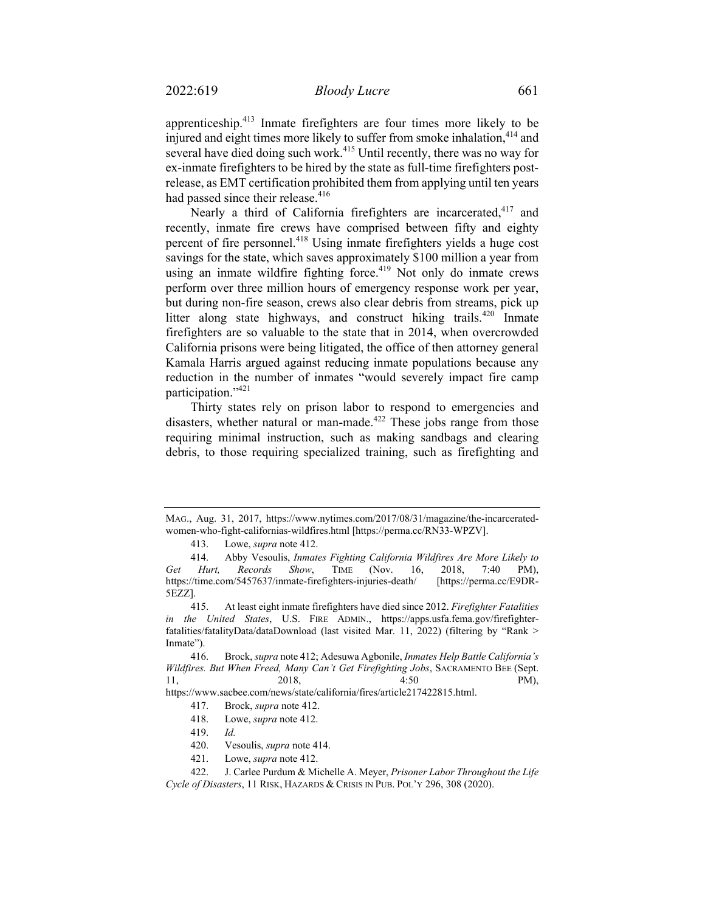apprenticeship.[413] Inmate firefighters are four times more likely to be injured and eight times more likely to suffer from smoke inhalation,[414] and several have died doing such work.[415] Until recently, there was no way for ex-inmate firefighters to be hired by the state as full-time firefighters post-release, as EMT certification prohibited them from applying until ten years had passed since their release.[416]

Nearly a third of California firefighters are incarcerated,[417] and recently, inmate fire crews have comprised between fifty and eighty percent of fire personnel.[418] Using inmate firefighters yields a huge cost savings for the state, which saves approximately $100 million a year from using an inmate wildfire fighting force.[419] Not only do inmate crews perform over three million hours of emergency response work per year, but during non-fire season, crews also clear debris from streams, pick up litter along state highways, and construct hiking trails.[420] Inmate firefighters are so valuable to the state that in 2014, when overcrowded California prisons were being litigated, the office of then attorney general Kamala Harris argued against reducing inmate populations because any reduction in the number of inmates "would severely impact fire camp participation."[421]

Thirty states rely on prison labor to respond to emergencies and disasters, whether natural or man-made.[422] These jobs range from those requiring minimal instruction, such as making sandbags and clearing debris, to those requiring specialized training, such as firefighting and

---

MAG., Aug. 31, 2017, https://www.nytimes.com/2017/08/31/magazine/the-incarcerated-women-who-fight-californias-wildfires.html [https://perma.cc/RN33-WPZV].

413. Lowe, *supra* note 412.

414. Abby Vesoulis, *Inmates Fighting California Wildfires Are More Likely to Get Hurt, Records Show*, TIME (Nov. 16, 2018, 7:40 PM), https://time.com/5457637/inmate-firefighters-injuries-death/ [https://perma.cc/E9DR-5EZZ].

415. At least eight inmate firefighters have died since 2012. *Firefighter Fatalities in the United States*, U.S. FIRE ADMIN., https://apps.usfa.fema.gov/firefighter-fatalities/fatalityData/dataDownload (last visited Mar. 11, 2022) (filtering by "Rank > Inmate").

416. Brock, *supra* note 412; Adesuwa Agbonile, *Inmates Help Battle California's Wildfires. But When Freed, Many Can't Get Firefighting Jobs*, SACRAMENTO BEE (Sept. 11, 2018, 4:50 PM), https://www.sacbee.com/news/state/california/fires/article217422815.html.

417. Brock, *supra* note 412.

418. Lowe, *supra* note 412.

419. *Id.*

420. Vesoulis, *supra* note 414.

421. Lowe, *supra* note 412.

422. J. Carlee Purdum & Michelle A. Meyer, *Prisoner Labor Throughout the Life Cycle of Disasters*, 11 RISK, HAZARDS & CRISIS IN PUB. POL'Y 296, 308 (2020).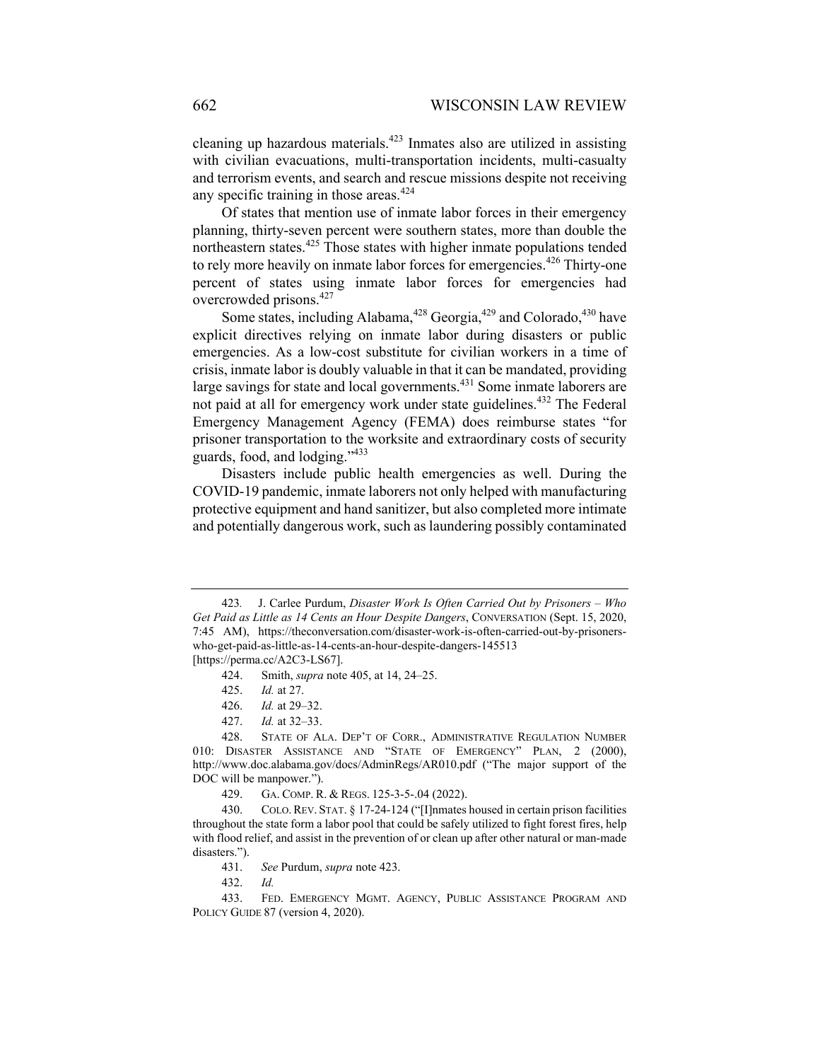cleaning up hazardous materials.[423] Inmates also are utilized in assisting with civilian evacuations, multi-transportation incidents, multi-casualty and terrorism events, and search and rescue missions despite not receiving any specific training in those areas.[424]

Of states that mention use of inmate labor forces in their emergency planning, thirty-seven percent were southern states, more than double the northeastern states.[425] Those states with higher inmate populations tended to rely more heavily on inmate labor forces for emergencies.[426] Thirty-one percent of states using inmate labor forces for emergencies had overcrowded prisons.[427]

Some states, including Alabama,[428] Georgia,[429] and Colorado,[430] have explicit directives relying on inmate labor during disasters or public emergencies. As a low-cost substitute for civilian workers in a time of crisis, inmate labor is doubly valuable in that it can be mandated, providing large savings for state and local governments.[431] Some inmate laborers are not paid at all for emergency work under state guidelines.[432] The Federal Emergency Management Agency (FEMA) does reimburse states "for prisoner transportation to the worksite and extraordinary costs of security guards, food, and lodging."[433]

Disasters include public health emergencies as well. During the COVID-19 pandemic, inmate laborers not only helped with manufacturing protective equipment and hand sanitizer, but also completed more intimate and potentially dangerous work, such as laundering possibly contaminated

---

423. J. Carlee Purdum, *Disaster Work Is Often Carried Out by Prisoners – Who Get Paid as Little as 14 Cents an Hour Despite Dangers*, CONVERSATION (Sept. 15, 2020, 7:45 AM), https://theconversation.com/disaster-work-is-often-carried-out-by-prisoners-who-get-paid-as-little-as-14-cents-an-hour-despite-dangers-145513 [https://perma.cc/A2C3-LS67].

424. Smith, *supra* note 405, at 14, 24–25.

425. *Id.* at 27.

426. *Id.* at 29–32.

427. *Id.* at 32–33.

428. STATE OF ALA. DEP'T OF CORR., ADMINISTRATIVE REGULATION NUMBER 010: DISASTER ASSISTANCE AND "STATE OF EMERGENCY" PLAN, 2 (2000), http://www.doc.alabama.gov/docs/AdminRegs/AR010.pdf ("The major support of the DOC will be manpower.").

429. GA. COMP. R. & REGS. 125-3-5-.04 (2022).

430. COLO. REV. STAT. § 17-24-124 ("[I]nmates housed in certain prison facilities throughout the state form a labor pool that could be safely utilized to fight forest fires, help with flood relief, and assist in the prevention of or clean up after other natural or man-made disasters.").

431. *See* Purdum, *supra* note 423.

432. *Id.*

433. FED. EMERGENCY MGMT. AGENCY, PUBLIC ASSISTANCE PROGRAM AND POLICY GUIDE 87 (version 4, 2020).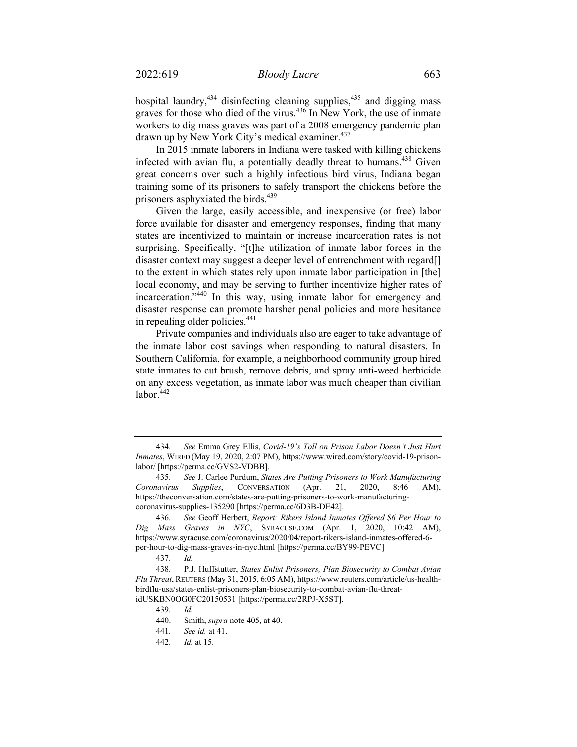hospital laundry,[434] disinfecting cleaning supplies,[435] and digging mass graves for those who died of the virus.[436] In New York, the use of inmate workers to dig mass graves was part of a 2008 emergency pandemic plan drawn up by New York City's medical examiner.[437]

In 2015 inmate laborers in Indiana were tasked with killing chickens infected with avian flu, a potentially deadly threat to humans.[438] Given great concerns over such a highly infectious bird virus, Indiana began training some of its prisoners to safely transport the chickens before the prisoners asphyxiated the birds.[439]

Given the large, easily accessible, and inexpensive (or free) labor force available for disaster and emergency responses, finding that many states are incentivized to maintain or increase incarceration rates is not surprising. Specifically, "[t]he utilization of inmate labor forces in the disaster context may suggest a deeper level of entrenchment with regard[] to the extent in which states rely upon inmate labor participation in [the] local economy, and may be serving to further incentivize higher rates of incarceration."[440] In this way, using inmate labor for emergency and disaster response can promote harsher penal policies and more hesitance in repealing older policies.[441]

Private companies and individuals also are eager to take advantage of the inmate labor cost savings when responding to natural disasters. In Southern California, for example, a neighborhood community group hired state inmates to cut brush, remove debris, and spray anti-weed herbicide on any excess vegetation, as inmate labor was much cheaper than civilian labor.[442]

---

434. *See* Emma Grey Ellis, *Covid-19's Toll on Prison Labor Doesn't Just Hurt Inmates*, WIRED (May 19, 2020, 2:07 PM), https://www.wired.com/story/covid-19-prison-labor/ [https://perma.cc/GVS2-VDBB].

435. *See* J. Carlee Purdum, *States Are Putting Prisoners to Work Manufacturing Coronavirus Supplies*, CONVERSATION (Apr. 21, 2020, 8:46 AM), https://theconversation.com/states-are-putting-prisoners-to-work-manufacturing-coronavirus-supplies-135290 [https://perma.cc/6D3B-DE42].

436. *See* Geoff Herbert, *Report: Rikers Island Inmates Offered $6 Per Hour to Dig Mass Graves in NYC*, SYRACUSE.COM (Apr. 1, 2020, 10:42 AM), https://www.syracuse.com/coronavirus/2020/04/report-rikers-island-inmates-offered-6-per-hour-to-dig-mass-graves-in-nyc.html [https://perma.cc/BY99-PEVC].

437. *Id.*

438. P.J. Huffstutter, *States Enlist Prisoners, Plan Biosecurity to Combat Avian Flu Threat*, REUTERS (May 31, 2015, 6:05 AM), https://www.reuters.com/article/us-health-birdflu-usa/states-enlist-prisoners-plan-biosecurity-to-combat-avian-flu-threat-idUSKBN0OG0FC20150531 [https://perma.cc/2RPJ-X5ST].

439. *Id.*

440. Smith, *supra* note 405, at 40.

441. *See id.* at 41.

442. *Id.* at 15.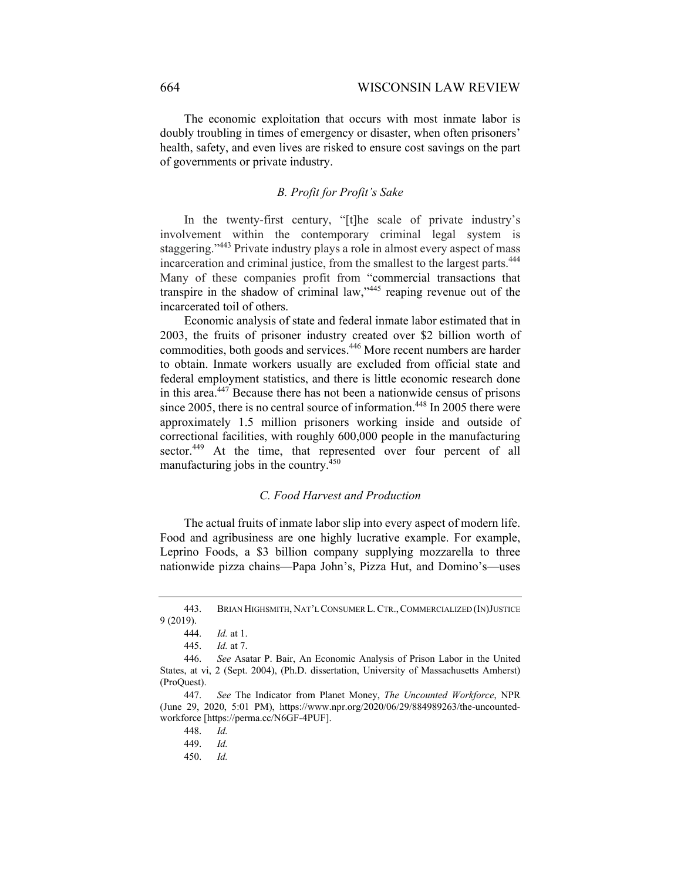The economic exploitation that occurs with most inmate labor is doubly troubling in times of emergency or disaster, when often prisoners' health, safety, and even lives are risked to ensure cost savings on the part of governments or private industry.

### *B. Profit for Profit's Sake*

In the twenty-first century, "[t]he scale of private industry's involvement within the contemporary criminal legal system is staggering."[443] Private industry plays a role in almost every aspect of mass incarceration and criminal justice, from the smallest to the largest parts.[444] Many of these companies profit from "commercial transactions that transpire in the shadow of criminal law,"[445] reaping revenue out of the incarcerated toil of others.

Economic analysis of state and federal inmate labor estimated that in 2003, the fruits of prisoner industry created over $2 billion worth of commodities, both goods and services.[446] More recent numbers are harder to obtain. Inmate workers usually are excluded from official state and federal employment statistics, and there is little economic research done in this area.[447] Because there has not been a nationwide census of prisons since 2005, there is no central source of information.[448] In 2005 there were approximately 1.5 million prisoners working inside and outside of correctional facilities, with roughly 600,000 people in the manufacturing sector.[449] At the time, that represented over four percent of all manufacturing jobs in the country.[450]

### *C. Food Harvest and Production*

The actual fruits of inmate labor slip into every aspect of modern life. Food and agribusiness are one highly lucrative example. For example, Leprino Foods, a $3 billion company supplying mozzarella to three nationwide pizza chains—Papa John's, Pizza Hut, and Domino's—uses

---

443. BRIAN HIGHSMITH, NAT'L CONSUMER L. CTR., COMMERCIALIZED (IN)JUSTICE 9 (2019).

444. *Id.* at 1.

445. *Id.* at 7.

446. *See* Asatar P. Bair, An Economic Analysis of Prison Labor in the United States, at vi, 2 (Sept. 2004), (Ph.D. dissertation, University of Massachusetts Amherst) (ProQuest).

447. *See* The Indicator from Planet Money, *The Uncounted Workforce*, NPR (June 29, 2020, 5:01 PM), https://www.npr.org/2020/06/29/884989263/the-uncounted-workforce [https://perma.cc/N6GF-4PUF].

448. *Id.*

449. *Id.*

450. *Id.*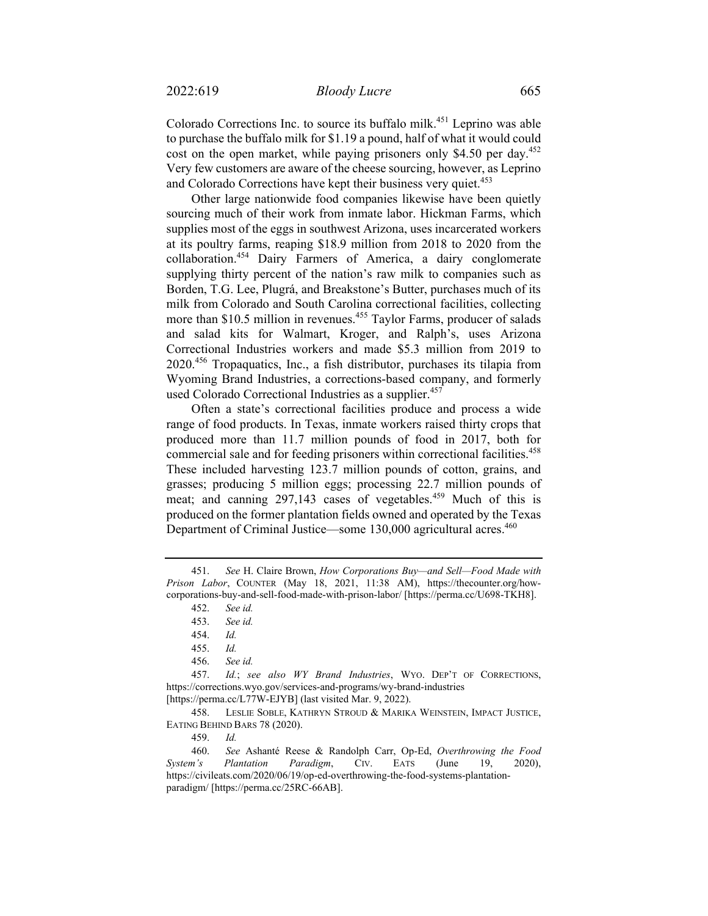Colorado Corrections Inc. to source its buffalo milk.[451] Leprino was able to purchase the buffalo milk for $1.19 a pound, half of what it would could cost on the open market, while paying prisoners only $4.50 per day.[452] Very few customers are aware of the cheese sourcing, however, as Leprino and Colorado Corrections have kept their business very quiet.[453]

Other large nationwide food companies likewise have been quietly sourcing much of their work from inmate labor. Hickman Farms, which supplies most of the eggs in southwest Arizona, uses incarcerated workers at its poultry farms, reaping $18.9 million from 2018 to 2020 from the collaboration.[454] Dairy Farmers of America, a dairy conglomerate supplying thirty percent of the nation's raw milk to companies such as Borden, T.G. Lee, Plugrá, and Breakstone's Butter, purchases much of its milk from Colorado and South Carolina correctional facilities, collecting more than $10.5 million in revenues.[455] Taylor Farms, producer of salads and salad kits for Walmart, Kroger, and Ralph's, uses Arizona Correctional Industries workers and made $5.3 million from 2019 to 2020.[456] Tropaquatics, Inc., a fish distributor, purchases its tilapia from Wyoming Brand Industries, a corrections-based company, and formerly used Colorado Correctional Industries as a supplier.[457]

Often a state's correctional facilities produce and process a wide range of food products. In Texas, inmate workers raised thirty crops that produced more than 11.7 million pounds of food in 2017, both for commercial sale and for feeding prisoners within correctional facilities.[458] These included harvesting 123.7 million pounds of cotton, grains, and grasses; producing 5 million eggs; processing 22.7 million pounds of meat; and canning 297,143 cases of vegetables.[459] Much of this is produced on the former plantation fields owned and operated by the Texas Department of Criminal Justice—some 130,000 agricultural acres.[460]

---

451. *See* H. Claire Brown, *How Corporations Buy—and Sell—Food Made with Prison Labor*, COUNTER (May 18, 2021, 11:38 AM), https://thecounter.org/how-corporations-buy-and-sell-food-made-with-prison-labor/ [https://perma.cc/U698-TKH8].

452. *See id.*

453. *See id.*

454. *Id.*

455. *Id.*

456. *See id.*

457. *Id.*; *see also WY Brand Industries*, WYO. DEP'T OF CORRECTIONS, https://corrections.wyo.gov/services-and-programs/wy-brand-industries [https://perma.cc/L77W-EJYB] (last visited Mar. 9, 2022).

458. LESLIE SOBLE, KATHRYN STROUD & MARIKA WEINSTEIN, IMPACT JUSTICE, EATING BEHIND BARS 78 (2020).

459. *Id.*

460. *See* Ashanté Reese & Randolph Carr, Op-Ed, *Overthrowing the Food System's Plantation Paradigm*, CIV. EATS (June 19, 2020), https://civileats.com/2020/06/19/op-ed-overthrowing-the-food-systems-plantation-paradigm/ [https://perma.cc/25RC-66AB].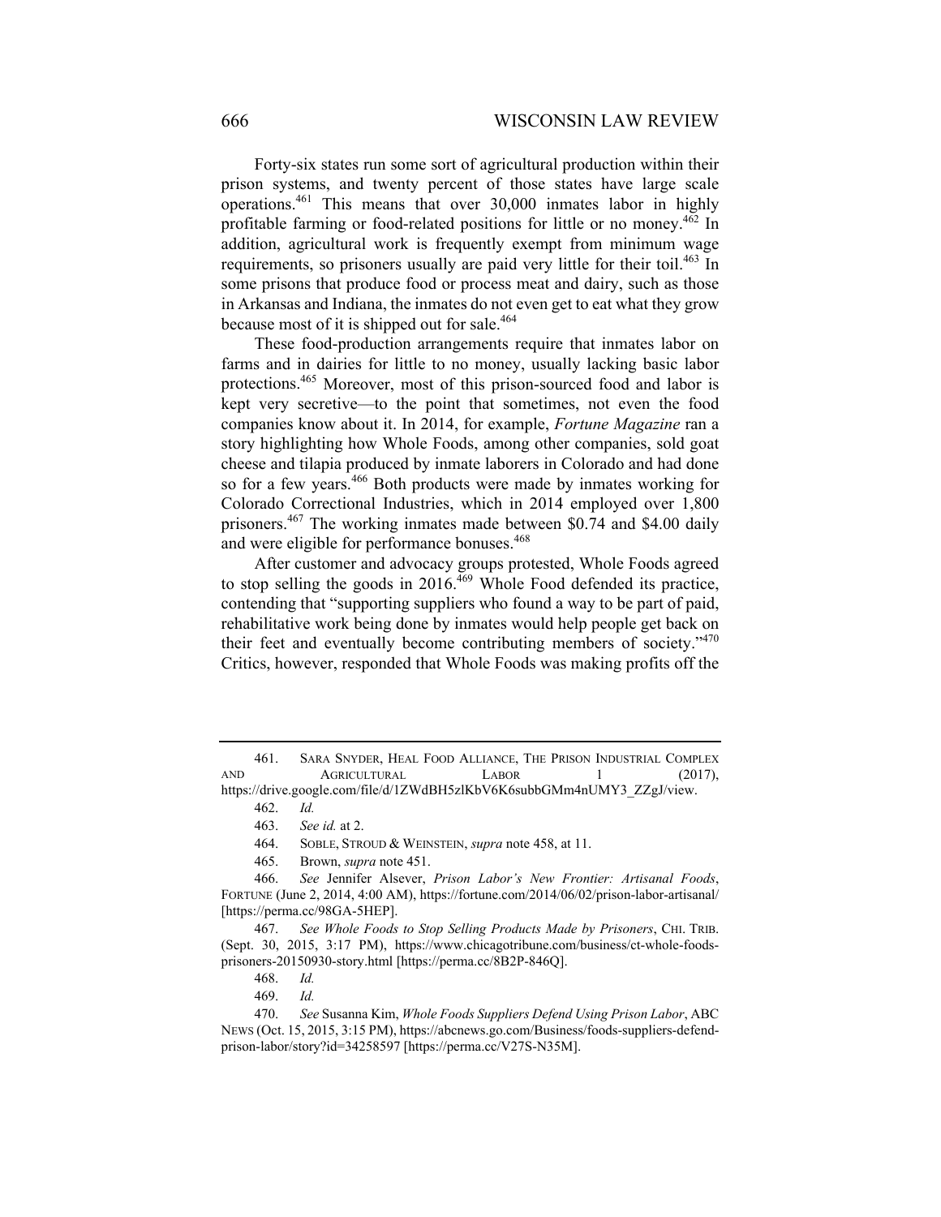Forty-six states run some sort of agricultural production within their prison systems, and twenty percent of those states have large scale operations.[461] This means that over 30,000 inmates labor in highly profitable farming or food-related positions for little or no money.[462] In addition, agricultural work is frequently exempt from minimum wage requirements, so prisoners usually are paid very little for their toil.[463] In some prisons that produce food or process meat and dairy, such as those in Arkansas and Indiana, the inmates do not even get to eat what they grow because most of it is shipped out for sale.[464]

These food-production arrangements require that inmates labor on farms and in dairies for little to no money, usually lacking basic labor protections.[465] Moreover, most of this prison-sourced food and labor is kept very secretive—to the point that sometimes, not even the food companies know about it. In 2014, for example, *Fortune Magazine* ran a story highlighting how Whole Foods, among other companies, sold goat cheese and tilapia produced by inmate laborers in Colorado and had done so for a few years.[466] Both products were made by inmates working for Colorado Correctional Industries, which in 2014 employed over 1,800 prisoners.[467] The working inmates made between $0.74 and $4.00 daily and were eligible for performance bonuses.[468]

After customer and advocacy groups protested, Whole Foods agreed to stop selling the goods in 2016.[469] Whole Food defended its practice, contending that "supporting suppliers who found a way to be part of paid, rehabilitative work being done by inmates would help people get back on their feet and eventually become contributing members of society."[470] Critics, however, responded that Whole Foods was making profits off the

---

461. Sara Snyder, Heal Food Alliance, The Prison Industrial Complex and Agricultural Labor 1 (2017), https://drive.google.com/file/d/1ZWdBH5zlKbV6K6subbGMm4nUMY3_ZZgJ/view.

462. *Id.*

463. *See id.* at 2.

464. Soble, Stroud & Weinstein, *supra* note 458, at 11.

465. Brown, *supra* note 451.

466. *See* Jennifer Alsever, *Prison Labor's New Frontier: Artisanal Foods*, Fortune (June 2, 2014, 4:00 AM), https://fortune.com/2014/06/02/prison-labor-artisanal/ [https://perma.cc/98GA-5HEP].

467. *See Whole Foods to Stop Selling Products Made by Prisoners*, Chi. Trib. (Sept. 30, 2015, 3:17 PM), https://www.chicagotribune.com/business/ct-whole-foods-prisoners-20150930-story.html [https://perma.cc/8B2P-846Q].

468. *Id.*

469. *Id.*

470. *See* Susanna Kim, *Whole Foods Suppliers Defend Using Prison Labor*, ABC News (Oct. 15, 2015, 3:15 PM), https://abcnews.go.com/Business/foods-suppliers-defend-prison-labor/story?id=34258597 [https://perma.cc/V27S-N35M].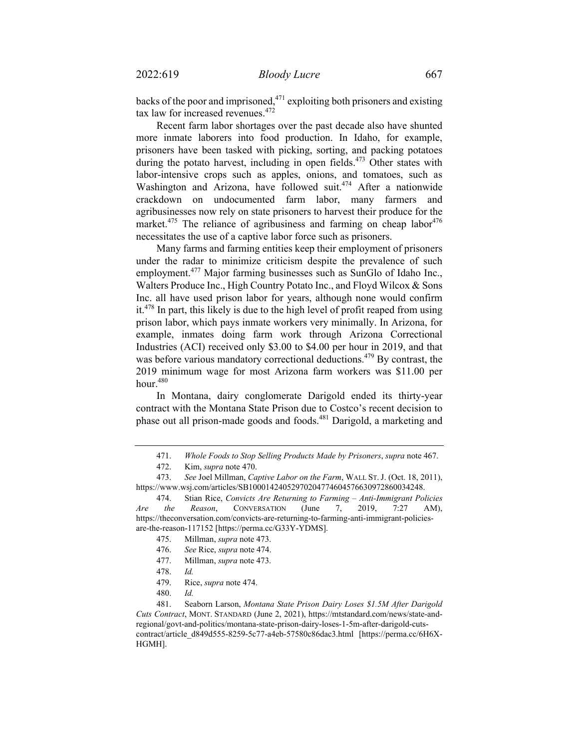backs of the poor and imprisoned,[471] exploiting both prisoners and existing tax law for increased revenues.[472]

Recent farm labor shortages over the past decade also have shunted more inmate laborers into food production. In Idaho, for example, prisoners have been tasked with picking, sorting, and packing potatoes during the potato harvest, including in open fields.[473] Other states with labor-intensive crops such as apples, onions, and tomatoes, such as Washington and Arizona, have followed suit.[474] After a nationwide crackdown on undocumented farm labor, many farmers and agribusinesses now rely on state prisoners to harvest their produce for the market.[475] The reliance of agribusiness and farming on cheap labor[476] necessitates the use of a captive labor force such as prisoners.

Many farms and farming entities keep their employment of prisoners under the radar to minimize criticism despite the prevalence of such employment.[477] Major farming businesses such as SunGlo of Idaho Inc., Walters Produce Inc., High Country Potato Inc., and Floyd Wilcox & Sons Inc. all have used prison labor for years, although none would confirm it.[478] In part, this likely is due to the high level of profit reaped from using prison labor, which pays inmate workers very minimally. In Arizona, for example, inmates doing farm work through Arizona Correctional Industries (ACI) received only $3.00 to $4.00 per hour in 2019, and that was before various mandatory correctional deductions.[479] By contrast, the 2019 minimum wage for most Arizona farm workers was $11.00 per hour.[480]

In Montana, dairy conglomerate Darigold ended its thirty-year contract with the Montana State Prison due to Costco's recent decision to phase out all prison-made goods and foods.[481] Darigold, a marketing and

---

471. *Whole Foods to Stop Selling Products Made by Prisoners*, *supra* note 467.

472. Kim, *supra* note 470.

473. *See* Joel Millman, *Captive Labor on the Farm*, WALL ST. J. (Oct. 18, 2011), https://www.wsj.com/articles/SB10001424052970204774604576630972860034248.

474. Stian Rice, *Convicts Are Returning to Farming – Anti-Immigrant Policies Are the Reason*, CONVERSATION (June 7, 2019, 7:27 AM), https://theconversation.com/convicts-are-returning-to-farming-anti-immigrant-policies-are-the-reason-117152 [https://perma.cc/G33Y-YDMS].

475. Millman, *supra* note 473.

476. *See* Rice, *supra* note 474.

477. Millman, *supra* note 473.

478. *Id.*

479. Rice, *supra* note 474.

480. *Id.*

481. Seaborn Larson, *Montana State Prison Dairy Loses $1.5M After Darigold Cuts Contract*, MONT. STANDARD (June 2, 2021), https://mtstandard.com/news/state-and-regional/govt-and-politics/montana-state-prison-dairy-loses-1-5m-after-darigold-cuts-contract/article_d849d555-8259-5c77-a4eb-57580c86dac3.html [https://perma.cc/6H6X-HGMH].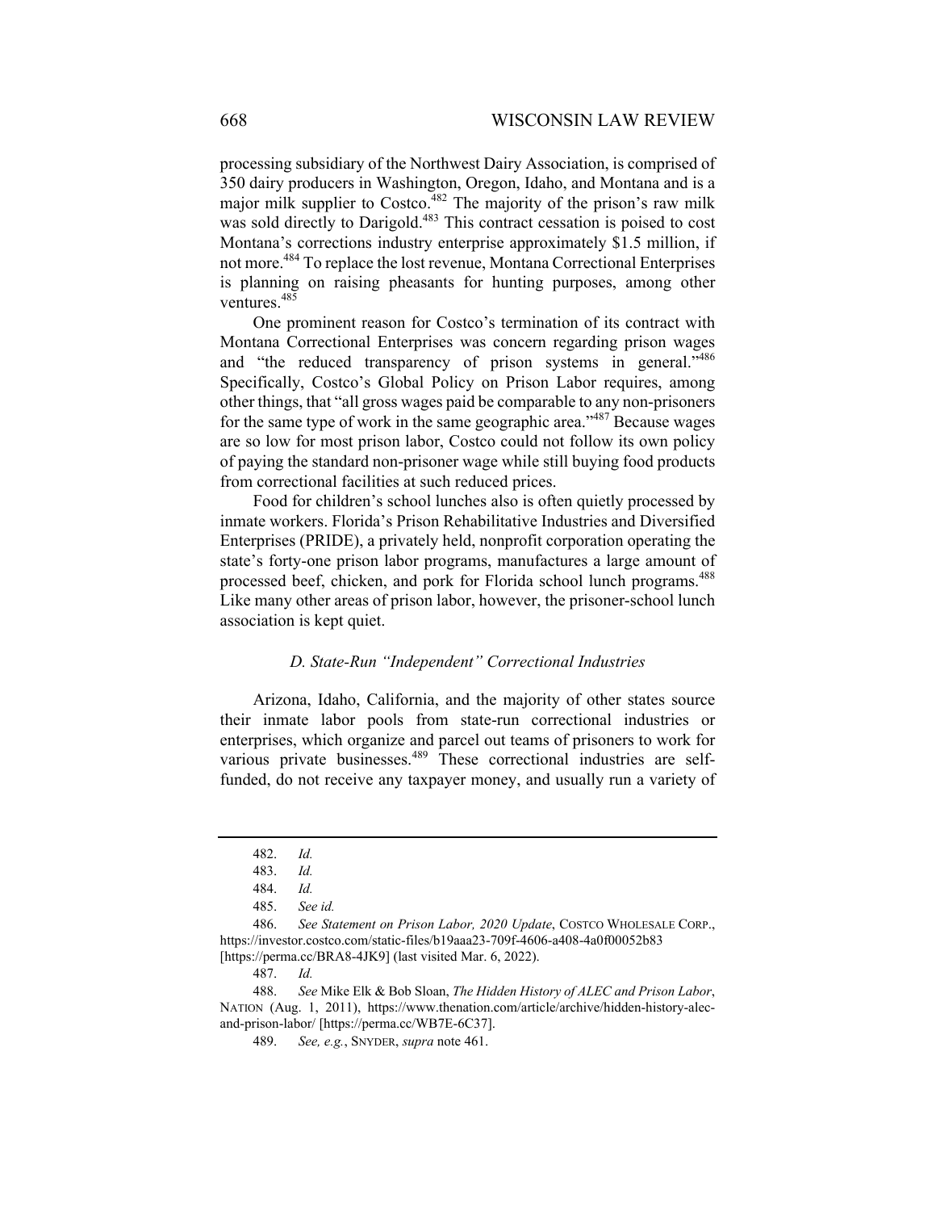processing subsidiary of the Northwest Dairy Association, is comprised of 350 dairy producers in Washington, Oregon, Idaho, and Montana and is a major milk supplier to Costco.[482] The majority of the prison's raw milk was sold directly to Darigold.[483] This contract cessation is poised to cost Montana's corrections industry enterprise approximately $1.5 million, if not more.[484] To replace the lost revenue, Montana Correctional Enterprises is planning on raising pheasants for hunting purposes, among other ventures.[485]

One prominent reason for Costco's termination of its contract with Montana Correctional Enterprises was concern regarding prison wages and "the reduced transparency of prison systems in general."[486] Specifically, Costco's Global Policy on Prison Labor requires, among other things, that "all gross wages paid be comparable to any non-prisoners for the same type of work in the same geographic area."[487] Because wages are so low for most prison labor, Costco could not follow its own policy of paying the standard non-prisoner wage while still buying food products from correctional facilities at such reduced prices.

Food for children's school lunches also is often quietly processed by inmate workers. Florida's Prison Rehabilitative Industries and Diversified Enterprises (PRIDE), a privately held, nonprofit corporation operating the state's forty-one prison labor programs, manufactures a large amount of processed beef, chicken, and pork for Florida school lunch programs.[488] Like many other areas of prison labor, however, the prisoner-school lunch association is kept quiet.

### *D. State-Run "Independent" Correctional Industries*

Arizona, Idaho, California, and the majority of other states source their inmate labor pools from state-run correctional industries or enterprises, which organize and parcel out teams of prisoners to work for various private businesses.[489] These correctional industries are self-funded, do not receive any taxpayer money, and usually run a variety of

---

482. *Id.*

483. *Id.*

484. *Id.*

485. *See id.*

486. *See Statement on Prison Labor, 2020 Update*, COSTCO WHOLESALE CORP., https://investor.costco.com/static-files/b19aaa23-709f-4606-a408-4a0f00052b83 [https://perma.cc/BRA8-4JK9] (last visited Mar. 6, 2022).

487. *Id.*

488. *See* Mike Elk & Bob Sloan, *The Hidden History of ALEC and Prison Labor*, NATION (Aug. 1, 2011), https://www.thenation.com/article/archive/hidden-history-alec-and-prison-labor/ [https://perma.cc/WB7E-6C37].

489. *See, e.g.*, SNYDER, *supra* note 461.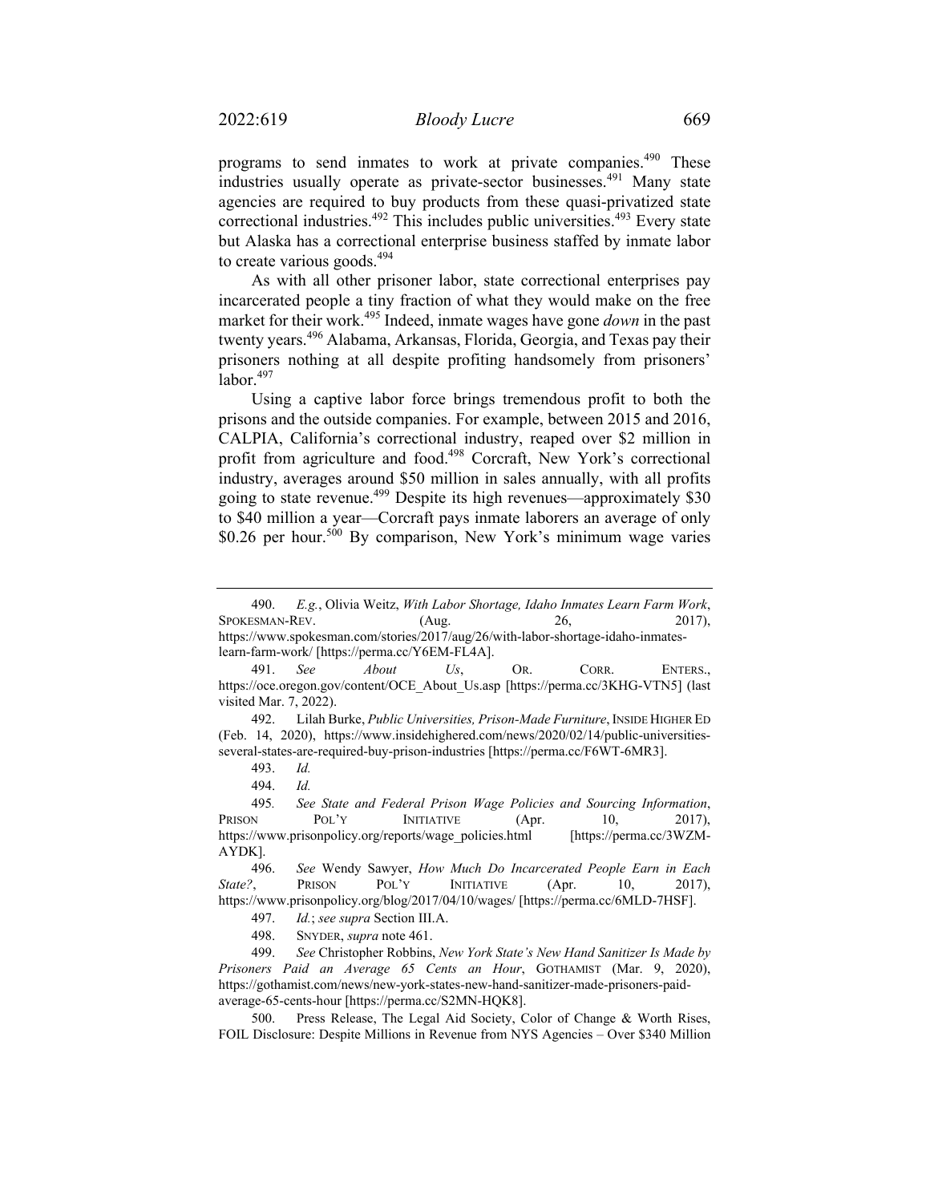programs to send inmates to work at private companies.[490] These industries usually operate as private-sector businesses.[491] Many state agencies are required to buy products from these quasi-privatized state correctional industries.[492] This includes public universities.[493] Every state but Alaska has a correctional enterprise business staffed by inmate labor to create various goods.[494]

As with all other prisoner labor, state correctional enterprises pay incarcerated people a tiny fraction of what they would make on the free market for their work.[495] Indeed, inmate wages have gone *down* in the past twenty years.[496] Alabama, Arkansas, Florida, Georgia, and Texas pay their prisoners nothing at all despite profiting handsomely from prisoners' labor.[497]

Using a captive labor force brings tremendous profit to both the prisons and the outside companies. For example, between 2015 and 2016, CALPIA, California's correctional industry, reaped over $2 million in profit from agriculture and food.[498] Corcraft, New York's correctional industry, averages around $50 million in sales annually, with all profits going to state revenue.[499] Despite its high revenues—approximately $30 to $40 million a year—Corcraft pays inmate laborers an average of only $0.26 per hour.[500] By comparison, New York's minimum wage varies

---

490. *E.g.*, Olivia Weitz, *With Labor Shortage, Idaho Inmates Learn Farm Work*, SPOKESMAN-REV. (Aug. 26, 2017), https://www.spokesman.com/stories/2017/aug/26/with-labor-shortage-idaho-inmates-learn-farm-work/ [https://perma.cc/Y6EM-FL4A].

491. *See About Us*, OR. CORR. ENTERS., https://oce.oregon.gov/content/OCE_About_Us.asp [https://perma.cc/3KHG-VTN5] (last visited Mar. 7, 2022).

492. Lilah Burke, *Public Universities, Prison-Made Furniture*, INSIDE HIGHER ED (Feb. 14, 2020), https://www.insidehighered.com/news/2020/02/14/public-universities-several-states-are-required-buy-prison-industries [https://perma.cc/F6WT-6MR3].

493. *Id.*

494. *Id.*

495. *See State and Federal Prison Wage Policies and Sourcing Information*, PRISON POL'Y INITIATIVE (Apr. 10, 2017), https://www.prisonpolicy.org/reports/wage_policies.html [https://perma.cc/3WZM-AYDK].

496. *See* Wendy Sawyer, *How Much Do Incarcerated People Earn in Each State?*, PRISON POL'Y INITIATIVE (Apr. 10, 2017), https://www.prisonpolicy.org/blog/2017/04/10/wages/ [https://perma.cc/6MLD-7HSF].

497. *Id.*; *see supra* Section III.A.

498. SNYDER, *supra* note 461.

499. *See* Christopher Robbins, *New York State's New Hand Sanitizer Is Made by Prisoners Paid an Average 65 Cents an Hour*, GOTHAMIST (Mar. 9, 2020), https://gothamist.com/news/new-york-states-new-hand-sanitizer-made-prisoners-paid-average-65-cents-hour [https://perma.cc/S2MN-HQK8].

500. Press Release, The Legal Aid Society, Color of Change & Worth Rises, FOIL Disclosure: Despite Millions in Revenue from NYS Agencies – Over $340 Million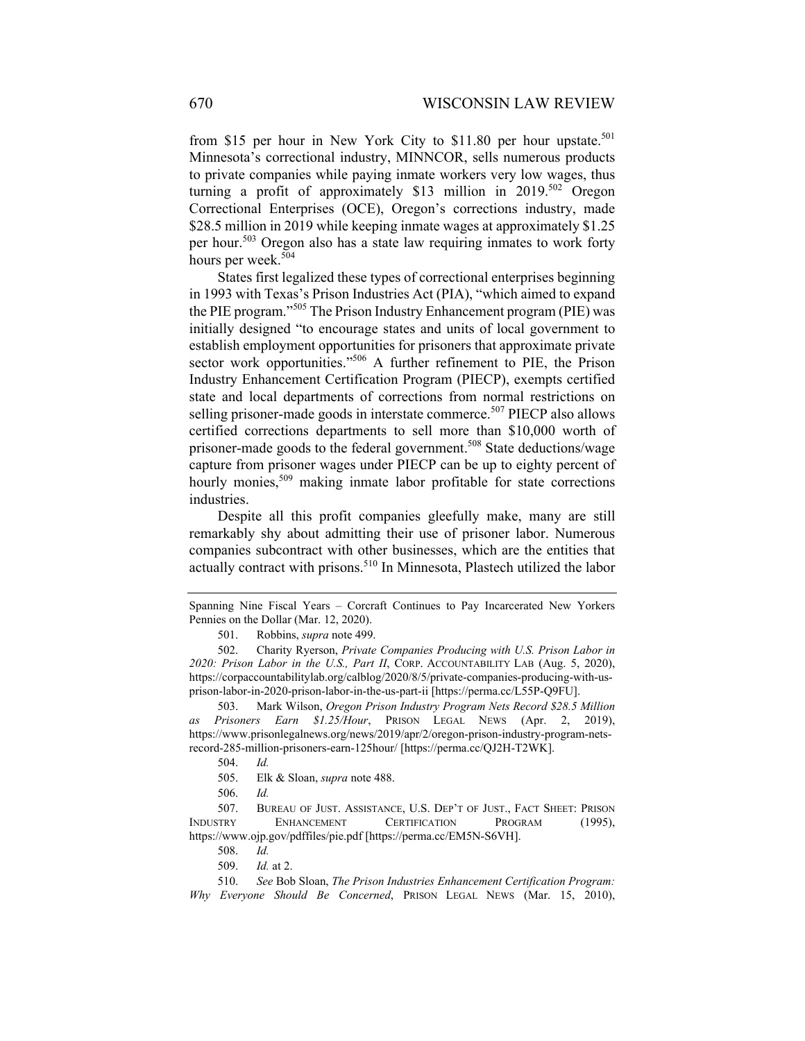from $15 per hour in New York City to $11.80 per hour upstate.[501] Minnesota's correctional industry, MINNCOR, sells numerous products to private companies while paying inmate workers very low wages, thus turning a profit of approximately $13 million in 2019.[502] Oregon Correctional Enterprises (OCE), Oregon's corrections industry, made $28.5 million in 2019 while keeping inmate wages at approximately $1.25 per hour.[503] Oregon also has a state law requiring inmates to work forty hours per week.[504]

States first legalized these types of correctional enterprises beginning in 1993 with Texas's Prison Industries Act (PIA), "which aimed to expand the PIE program."[505] The Prison Industry Enhancement program (PIE) was initially designed "to encourage states and units of local government to establish employment opportunities for prisoners that approximate private sector work opportunities."[506] A further refinement to PIE, the Prison Industry Enhancement Certification Program (PIECP), exempts certified state and local departments of corrections from normal restrictions on selling prisoner-made goods in interstate commerce.[507] PIECP also allows certified corrections departments to sell more than $10,000 worth of prisoner-made goods to the federal government.[508] State deductions/wage capture from prisoner wages under PIECP can be up to eighty percent of hourly monies,[509] making inmate labor profitable for state corrections industries.

Despite all this profit companies gleefully make, many are still remarkably shy about admitting their use of prisoner labor. Numerous companies subcontract with other businesses, which are the entities that actually contract with prisons.[510] In Minnesota, Plastech utilized the labor

---

Spanning Nine Fiscal Years – Corcraft Continues to Pay Incarcerated New Yorkers Pennies on the Dollar (Mar. 12, 2020).

501. Robbins, *supra* note 499.

502. Charity Ryerson, *Private Companies Producing with U.S. Prison Labor in 2020: Prison Labor in the U.S., Part II*, CORP. ACCOUNTABILITY LAB (Aug. 5, 2020), https://corpaccountabilitylab.org/calblog/2020/8/5/private-companies-producing-with-us-prison-labor-in-2020-prison-labor-in-the-us-part-ii [https://perma.cc/L55P-Q9FU].

503. Mark Wilson, *Oregon Prison Industry Program Nets Record $28.5 Million as Prisoners Earn $1.25/Hour*, PRISON LEGAL NEWS (Apr. 2, 2019), https://www.prisonlegalnews.org/news/2019/apr/2/oregon-prison-industry-program-nets-record-285-million-prisoners-earn-125hour/ [https://perma.cc/QJ2H-T2WK].

504. *Id.*

505. Elk & Sloan, *supra* note 488.

506. *Id.*

507. BUREAU OF JUST. ASSISTANCE, U.S. DEP'T OF JUST., FACT SHEET: PRISON INDUSTRY ENHANCEMENT CERTIFICATION PROGRAM (1995), https://www.ojp.gov/pdffiles/pie.pdf [https://perma.cc/EM5N-S6VH].

508. *Id.*

509. *Id.* at 2.

510. *See* Bob Sloan, *The Prison Industries Enhancement Certification Program: Why Everyone Should Be Concerned*, PRISON LEGAL NEWS (Mar. 15, 2010),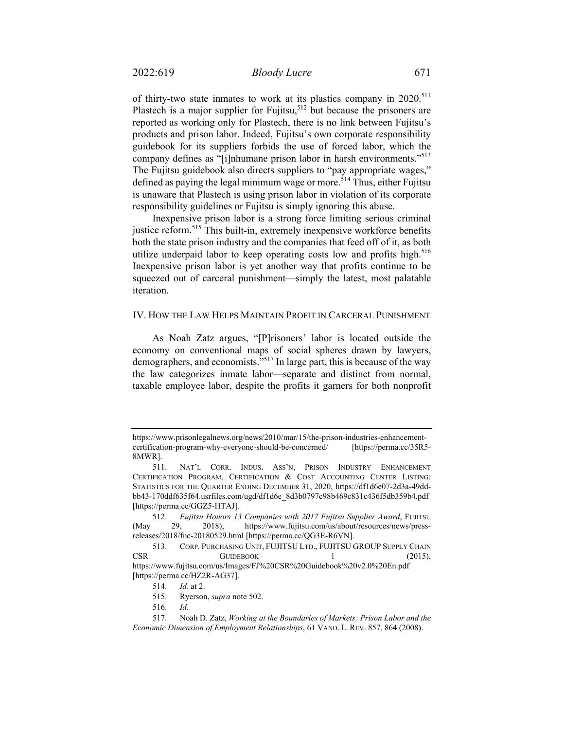of thirty-two state inmates to work at its plastics company in 2020.[511] Plastech is a major supplier for Fujitsu,[512] but because the prisoners are reported as working only for Plastech, there is no link between Fujitsu's products and prison labor. Indeed, Fujitsu's own corporate responsibility guidebook for its suppliers forbids the use of forced labor, which the company defines as "[i]nhumane prison labor in harsh environments."[513] The Fujitsu guidebook also directs suppliers to "pay appropriate wages," defined as paying the legal minimum wage or more.[514] Thus, either Fujitsu is unaware that Plastech is using prison labor in violation of its corporate responsibility guidelines or Fujitsu is simply ignoring this abuse.

Inexpensive prison labor is a strong force limiting serious criminal justice reform.[515] This built-in, extremely inexpensive workforce benefits both the state prison industry and the companies that feed off of it, as both utilize underpaid labor to keep operating costs low and profits high.[516] Inexpensive prison labor is yet another way that profits continue to be squeezed out of carceral punishment—simply the latest, most palatable iteration.

## IV. How the Law Helps Maintain Profit in Carceral Punishment

As Noah Zatz argues, "[P]risoners' labor is located outside the economy on conventional maps of social spheres drawn by lawyers, demographers, and economists."[517] In large part, this is because of the way the law categorizes inmate labor—separate and distinct from normal, taxable employee labor, despite the profits it garners for both nonprofit

---

https://www.prisonlegalnews.org/news/2010/mar/15/the-prison-industries-enhancement-certification-program-why-everyone-should-be-concerned/ [https://perma.cc/35R5-8MWR].

511. Nat'l Corr. Indus. Ass'n, Prison Industry Enhancement Certification Program, Certification & Cost Accounting Center Listing: Statistics for the Quarter Ending December 31, 2020, https://df1d6e07-2d3a-49dd-bb43-170ddf635f64.usrfiles.com/ugd/df1d6e_8d3b0797c98b469c831c436f5db359b4.pdf [https://perma.cc/GGZ5-HTAJ].

512. *Fujitsu Honors 13 Companies with 2017 Fujitsu Supplier Award*, Fujitsu (May 29, 2018), https://www.fujitsu.com/us/about/resources/news/press-releases/2018/fnc-20180529.html [https://perma.cc/QG3E-R6VN].

513. Corp. Purchasing Unit, Fujitsu Ltd., Fujitsu Group Supply Chain CSR Guidebook 1 (2015), https://www.fujitsu.com/us/Images/FJ%20CSR%20Guidebook%20v2.0%20En.pdf [https://perma.cc/HZ2R-AG37].

514. *Id.* at 2.

515. Ryerson, *supra* note 502.

516. *Id.*

517. Noah D. Zatz, *Working at the Boundaries of Markets: Prison Labor and the Economic Dimension of Employment Relationships*, 61 Vand. L. Rev. 857, 864 (2008).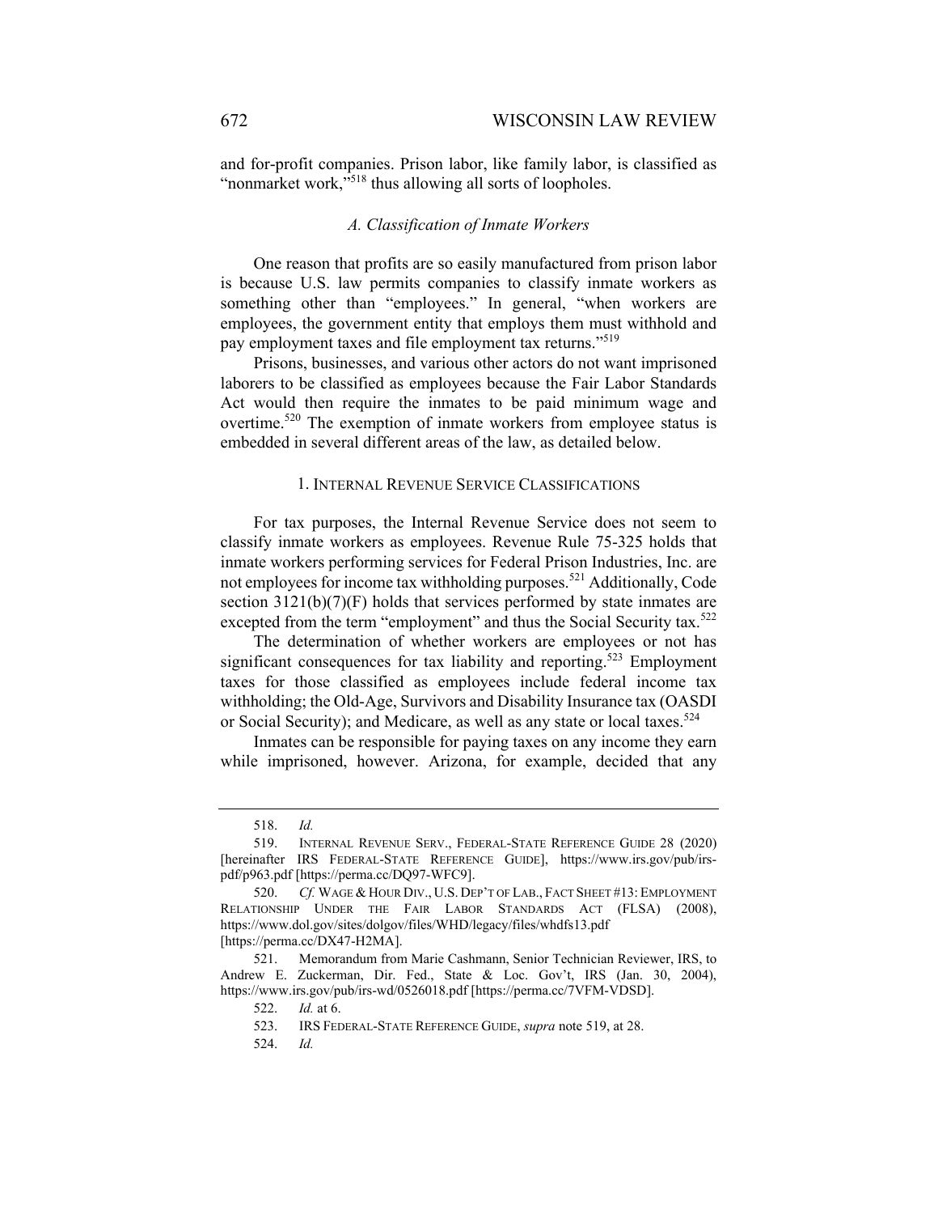and for-profit companies. Prison labor, like family labor, is classified as "nonmarket work,"[518] thus allowing all sorts of loopholes.

### *A. Classification of Inmate Workers*

One reason that profits are so easily manufactured from prison labor is because U.S. law permits companies to classify inmate workers as something other than "employees." In general, "when workers are employees, the government entity that employs them must withhold and pay employment taxes and file employment tax returns."[519]

Prisons, businesses, and various other actors do not want imprisoned laborers to be classified as employees because the Fair Labor Standards Act would then require the inmates to be paid minimum wage and overtime.[520] The exemption of inmate workers from employee status is embedded in several different areas of the law, as detailed below.

#### 1. Internal Revenue Service Classifications

For tax purposes, the Internal Revenue Service does not seem to classify inmate workers as employees. Revenue Rule 75-325 holds that inmate workers performing services for Federal Prison Industries, Inc. are not employees for income tax withholding purposes.[521] Additionally, Code section 3121(b)(7)(F) holds that services performed by state inmates are excepted from the term "employment" and thus the Social Security tax.[522]

The determination of whether workers are employees or not has significant consequences for tax liability and reporting.[523] Employment taxes for those classified as employees include federal income tax withholding; the Old-Age, Survivors and Disability Insurance tax (OASDI or Social Security); and Medicare, as well as any state or local taxes.[524]

Inmates can be responsible for paying taxes on any income they earn while imprisoned, however. Arizona, for example, decided that any

---

518. *Id.*

519. Internal Revenue Serv., Federal-State Reference Guide 28 (2020) [hereinafter IRS Federal-State Reference Guide], https://www.irs.gov/pub/irs-pdf/p963.pdf [https://perma.cc/DQ97-WFC9].

520. *Cf.* Wage & Hour Div., U.S. Dep't of Lab., Fact Sheet #13: Employment Relationship Under the Fair Labor Standards Act (FLSA) (2008), https://www.dol.gov/sites/dolgov/files/WHD/legacy/files/whdfs13.pdf [https://perma.cc/DX47-H2MA].

521. Memorandum from Marie Cashmann, Senior Technician Reviewer, IRS, to Andrew E. Zuckerman, Dir. Fed., State & Loc. Gov't, IRS (Jan. 30, 2004), https://www.irs.gov/pub/irs-wd/0526018.pdf [https://perma.cc/7VFM-VDSD].

522. *Id.* at 6.

523. IRS Federal-State Reference Guide, *supra* note 519, at 28.

524. *Id.*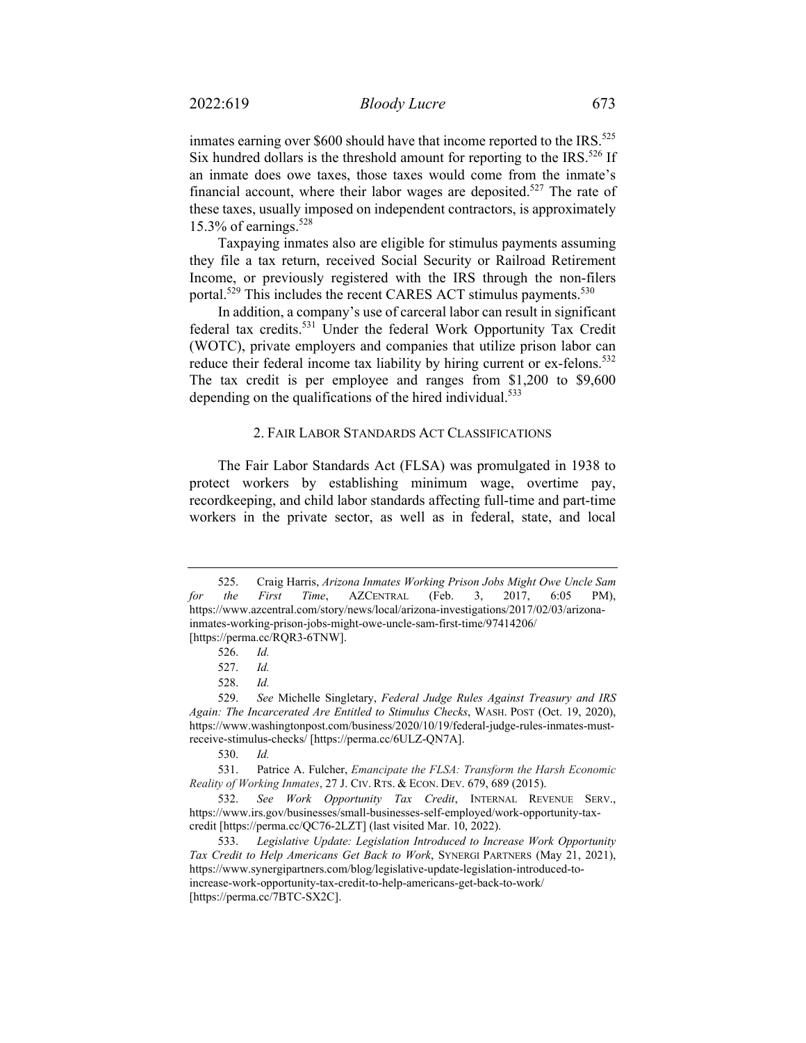inmates earning over $600 should have that income reported to the IRS.[525] Six hundred dollars is the threshold amount for reporting to the IRS.[526] If an inmate does owe taxes, those taxes would come from the inmate's financial account, where their labor wages are deposited.[527] The rate of these taxes, usually imposed on independent contractors, is approximately 15.3% of earnings.[528]

Taxpaying inmates also are eligible for stimulus payments assuming they file a tax return, received Social Security or Railroad Retirement Income, or previously registered with the IRS through the non-filers portal.[529] This includes the recent CARES ACT stimulus payments.[530]

In addition, a company's use of carceral labor can result in significant federal tax credits.[531] Under the federal Work Opportunity Tax Credit (WOTC), private employers and companies that utilize prison labor can reduce their federal income tax liability by hiring current or ex-felons.[532] The tax credit is per employee and ranges from $1,200 to $9,600 depending on the qualifications of the hired individual.[533]

### 2. FAIR LABOR STANDARDS ACT CLASSIFICATIONS

The Fair Labor Standards Act (FLSA) was promulgated in 1938 to protect workers by establishing minimum wage, overtime pay, recordkeeping, and child labor standards affecting full-time and part-time workers in the private sector, as well as in federal, state, and local

---

525. Craig Harris, *Arizona Inmates Working Prison Jobs Might Owe Uncle Sam for the First Time*, AZCENTRAL (Feb. 3, 2017, 6:05 PM), https://www.azcentral.com/story/news/local/arizona-investigations/2017/02/03/arizona-inmates-working-prison-jobs-might-owe-uncle-sam-first-time/97414206/ [https://perma.cc/RQR3-6TNW].

526. *Id.*

527. *Id.*

528. *Id.*

529. *See* Michelle Singletary, *Federal Judge Rules Against Treasury and IRS Again: The Incarcerated Are Entitled to Stimulus Checks*, WASH. POST (Oct. 19, 2020), https://www.washingtonpost.com/business/2020/10/19/federal-judge-rules-inmates-must-receive-stimulus-checks/ [https://perma.cc/6ULZ-QN7A].

530. *Id.*

531. Patrice A. Fulcher, *Emancipate the FLSA: Transform the Harsh Economic Reality of Working Inmates*, 27 J. CIV. RTS. & ECON. DEV. 679, 689 (2015).

532. *See Work Opportunity Tax Credit*, INTERNAL REVENUE SERV., https://www.irs.gov/businesses/small-businesses-self-employed/work-opportunity-tax-credit [https://perma.cc/QC76-2LZT] (last visited Mar. 10, 2022).

533. *Legislative Update: Legislation Introduced to Increase Work Opportunity Tax Credit to Help Americans Get Back to Work*, SYNERGI PARTNERS (May 21, 2021), https://www.synergipartners.com/blog/legislative-update-legislation-introduced-to-increase-work-opportunity-tax-credit-to-help-americans-get-back-to-work/ [https://perma.cc/7BTC-SX2C].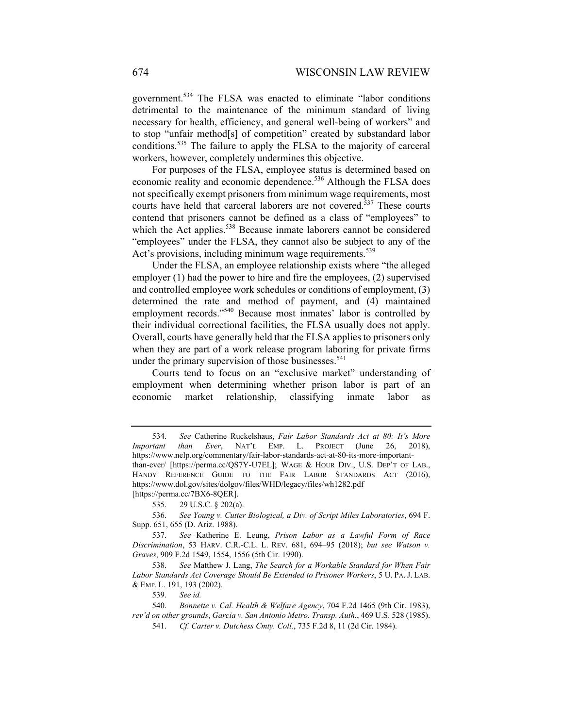government.[534] The FLSA was enacted to eliminate "labor conditions detrimental to the maintenance of the minimum standard of living necessary for health, efficiency, and general well-being of workers" and to stop "unfair method[s] of competition" created by substandard labor conditions.[535] The failure to apply the FLSA to the majority of carceral workers, however, completely undermines this objective.

For purposes of the FLSA, employee status is determined based on economic reality and economic dependence.[536] Although the FLSA does not specifically exempt prisoners from minimum wage requirements, most courts have held that carceral laborers are not covered.[537] These courts contend that prisoners cannot be defined as a class of "employees" to which the Act applies.[538] Because inmate laborers cannot be considered "employees" under the FLSA, they cannot also be subject to any of the Act's provisions, including minimum wage requirements.[539]

Under the FLSA, an employee relationship exists where "the alleged employer (1) had the power to hire and fire the employees, (2) supervised and controlled employee work schedules or conditions of employment, (3) determined the rate and method of payment, and (4) maintained employment records."[540] Because most inmates' labor is controlled by their individual correctional facilities, the FLSA usually does not apply. Overall, courts have generally held that the FLSA applies to prisoners only when they are part of a work release program laboring for private firms under the primary supervision of those businesses.[541]

Courts tend to focus on an "exclusive market" understanding of employment when determining whether prison labor is part of an economic market relationship, classifying inmate labor as

---

534. *See* Catherine Ruckelshaus, *Fair Labor Standards Act at 80: It's More Important than Ever*, NAT'L EMP. L. PROJECT (June 26, 2018), https://www.nelp.org/commentary/fair-labor-standards-act-at-80-its-more-important-than-ever/ [https://perma.cc/QS7Y-U7EL]; WAGE & HOUR DIV., U.S. DEP'T OF LAB., HANDY REFERENCE GUIDE TO THE FAIR LABOR STANDARDS ACT (2016), https://www.dol.gov/sites/dolgov/files/WHD/legacy/files/wh1282.pdf [https://perma.cc/7BX6-8QER].

535. 29 U.S.C. § 202(a).

536. *See Young v. Cutter Biological, a Div. of Script Miles Laboratories*, 694 F. Supp. 651, 655 (D. Ariz. 1988).

537. *See* Katherine E. Leung, *Prison Labor as a Lawful Form of Race Discrimination*, 53 HARV. C.R.-C.L. L. REV. 681, 694–95 (2018); *but see Watson v. Graves*, 909 F.2d 1549, 1554, 1556 (5th Cir. 1990).

538. *See* Matthew J. Lang, *The Search for a Workable Standard for When Fair Labor Standards Act Coverage Should Be Extended to Prisoner Workers*, 5 U. PA. J. LAB. & EMP. L. 191, 193 (2002).

539. *See id.*

540. *Bonnette v. Cal. Health & Welfare Agency*, 704 F.2d 1465 (9th Cir. 1983), *rev'd on other grounds*, *Garcia v. San Antonio Metro. Transp. Auth.*, 469 U.S. 528 (1985).

541. *Cf. Carter v. Dutchess Cmty. Coll.*, 735 F.2d 8, 11 (2d Cir. 1984).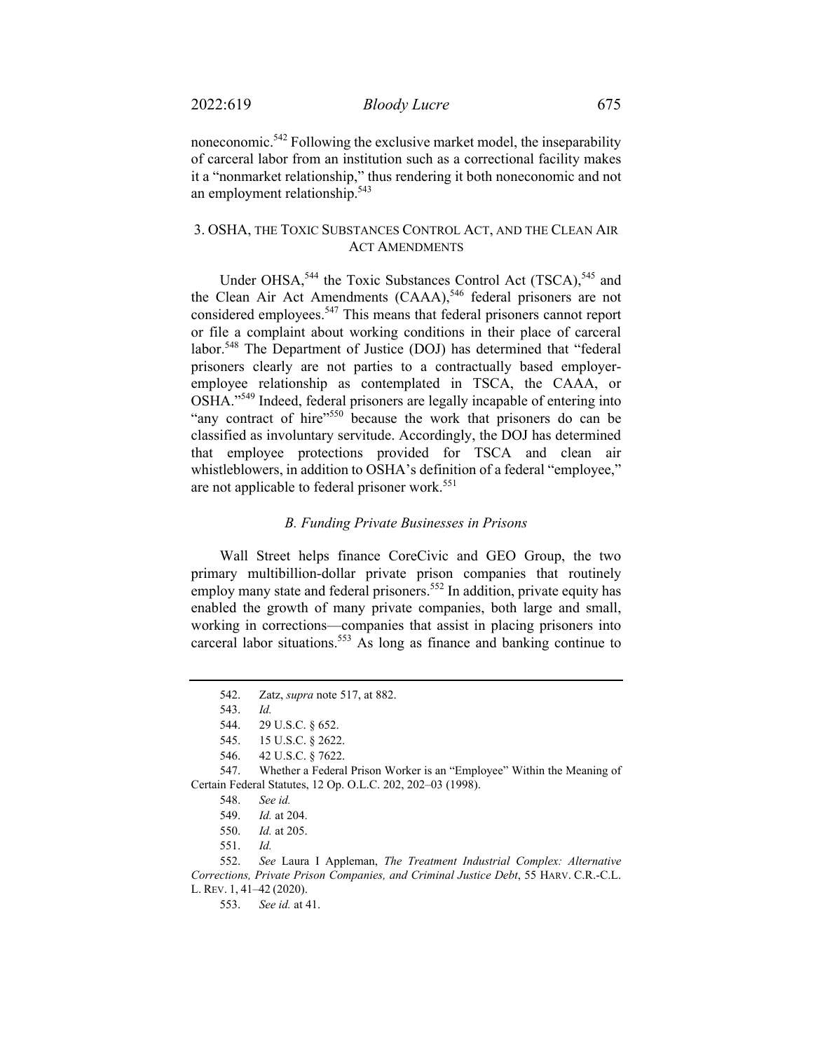noneconomic.[542] Following the exclusive market model, the inseparability of carceral labor from an institution such as a correctional facility makes it a "nonmarket relationship," thus rendering it both noneconomic and not an employment relationship.[543]

### 3. OSHA, THE TOXIC SUBSTANCES CONTROL ACT, AND THE CLEAN AIR ACT AMENDMENTS

Under OHSA,[544] the Toxic Substances Control Act (TSCA),[545] and the Clean Air Act Amendments (CAAA),[546] federal prisoners are not considered employees.[547] This means that federal prisoners cannot report or file a complaint about working conditions in their place of carceral labor.[548] The Department of Justice (DOJ) has determined that "federal prisoners clearly are not parties to a contractually based employer-employee relationship as contemplated in TSCA, the CAAA, or OSHA."[549] Indeed, federal prisoners are legally incapable of entering into "any contract of hire"[550] because the work that prisoners do can be classified as involuntary servitude. Accordingly, the DOJ has determined that employee protections provided for TSCA and clean air whistleblowers, in addition to OSHA's definition of a federal "employee," are not applicable to federal prisoner work.[551]

## *B. Funding Private Businesses in Prisons*

Wall Street helps finance CoreCivic and GEO Group, the two primary multibillion-dollar private prison companies that routinely employ many state and federal prisoners.[552] In addition, private equity has enabled the growth of many private companies, both large and small, working in corrections—companies that assist in placing prisoners into carceral labor situations.[553] As long as finance and banking continue to

---

542. Zatz, *supra* note 517, at 882.

543. *Id.*

544. 29 U.S.C. § 652.

545. 15 U.S.C. § 2622.

546. 42 U.S.C. § 7622.

547. Whether a Federal Prison Worker is an "Employee" Within the Meaning of Certain Federal Statutes, 12 Op. O.L.C. 202, 202–03 (1998).

548. *See id.*

549. *Id.* at 204.

550. *Id.* at 205.

551. *Id.*

552. *See* Laura I Appleman, *The Treatment Industrial Complex: Alternative Corrections, Private Prison Companies, and Criminal Justice Debt*, 55 HARV. C.R.-C.L. L. REV. 1, 41–42 (2020).

553. *See id.* at 41.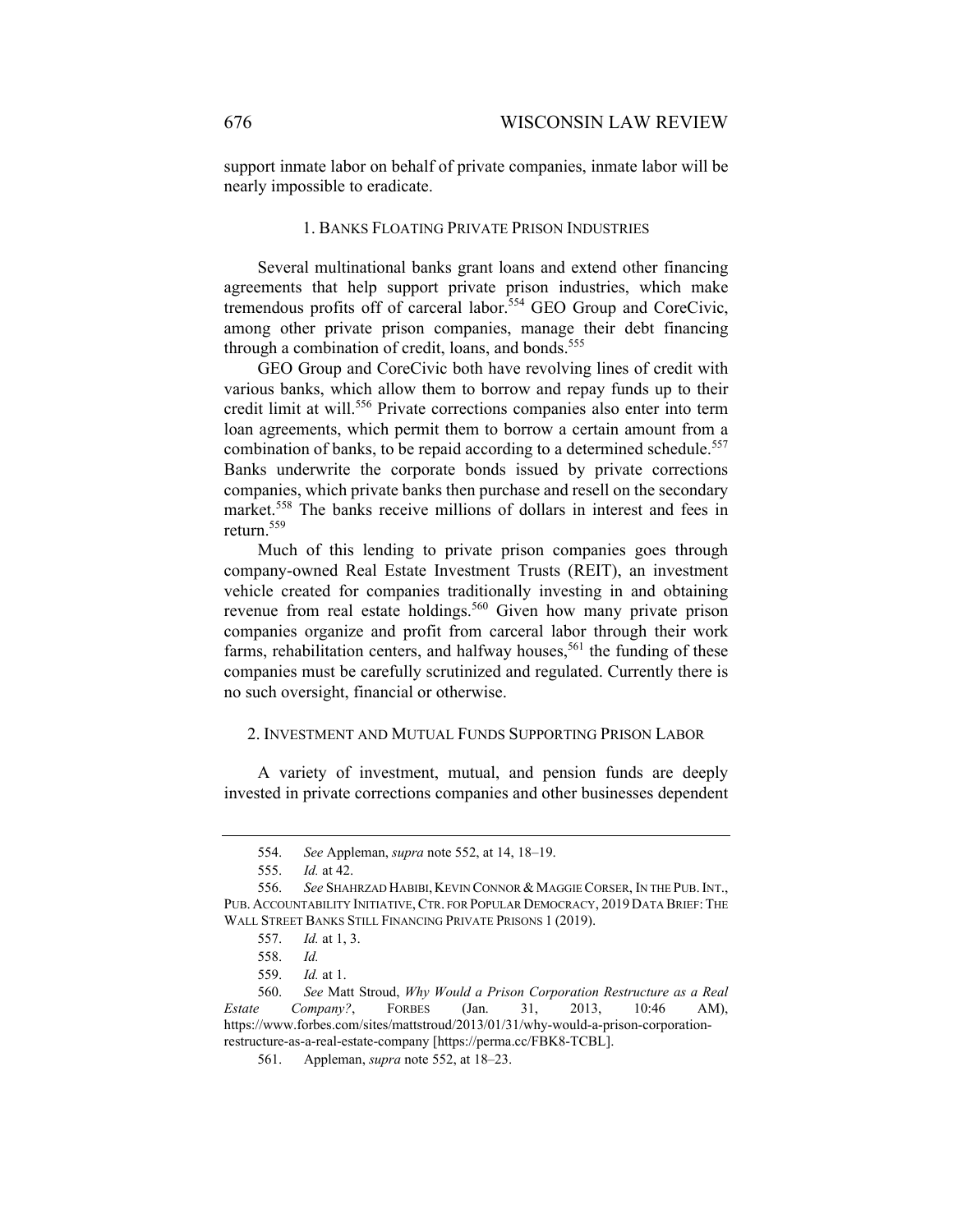support inmate labor on behalf of private companies, inmate labor will be nearly impossible to eradicate.

### 1. Banks Floating Private Prison Industries

Several multinational banks grant loans and extend other financing agreements that help support private prison industries, which make tremendous profits off of carceral labor.[554] GEO Group and CoreCivic, among other private prison companies, manage their debt financing through a combination of credit, loans, and bonds.[555]

GEO Group and CoreCivic both have revolving lines of credit with various banks, which allow them to borrow and repay funds up to their credit limit at will.[556] Private corrections companies also enter into term loan agreements, which permit them to borrow a certain amount from a combination of banks, to be repaid according to a determined schedule.[557] Banks underwrite the corporate bonds issued by private corrections companies, which private banks then purchase and resell on the secondary market.[558] The banks receive millions of dollars in interest and fees in return.[559]

Much of this lending to private prison companies goes through company-owned Real Estate Investment Trusts (REIT), an investment vehicle created for companies traditionally investing in and obtaining revenue from real estate holdings.[560] Given how many private prison companies organize and profit from carceral labor through their work farms, rehabilitation centers, and halfway houses,[561] the funding of these companies must be carefully scrutinized and regulated. Currently there is no such oversight, financial or otherwise.

### 2. Investment and Mutual Funds Supporting Prison Labor

A variety of investment, mutual, and pension funds are deeply invested in private corrections companies and other businesses dependent

---

554. *See* Appleman, *supra* note 552, at 14, 18–19.

555. *Id.* at 42.

556. *See* Shahrzad Habibi, Kevin Connor & Maggie Corser, In the Pub. Int., Pub. Accountability Initiative, Ctr. for Popular Democracy, 2019 Data Brief: The Wall Street Banks Still Financing Private Prisons 1 (2019).

557. *Id.* at 1, 3.

558. *Id.*

559. *Id.* at 1.

560. *See* Matt Stroud, *Why Would a Prison Corporation Restructure as a Real Estate Company?*, Forbes (Jan. 31, 2013, 10:46 AM), https://www.forbes.com/sites/mattstroud/2013/01/31/why-would-a-prison-corporation-restructure-as-a-real-estate-company [https://perma.cc/FBK8-TCBL].

561. Appleman, *supra* note 552, at 18–23.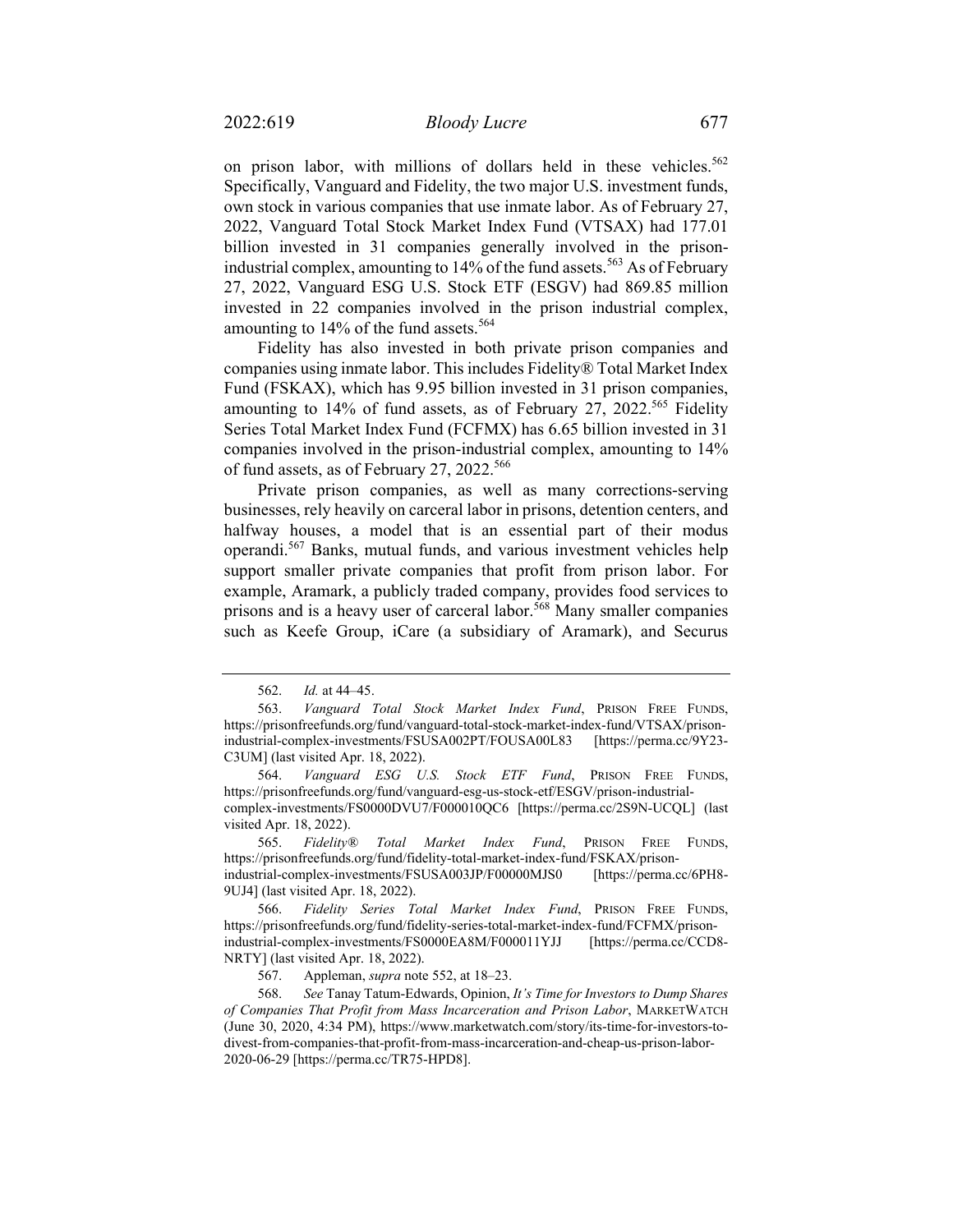on prison labor, with millions of dollars held in these vehicles.[562] Specifically, Vanguard and Fidelity, the two major U.S. investment funds, own stock in various companies that use inmate labor. As of February 27, 2022, Vanguard Total Stock Market Index Fund (VTSAX) had 177.01 billion invested in 31 companies generally involved in the prison-industrial complex, amounting to 14% of the fund assets.[563] As of February 27, 2022, Vanguard ESG U.S. Stock ETF (ESGV) had 869.85 million invested in 22 companies involved in the prison industrial complex, amounting to 14% of the fund assets.[564]

Fidelity has also invested in both private prison companies and companies using inmate labor. This includes Fidelity® Total Market Index Fund (FSKAX), which has 9.95 billion invested in 31 prison companies, amounting to 14% of fund assets, as of February 27, 2022.[565] Fidelity Series Total Market Index Fund (FCFMX) has 6.65 billion invested in 31 companies involved in the prison-industrial complex, amounting to 14% of fund assets, as of February 27, 2022.[566]

Private prison companies, as well as many corrections-serving businesses, rely heavily on carceral labor in prisons, detention centers, and halfway houses, a model that is an essential part of their modus operandi.[567] Banks, mutual funds, and various investment vehicles help support smaller private companies that profit from prison labor. For example, Aramark, a publicly traded company, provides food services to prisons and is a heavy user of carceral labor.[568] Many smaller companies such as Keefe Group, iCare (a subsidiary of Aramark), and Securus

---

562. *Id.* at 44–45.

563. *Vanguard Total Stock Market Index Fund*, PRISON FREE FUNDS, https://prisonfreefunds.org/fund/vanguard-total-stock-market-index-fund/VTSAX/prison-industrial-complex-investments/FSUSA002PT/FOUSA00L83 [https://perma.cc/9Y23-C3UM] (last visited Apr. 18, 2022).

564. *Vanguard ESG U.S. Stock ETF Fund*, PRISON FREE FUNDS, https://prisonfreefunds.org/fund/vanguard-esg-us-stock-etf/ESGV/prison-industrial-complex-investments/FS0000DVU7/F000010QC6 [https://perma.cc/2S9N-UCQL] (last visited Apr. 18, 2022).

565. *Fidelity® Total Market Index Fund*, PRISON FREE FUNDS, https://prisonfreefunds.org/fund/fidelity-total-market-index-fund/FSKAX/prison-industrial-complex-investments/FSUSA003JP/F00000MJS0 [https://perma.cc/6PH8-9UJ4] (last visited Apr. 18, 2022).

566. *Fidelity Series Total Market Index Fund*, PRISON FREE FUNDS, https://prisonfreefunds.org/fund/fidelity-series-total-market-index-fund/FCFMX/prison-industrial-complex-investments/FS0000EA8M/F000011YJJ [https://perma.cc/CCD8-NRTY] (last visited Apr. 18, 2022).

567. Appleman, *supra* note 552, at 18–23.

568. *See* Tanay Tatum-Edwards, Opinion, *It's Time for Investors to Dump Shares of Companies That Profit from Mass Incarceration and Prison Labor*, MARKETWATCH (June 30, 2020, 4:34 PM), https://www.marketwatch.com/story/its-time-for-investors-to-divest-from-companies-that-profit-from-mass-incarceration-and-cheap-us-prison-labor-2020-06-29 [https://perma.cc/TR75-HPD8].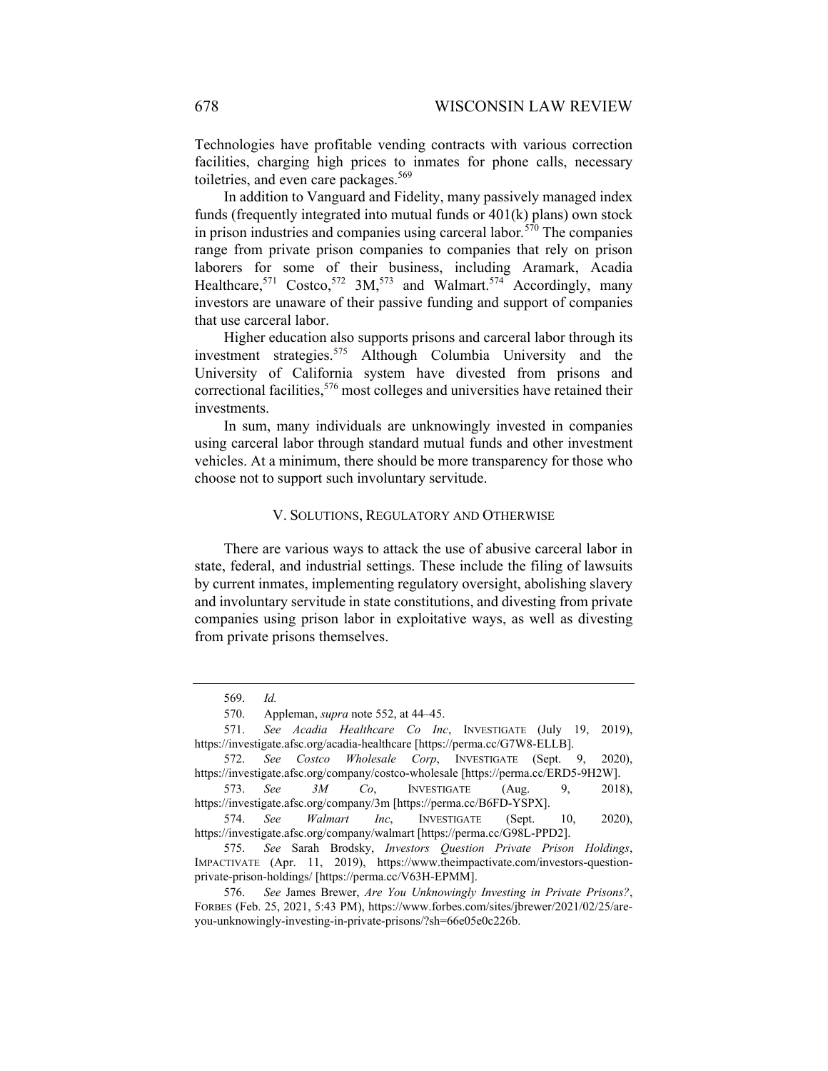Technologies have profitable vending contracts with various correction facilities, charging high prices to inmates for phone calls, necessary toiletries, and even care packages.[569]

In addition to Vanguard and Fidelity, many passively managed index funds (frequently integrated into mutual funds or 401(k) plans) own stock in prison industries and companies using carceral labor.[570] The companies range from private prison companies to companies that rely on prison laborers for some of their business, including Aramark, Acadia Healthcare,[571] Costco,[572] 3M,[573] and Walmart.[574] Accordingly, many investors are unaware of their passive funding and support of companies that use carceral labor.

Higher education also supports prisons and carceral labor through its investment strategies.[575] Although Columbia University and the University of California system have divested from prisons and correctional facilities,[576] most colleges and universities have retained their investments.

In sum, many individuals are unknowingly invested in companies using carceral labor through standard mutual funds and other investment vehicles. At a minimum, there should be more transparency for those who choose not to support such involuntary servitude.

## V. Solutions, Regulatory and Otherwise

There are various ways to attack the use of abusive carceral labor in state, federal, and industrial settings. These include the filing of lawsuits by current inmates, implementing regulatory oversight, abolishing slavery and involuntary servitude in state constitutions, and divesting from private companies using prison labor in exploitative ways, as well as divesting from private prisons themselves.

---

569. *Id.*

570. Appleman, *supra* note 552, at 44–45.

571. *See Acadia Healthcare Co Inc*, INVESTIGATE (July 19, 2019), https://investigate.afsc.org/acadia-healthcare [https://perma.cc/G7W8-ELLB].

572. *See Costco Wholesale Corp*, INVESTIGATE (Sept. 9, 2020), https://investigate.afsc.org/company/costco-wholesale [https://perma.cc/ERD5-9H2W].

573. *See 3M Co*, INVESTIGATE (Aug. 9, 2018), https://investigate.afsc.org/company/3m [https://perma.cc/B6FD-YSPX].

574. *See Walmart Inc*, INVESTIGATE (Sept. 10, 2020), https://investigate.afsc.org/company/walmart [https://perma.cc/G98L-PPD2].

575. *See* Sarah Brodsky, *Investors Question Private Prison Holdings*, IMPACTIVATE (Apr. 11, 2019), https://www.theimpactivate.com/investors-question-private-prison-holdings/ [https://perma.cc/V63H-EPMM].

576. *See* James Brewer, *Are You Unknowingly Investing in Private Prisons?*, FORBES (Feb. 25, 2021, 5:43 PM), https://www.forbes.com/sites/jbrewer/2021/02/25/are-you-unknowingly-investing-in-private-prisons/?sh=66e05e0c226b.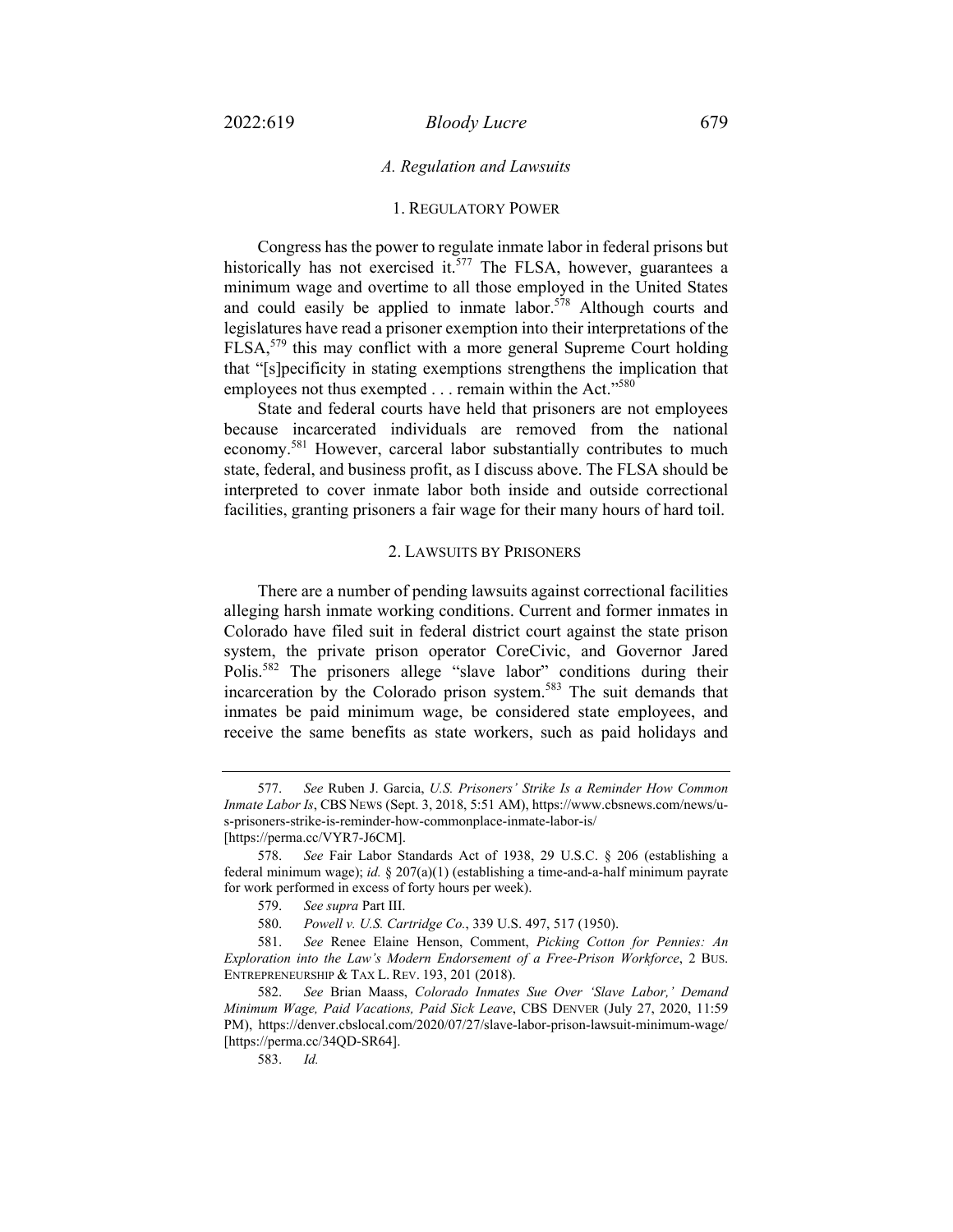### *A. Regulation and Lawsuits*

#### 1. REGULATORY POWER

Congress has the power to regulate inmate labor in federal prisons but historically has not exercised it.[577] The FLSA, however, guarantees a minimum wage and overtime to all those employed in the United States and could easily be applied to inmate labor.[578] Although courts and legislatures have read a prisoner exemption into their interpretations of the FLSA,[579] this may conflict with a more general Supreme Court holding that "[s]pecificity in stating exemptions strengthens the implication that employees not thus exempted . . . remain within the Act."[580]

State and federal courts have held that prisoners are not employees because incarcerated individuals are removed from the national economy.[581] However, carceral labor substantially contributes to much state, federal, and business profit, as I discuss above. The FLSA should be interpreted to cover inmate labor both inside and outside correctional facilities, granting prisoners a fair wage for their many hours of hard toil.

#### 2. LAWSUITS BY PRISONERS

There are a number of pending lawsuits against correctional facilities alleging harsh inmate working conditions. Current and former inmates in Colorado have filed suit in federal district court against the state prison system, the private prison operator CoreCivic, and Governor Jared Polis.[582] The prisoners allege "slave labor" conditions during their incarceration by the Colorado prison system.[583] The suit demands that inmates be paid minimum wage, be considered state employees, and receive the same benefits as state workers, such as paid holidays and

---

577. *See* Ruben J. Garcia, *U.S. Prisoners' Strike Is a Reminder How Common Inmate Labor Is*, CBS NEWS (Sept. 3, 2018, 5:51 AM), https://www.cbsnews.com/news/u-s-prisoners-strike-is-reminder-how-commonplace-inmate-labor-is/ [https://perma.cc/VYR7-J6CM].

578. *See* Fair Labor Standards Act of 1938, 29 U.S.C. § 206 (establishing a federal minimum wage); *id.* § 207(a)(1) (establishing a time-and-a-half minimum payrate for work performed in excess of forty hours per week).

579. *See supra* Part III.

580. *Powell v. U.S. Cartridge Co.*, 339 U.S. 497, 517 (1950).

581. *See* Renee Elaine Henson, Comment, *Picking Cotton for Pennies: An Exploration into the Law's Modern Endorsement of a Free-Prison Workforce*, 2 BUS. ENTREPRENEURSHIP & TAX L. REV. 193, 201 (2018).

582. *See* Brian Maass, *Colorado Inmates Sue Over 'Slave Labor,' Demand Minimum Wage, Paid Vacations, Paid Sick Leave*, CBS DENVER (July 27, 2020, 11:59 PM), https://denver.cbslocal.com/2020/07/27/slave-labor-prison-lawsuit-minimum-wage/ [https://perma.cc/34QD-SR64].

583. *Id.*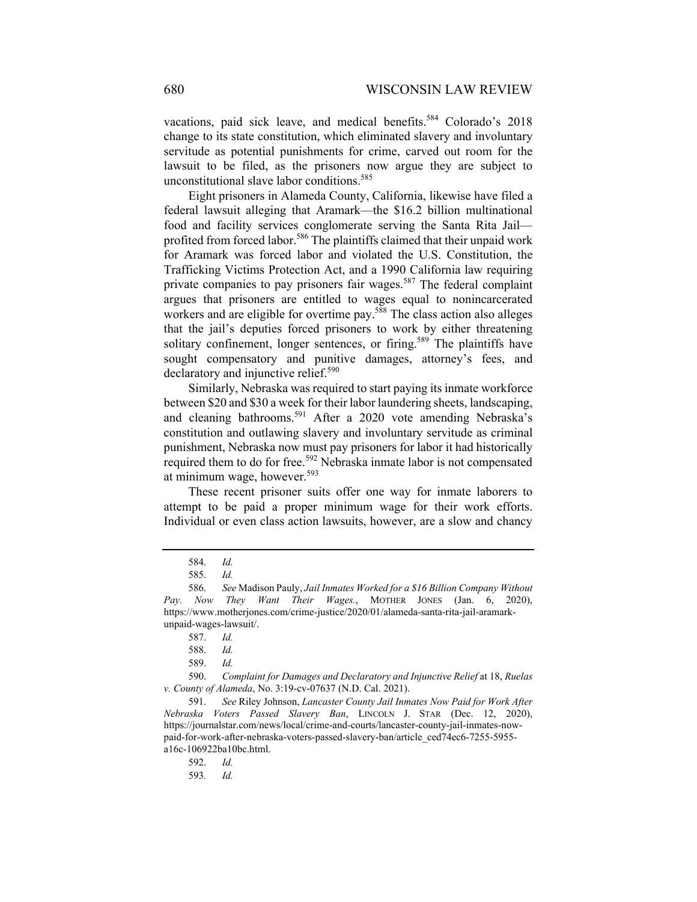vacations, paid sick leave, and medical benefits.[584] Colorado's 2018 change to its state constitution, which eliminated slavery and involuntary servitude as potential punishments for crime, carved out room for the lawsuit to be filed, as the prisoners now argue they are subject to unconstitutional slave labor conditions.[585]

Eight prisoners in Alameda County, California, likewise have filed a federal lawsuit alleging that Aramark—the $16.2 billion multinational food and facility services conglomerate serving the Santa Rita Jail—profited from forced labor.[586] The plaintiffs claimed that their unpaid work for Aramark was forced labor and violated the U.S. Constitution, the Trafficking Victims Protection Act, and a 1990 California law requiring private companies to pay prisoners fair wages.[587] The federal complaint argues that prisoners are entitled to wages equal to nonincarcerated workers and are eligible for overtime pay.[588] The class action also alleges that the jail's deputies forced prisoners to work by either threatening solitary confinement, longer sentences, or firing.[589] The plaintiffs have sought compensatory and punitive damages, attorney's fees, and declaratory and injunctive relief.[590]

Similarly, Nebraska was required to start paying its inmate workforce between $20 and $30 a week for their labor laundering sheets, landscaping, and cleaning bathrooms.[591] After a 2020 vote amending Nebraska's constitution and outlawing slavery and involuntary servitude as criminal punishment, Nebraska now must pay prisoners for labor it had historically required them to do for free.[592] Nebraska inmate labor is not compensated at minimum wage, however.[593]

These recent prisoner suits offer one way for inmate laborers to attempt to be paid a proper minimum wage for their work efforts. Individual or even class action lawsuits, however, are a slow and chancy

---

584. *Id.*

585. *Id.*

586. *See* Madison Pauly, *Jail Inmates Worked for a $16 Billion Company Without Pay. Now They Want Their Wages.*, MOTHER JONES (Jan. 6, 2020), https://www.motherjones.com/crime-justice/2020/01/alameda-santa-rita-jail-aramark-unpaid-wages-lawsuit/.

587. *Id.*

588. *Id.*

589. *Id.*

590. *Complaint for Damages and Declaratory and Injunctive Relief* at 18, *Ruelas v. County of Alameda*, No. 3:19-cv-07637 (N.D. Cal. 2021).

591. *See* Riley Johnson, *Lancaster County Jail Inmates Now Paid for Work After Nebraska Voters Passed Slavery Ban*, LINCOLN J. STAR (Dec. 12, 2020), https://journalstar.com/news/local/crime-and-courts/lancaster-county-jail-inmates-now-paid-for-work-after-nebraska-voters-passed-slavery-ban/article_ced74ec6-7255-5955-a16c-106922ba10bc.html.

592. *Id.*

593. *Id.*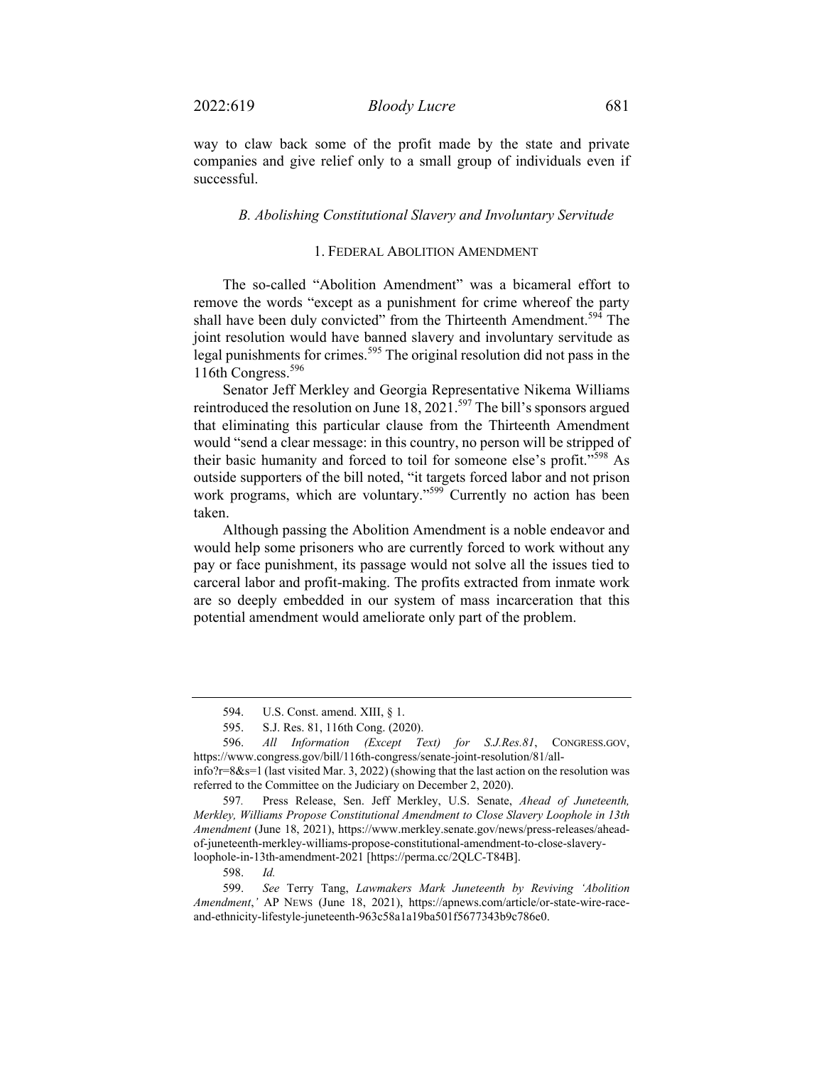way to claw back some of the profit made by the state and private companies and give relief only to a small group of individuals even if successful.

### *B. Abolishing Constitutional Slavery and Involuntary Servitude*

#### 1. FEDERAL ABOLITION AMENDMENT

The so-called "Abolition Amendment" was a bicameral effort to remove the words "except as a punishment for crime whereof the party shall have been duly convicted" from the Thirteenth Amendment.[594] The joint resolution would have banned slavery and involuntary servitude as legal punishments for crimes.[595] The original resolution did not pass in the 116th Congress.[596]

Senator Jeff Merkley and Georgia Representative Nikema Williams reintroduced the resolution on June 18, 2021.[597] The bill's sponsors argued that eliminating this particular clause from the Thirteenth Amendment would "send a clear message: in this country, no person will be stripped of their basic humanity and forced to toil for someone else's profit."[598] As outside supporters of the bill noted, "it targets forced labor and not prison work programs, which are voluntary."[599] Currently no action has been taken.

Although passing the Abolition Amendment is a noble endeavor and would help some prisoners who are currently forced to work without any pay or face punishment, its passage would not solve all the issues tied to carceral labor and profit-making. The profits extracted from inmate work are so deeply embedded in our system of mass incarceration that this potential amendment would ameliorate only part of the problem.

---

594. U.S. Const. amend. XIII, § 1.

595. S.J. Res. 81, 116th Cong. (2020).

596. *All Information (Except Text) for S.J.Res.81*, CONGRESS.GOV, https://www.congress.gov/bill/116th-congress/senate-joint-resolution/81/all-info?r=8&s=1 (last visited Mar. 3, 2022) (showing that the last action on the resolution was referred to the Committee on the Judiciary on December 2, 2020).

597. Press Release, Sen. Jeff Merkley, U.S. Senate, *Ahead of Juneteenth, Merkley, Williams Propose Constitutional Amendment to Close Slavery Loophole in 13th Amendment* (June 18, 2021), https://www.merkley.senate.gov/news/press-releases/ahead-of-juneteenth-merkley-williams-propose-constitutional-amendment-to-close-slavery-loophole-in-13th-amendment-2021 [https://perma.cc/2QLC-T84B].

598. *Id.*

599. *See* Terry Tang, *Lawmakers Mark Juneteenth by Reviving 'Abolition Amendment*,' AP NEWS (June 18, 2021), https://apnews.com/article/or-state-wire-race-and-ethnicity-lifestyle-juneteenth-963c58a1a19ba501f5677343b9c786e0.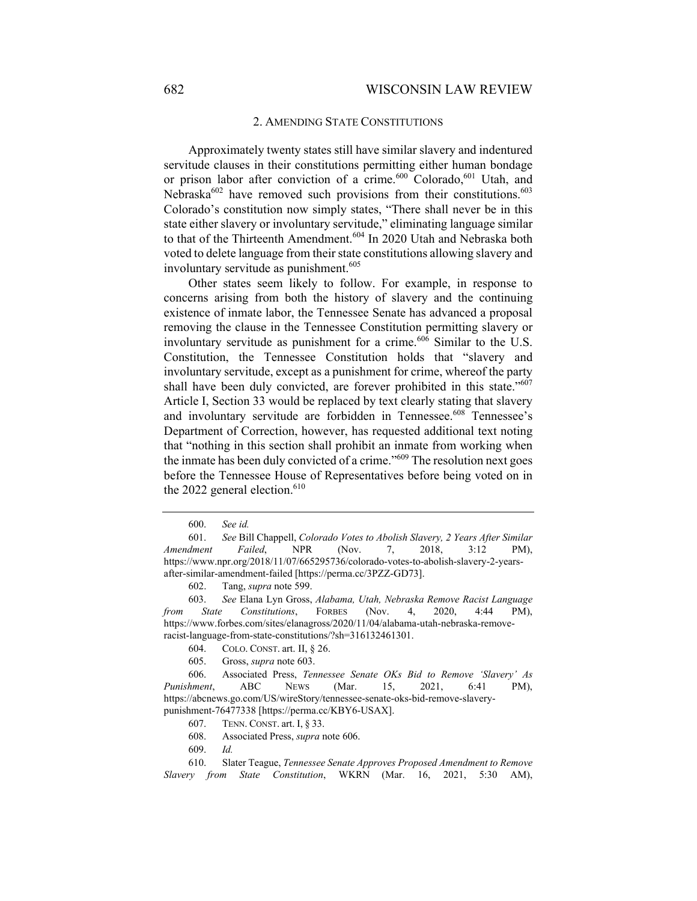### 2. AMENDING STATE CONSTITUTIONS

Approximately twenty states still have similar slavery and indentured servitude clauses in their constitutions permitting either human bondage or prison labor after conviction of a crime.[600] Colorado,[601] Utah, and Nebraska[602] have removed such provisions from their constitutions.[603] Colorado's constitution now simply states, "There shall never be in this state either slavery or involuntary servitude," eliminating language similar to that of the Thirteenth Amendment.[604] In 2020 Utah and Nebraska both voted to delete language from their state constitutions allowing slavery and involuntary servitude as punishment.[605]

Other states seem likely to follow. For example, in response to concerns arising from both the history of slavery and the continuing existence of inmate labor, the Tennessee Senate has advanced a proposal removing the clause in the Tennessee Constitution permitting slavery or involuntary servitude as punishment for a crime.[606] Similar to the U.S. Constitution, the Tennessee Constitution holds that "slavery and involuntary servitude, except as a punishment for crime, whereof the party shall have been duly convicted, are forever prohibited in this state."[607] Article I, Section 33 would be replaced by text clearly stating that slavery and involuntary servitude are forbidden in Tennessee.[608] Tennessee's Department of Correction, however, has requested additional text noting that "nothing in this section shall prohibit an inmate from working when the inmate has been duly convicted of a crime."[609] The resolution next goes before the Tennessee House of Representatives before being voted on in the 2022 general election.[610]

---

600. *See id.*

601. *See* Bill Chappell, *Colorado Votes to Abolish Slavery, 2 Years After Similar Amendment Failed*, NPR (Nov. 7, 2018, 3:12 PM), https://www.npr.org/2018/11/07/665295736/colorado-votes-to-abolish-slavery-2-years-after-similar-amendment-failed [https://perma.cc/3PZZ-GD73].

602. Tang, *supra* note 599.

603. *See* Elana Lyn Gross, *Alabama, Utah, Nebraska Remove Racist Language from State Constitutions*, FORBES (Nov. 4, 2020, 4:44 PM), https://www.forbes.com/sites/elanagross/2020/11/04/alabama-utah-nebraska-remove-racist-language-from-state-constitutions/?sh=316132461301.

604. COLO. CONST. art. II, § 26.

605. Gross, *supra* note 603.

606. Associated Press, *Tennessee Senate OKs Bid to Remove 'Slavery' As Punishment*, ABC NEWS (Mar. 15, 2021, 6:41 PM), https://abcnews.go.com/US/wireStory/tennessee-senate-oks-bid-remove-slavery-punishment-76477338 [https://perma.cc/KBY6-USAX].

607. TENN. CONST. art. I, § 33.

608. Associated Press, *supra* note 606.

609. *Id.*

610. Slater Teague, *Tennessee Senate Approves Proposed Amendment to Remove Slavery from State Constitution*, WKRN (Mar. 16, 2021, 5:30 AM),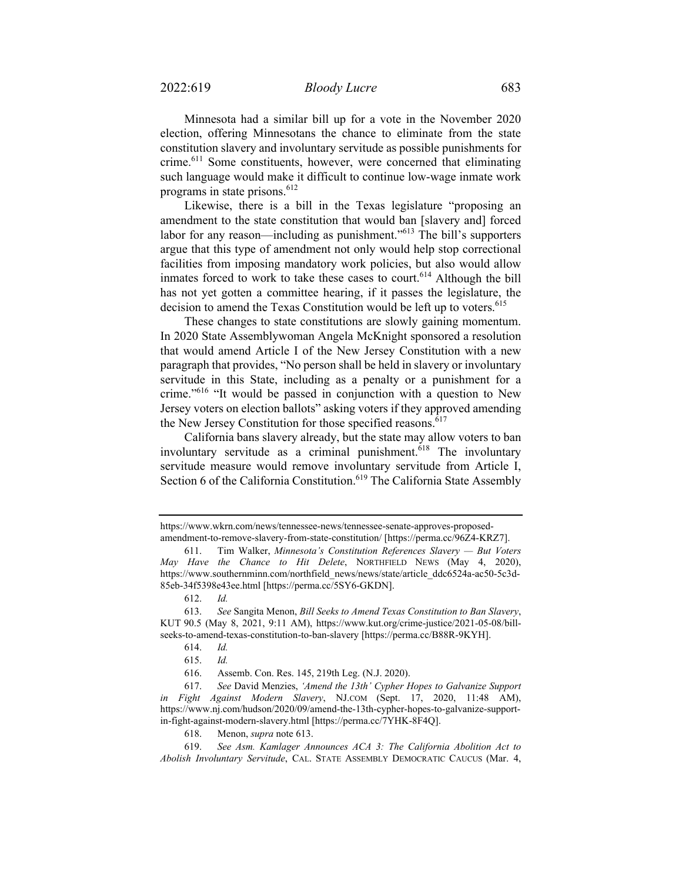Minnesota had a similar bill up for a vote in the November 2020 election, offering Minnesotans the chance to eliminate from the state constitution slavery and involuntary servitude as possible punishments for crime.[611] Some constituents, however, were concerned that eliminating such language would make it difficult to continue low-wage inmate work programs in state prisons.[612]

Likewise, there is a bill in the Texas legislature "proposing an amendment to the state constitution that would ban [slavery and] forced labor for any reason—including as punishment."[613] The bill's supporters argue that this type of amendment not only would help stop correctional facilities from imposing mandatory work policies, but also would allow inmates forced to work to take these cases to court.[614] Although the bill has not yet gotten a committee hearing, if it passes the legislature, the decision to amend the Texas Constitution would be left up to voters.[615]

These changes to state constitutions are slowly gaining momentum. In 2020 State Assemblywoman Angela McKnight sponsored a resolution that would amend Article I of the New Jersey Constitution with a new paragraph that provides, "No person shall be held in slavery or involuntary servitude in this State, including as a penalty or a punishment for a crime."[616] "It would be passed in conjunction with a question to New Jersey voters on election ballots" asking voters if they approved amending the New Jersey Constitution for those specified reasons.[617]

California bans slavery already, but the state may allow voters to ban involuntary servitude as a criminal punishment.[618] The involuntary servitude measure would remove involuntary servitude from Article I, Section 6 of the California Constitution.[619] The California State Assembly

---

https://www.wkrn.com/news/tennessee-news/tennessee-senate-approves-proposed-amendment-to-remove-slavery-from-state-constitution/ [https://perma.cc/96Z4-KRZ7].

611. Tim Walker, *Minnesota's Constitution References Slavery — But Voters May Have the Chance to Hit Delete*, NORTHFIELD NEWS (May 4, 2020), https://www.southernminn.com/northfield_news/news/state/article_ddc6524a-ac50-5c3d-85eb-34f5398e43ee.html [https://perma.cc/5SY6-GKDN].

612. *Id.*

613. *See* Sangita Menon, *Bill Seeks to Amend Texas Constitution to Ban Slavery*, KUT 90.5 (May 8, 2021, 9:11 AM), https://www.kut.org/crime-justice/2021-05-08/bill-seeks-to-amend-texas-constitution-to-ban-slavery [https://perma.cc/B88R-9KYH].

614. *Id.*

615. *Id.*

616. Assemb. Con. Res. 145, 219th Leg. (N.J. 2020).

617. *See* David Menzies, *'Amend the 13th' Cypher Hopes to Galvanize Support in Fight Against Modern Slavery*, NJ.COM (Sept. 17, 2020, 11:48 AM), https://www.nj.com/hudson/2020/09/amend-the-13th-cypher-hopes-to-galvanize-support-in-fight-against-modern-slavery.html [https://perma.cc/7YHK-8F4Q].

618. Menon, *supra* note 613.

619. *See Asm. Kamlager Announces ACA 3: The California Abolition Act to Abolish Involuntary Servitude*, CAL. STATE ASSEMBLY DEMOCRATIC CAUCUS (Mar. 4,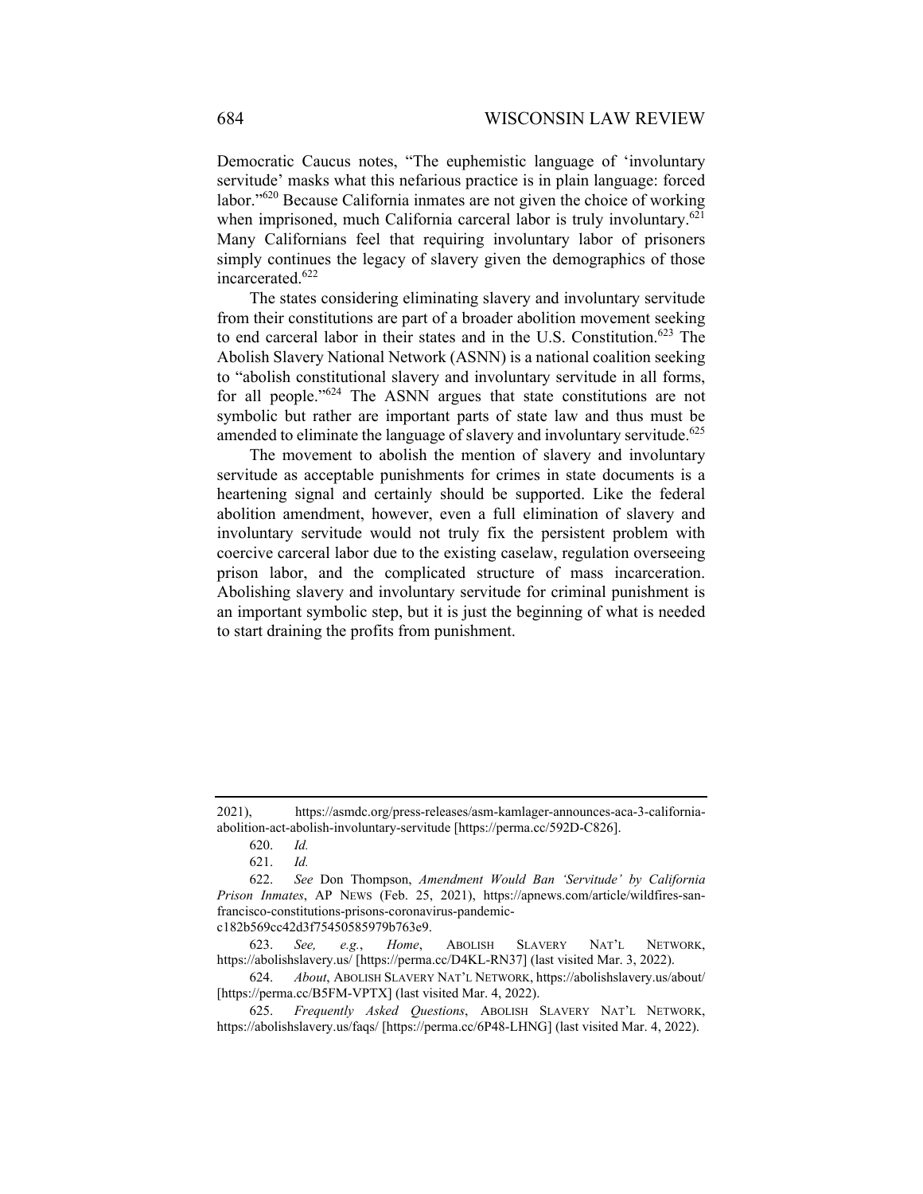Democratic Caucus notes, "The euphemistic language of 'involuntary servitude' masks what this nefarious practice is in plain language: forced labor."[620] Because California inmates are not given the choice of working when imprisoned, much California carceral labor is truly involuntary.[621] Many Californians feel that requiring involuntary labor of prisoners simply continues the legacy of slavery given the demographics of those incarcerated.[622]

The states considering eliminating slavery and involuntary servitude from their constitutions are part of a broader abolition movement seeking to end carceral labor in their states and in the U.S. Constitution.[623] The Abolish Slavery National Network (ASNN) is a national coalition seeking to "abolish constitutional slavery and involuntary servitude in all forms, for all people."[624] The ASNN argues that state constitutions are not symbolic but rather are important parts of state law and thus must be amended to eliminate the language of slavery and involuntary servitude.[625]

The movement to abolish the mention of slavery and involuntary servitude as acceptable punishments for crimes in state documents is a heartening signal and certainly should be supported. Like the federal abolition amendment, however, even a full elimination of slavery and involuntary servitude would not truly fix the persistent problem with coercive carceral labor due to the existing caselaw, regulation overseeing prison labor, and the complicated structure of mass incarceration. Abolishing slavery and involuntary servitude for criminal punishment is an important symbolic step, but it is just the beginning of what is needed to start draining the profits from punishment.

---

2021), https://asmdc.org/press-releases/asm-kamlager-announces-aca-3-california-abolition-act-abolish-involuntary-servitude [https://perma.cc/592D-C826].

620. *Id.*

621. *Id.*

622. *See* Don Thompson, *Amendment Would Ban 'Servitude' by California Prison Inmates*, AP NEWS (Feb. 25, 2021), https://apnews.com/article/wildfires-san-francisco-constitutions-prisons-coronavirus-pandemic-c182b569cc42d3f75450585979b763e9.

623. *See, e.g.*, *Home*, ABOLISH SLAVERY NAT'L NETWORK, https://abolishslavery.us/ [https://perma.cc/D4KL-RN37] (last visited Mar. 3, 2022).

624. *About*, ABOLISH SLAVERY NAT'L NETWORK, https://abolishslavery.us/about/ [https://perma.cc/B5FM-VPTX] (last visited Mar. 4, 2022).

625. *Frequently Asked Questions*, ABOLISH SLAVERY NAT'L NETWORK, https://abolishslavery.us/faqs/ [https://perma.cc/6P48-LHNG] (last visited Mar. 4, 2022).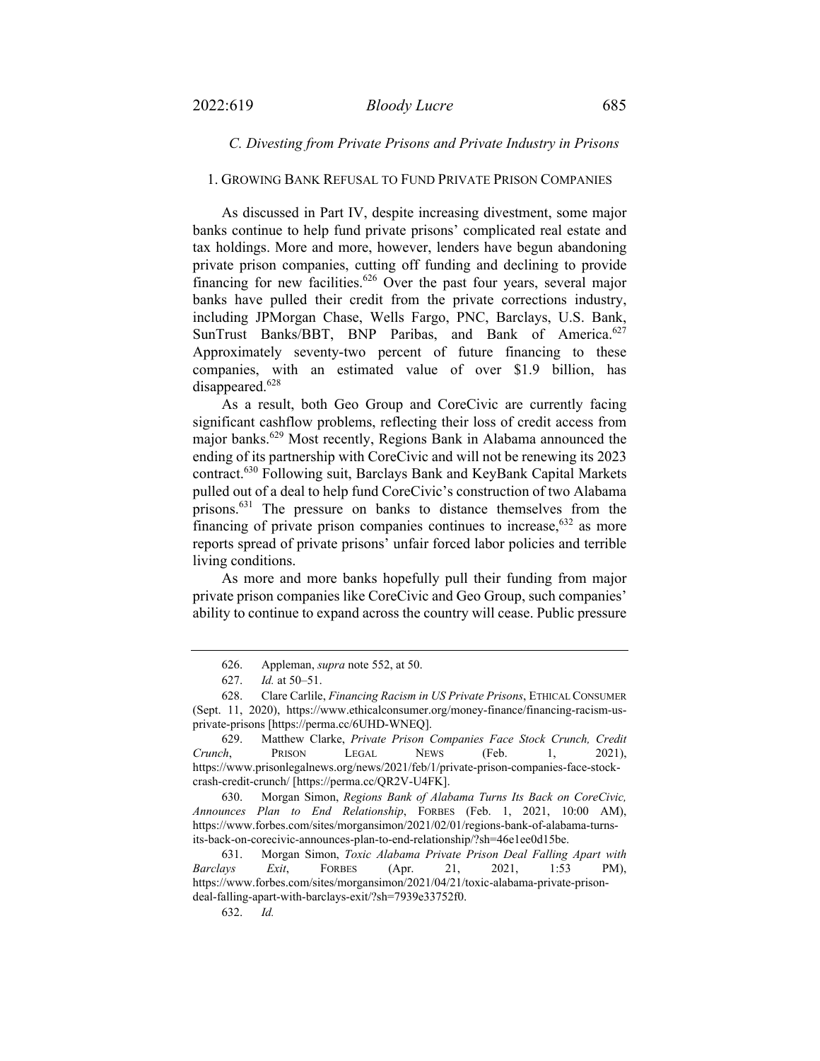### *C. Divesting from Private Prisons and Private Industry in Prisons*

#### 1. Growing Bank Refusal to Fund Private Prison Companies

As discussed in Part IV, despite increasing divestment, some major banks continue to help fund private prisons' complicated real estate and tax holdings. More and more, however, lenders have begun abandoning private prison companies, cutting off funding and declining to provide financing for new facilities.[626] Over the past four years, several major banks have pulled their credit from the private corrections industry, including JPMorgan Chase, Wells Fargo, PNC, Barclays, U.S. Bank, SunTrust Banks/BBT, BNP Paribas, and Bank of America.[627] Approximately seventy-two percent of future financing to these companies, with an estimated value of over $1.9 billion, has disappeared.[628]

As a result, both Geo Group and CoreCivic are currently facing significant cashflow problems, reflecting their loss of credit access from major banks.[629] Most recently, Regions Bank in Alabama announced the ending of its partnership with CoreCivic and will not be renewing its 2023 contract.[630] Following suit, Barclays Bank and KeyBank Capital Markets pulled out of a deal to help fund CoreCivic's construction of two Alabama prisons.[631] The pressure on banks to distance themselves from the financing of private prison companies continues to increase,[632] as more reports spread of private prisons' unfair forced labor policies and terrible living conditions.

As more and more banks hopefully pull their funding from major private prison companies like CoreCivic and Geo Group, such companies' ability to continue to expand across the country will cease. Public pressure

---

626. Appleman, *supra* note 552, at 50.

627. *Id.* at 50–51.

628. Clare Carlile, *Financing Racism in US Private Prisons*, ETHICAL CONSUMER (Sept. 11, 2020), https://www.ethicalconsumer.org/money-finance/financing-racism-us-private-prisons [https://perma.cc/6UHD-WNEQ].

629. Matthew Clarke, *Private Prison Companies Face Stock Crunch, Credit Crunch*, PRISON LEGAL NEWS (Feb. 1, 2021), https://www.prisonlegalnews.org/news/2021/feb/1/private-prison-companies-face-stock-crash-credit-crunch/ [https://perma.cc/QR2V-U4FK].

630. Morgan Simon, *Regions Bank of Alabama Turns Its Back on CoreCivic, Announces Plan to End Relationship*, FORBES (Feb. 1, 2021, 10:00 AM), https://www.forbes.com/sites/morgansimon/2021/02/01/regions-bank-of-alabama-turns-its-back-on-corecivic-announces-plan-to-end-relationship/?sh=46e1ee0d15be.

631. Morgan Simon, *Toxic Alabama Private Prison Deal Falling Apart with Barclays Exit*, FORBES (Apr. 21, 2021, 1:53 PM), https://www.forbes.com/sites/morgansimon/2021/04/21/toxic-alabama-private-prison-deal-falling-apart-with-barclays-exit/?sh=7939e33752f0.

632. *Id.*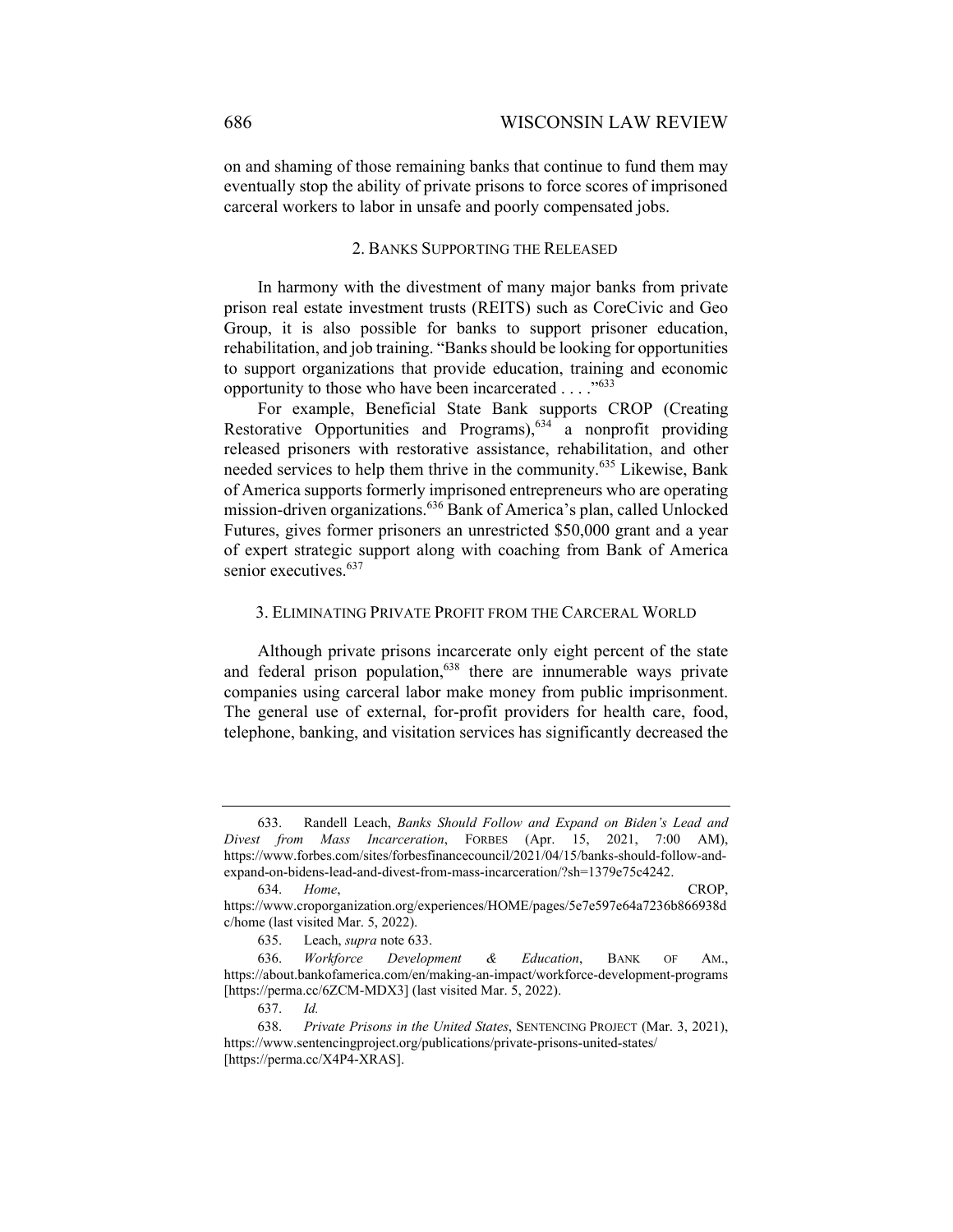on and shaming of those remaining banks that continue to fund them may eventually stop the ability of private prisons to force scores of imprisoned carceral workers to labor in unsafe and poorly compensated jobs.

### 2. Banks Supporting the Released

In harmony with the divestment of many major banks from private prison real estate investment trusts (REITS) such as CoreCivic and Geo Group, it is also possible for banks to support prisoner education, rehabilitation, and job training. "Banks should be looking for opportunities to support organizations that provide education, training and economic opportunity to those who have been incarcerated . . . ."[633]

For example, Beneficial State Bank supports CROP (Creating Restorative Opportunities and Programs),[634] a nonprofit providing released prisoners with restorative assistance, rehabilitation, and other needed services to help them thrive in the community.[635] Likewise, Bank of America supports formerly imprisoned entrepreneurs who are operating mission-driven organizations.[636] Bank of America's plan, called Unlocked Futures, gives former prisoners an unrestricted $50,000 grant and a year of expert strategic support along with coaching from Bank of America senior executives.[637]

### 3. Eliminating Private Profit from the Carceral World

Although private prisons incarcerate only eight percent of the state and federal prison population,[638] there are innumerable ways private companies using carceral labor make money from public imprisonment. The general use of external, for-profit providers for health care, food, telephone, banking, and visitation services has significantly decreased the

---

633. Randell Leach, *Banks Should Follow and Expand on Biden's Lead and Divest from Mass Incarceration*, FORBES (Apr. 15, 2021, 7:00 AM), https://www.forbes.com/sites/forbesfinancecouncil/2021/04/15/banks-should-follow-and-expand-on-bidens-lead-and-divest-from-mass-incarceration/?sh=1379e75c4242.

634. *Home*, CROP, https://www.croporganization.org/experiences/HOME/pages/5e7e597e64a7236b866938dc/home (last visited Mar. 5, 2022).

635. Leach, *supra* note 633.

636. *Workforce Development & Education*, BANK OF AM., https://about.bankofamerica.com/en/making-an-impact/workforce-development-programs [https://perma.cc/6ZCM-MDX3] (last visited Mar. 5, 2022).

637. *Id.*

638. *Private Prisons in the United States*, SENTENCING PROJECT (Mar. 3, 2021), https://www.sentencingproject.org/publications/private-prisons-united-states/ [https://perma.cc/X4P4-XRAS].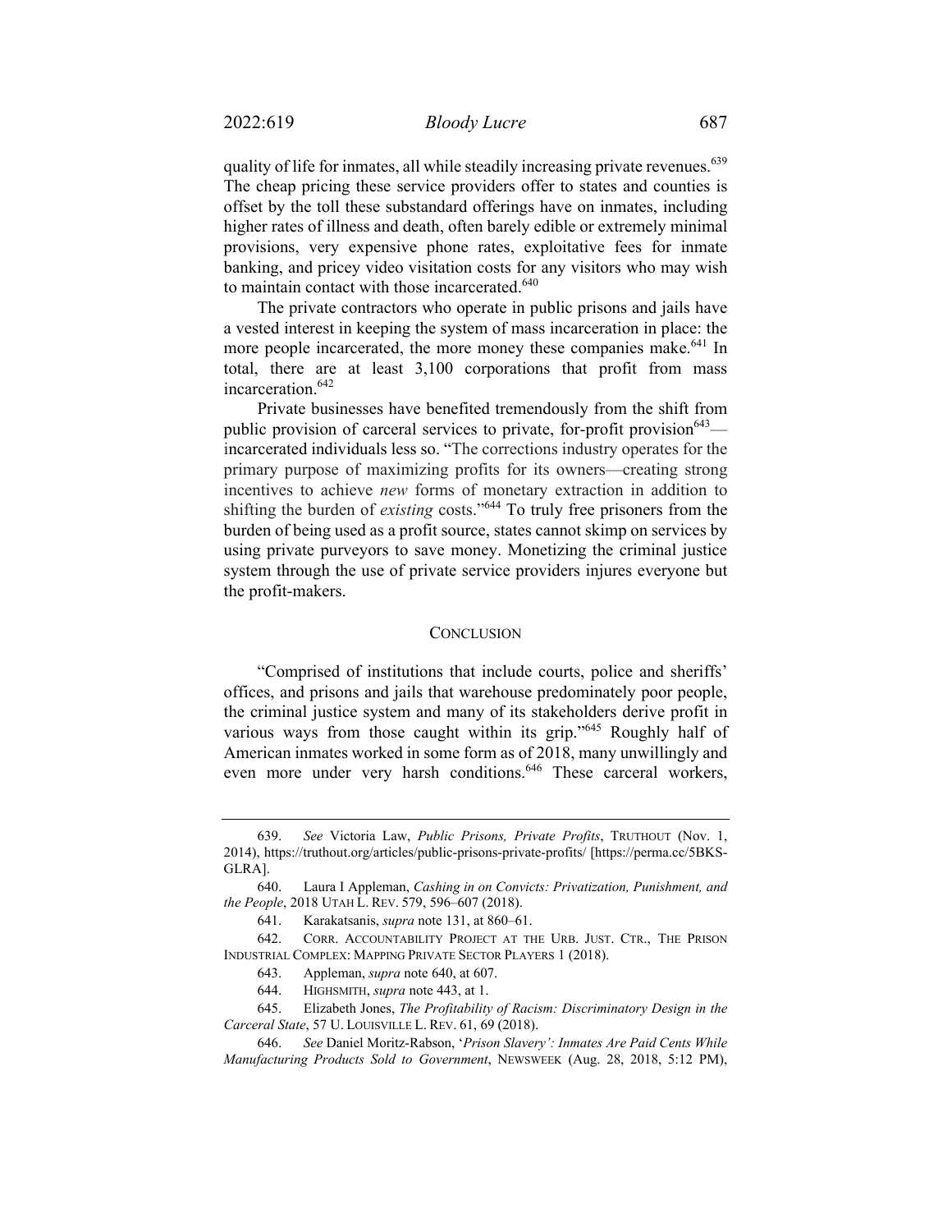quality of life for inmates, all while steadily increasing private revenues.[639] The cheap pricing these service providers offer to states and counties is offset by the toll these substandard offerings have on inmates, including higher rates of illness and death, often barely edible or extremely minimal provisions, very expensive phone rates, exploitative fees for inmate banking, and pricey video visitation costs for any visitors who may wish to maintain contact with those incarcerated.[640]

The private contractors who operate in public prisons and jails have a vested interest in keeping the system of mass incarceration in place: the more people incarcerated, the more money these companies make.[641] In total, there are at least 3,100 corporations that profit from mass incarceration.[642]

Private businesses have benefited tremendously from the shift from public provision of carceral services to private, for-profit provision[643]—incarcerated individuals less so. "The corrections industry operates for the primary purpose of maximizing profits for its owners—creating strong incentives to achieve *new* forms of monetary extraction in addition to shifting the burden of *existing* costs."[644] To truly free prisoners from the burden of being used as a profit source, states cannot skimp on services by using private purveyors to save money. Monetizing the criminal justice system through the use of private service providers injures everyone but the profit-makers.

## CONCLUSION

"Comprised of institutions that include courts, police and sheriffs' offices, and prisons and jails that warehouse predominately poor people, the criminal justice system and many of its stakeholders derive profit in various ways from those caught within its grip."[645] Roughly half of American inmates worked in some form as of 2018, many unwillingly and even more under very harsh conditions.[646] These carceral workers,

---

639. *See* Victoria Law, *Public Prisons, Private Profits*, TRUTHOUT (Nov. 1, 2014), https://truthout.org/articles/public-prisons-private-profits/ [https://perma.cc/5BKS-GLRA].

640. Laura I Appleman, *Cashing in on Convicts: Privatization, Punishment, and the People*, 2018 UTAH L. REV. 579, 596–607 (2018).

641. Karakatsanis, *supra* note 131, at 860–61.

642. CORR. ACCOUNTABILITY PROJECT AT THE URB. JUST. CTR., THE PRISON INDUSTRIAL COMPLEX: MAPPING PRIVATE SECTOR PLAYERS 1 (2018).

643. Appleman, *supra* note 640, at 607.

644. HIGHSMITH, *supra* note 443, at 1.

645. Elizabeth Jones, *The Profitability of Racism: Discriminatory Design in the Carceral State*, 57 U. LOUISVILLE L. REV. 61, 69 (2018).

646. *See* Daniel Moritz-Rabson, '*Prison Slavery': Inmates Are Paid Cents While Manufacturing Products Sold to Government*, NEWSWEEK (Aug. 28, 2018, 5:12 PM),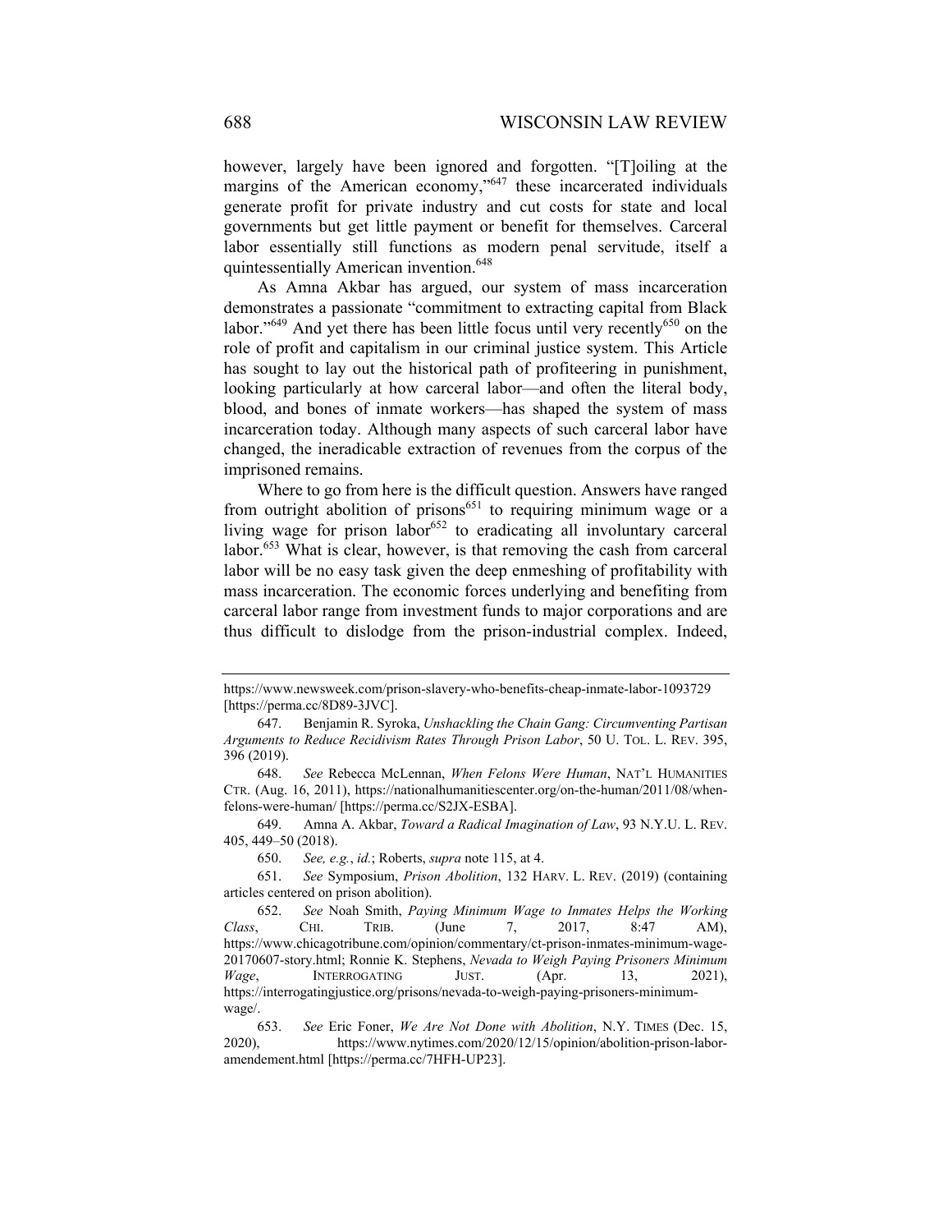however, largely have been ignored and forgotten. "[T]oiling at the margins of the American economy,"[647] these incarcerated individuals generate profit for private industry and cut costs for state and local governments but get little payment or benefit for themselves. Carceral labor essentially still functions as modern penal servitude, itself a quintessentially American invention.[648]

As Amna Akbar has argued, our system of mass incarceration demonstrates a passionate "commitment to extracting capital from Black labor."[649] And yet there has been little focus until very recently[650] on the role of profit and capitalism in our criminal justice system. This Article has sought to lay out the historical path of profiteering in punishment, looking particularly at how carceral labor—and often the literal body, blood, and bones of inmate workers—has shaped the system of mass incarceration today. Although many aspects of such carceral labor have changed, the ineradicable extraction of revenues from the corpus of the imprisoned remains.

Where to go from here is the difficult question. Answers have ranged from outright abolition of prisons[651] to requiring minimum wage or a living wage for prison labor[652] to eradicating all involuntary carceral labor.[653] What is clear, however, is that removing the cash from carceral labor will be no easy task given the deep enmeshing of profitability with mass incarceration. The economic forces underlying and benefiting from carceral labor range from investment funds to major corporations and are thus difficult to dislodge from the prison-industrial complex. Indeed,

---

https://www.newsweek.com/prison-slavery-who-benefits-cheap-inmate-labor-1093729 [https://perma.cc/8D89-3JVC].

647. Benjamin R. Syroka, *Unshackling the Chain Gang: Circumventing Partisan Arguments to Reduce Recidivism Rates Through Prison Labor*, 50 U. TOL. L. REV. 395, 396 (2019).

648. *See* Rebecca McLennan, *When Felons Were Human*, NAT'L HUMANITIES CTR. (Aug. 16, 2011), https://nationalhumanitiescenter.org/on-the-human/2011/08/when-felons-were-human/ [https://perma.cc/S2JX-ESBA].

649. Amna A. Akbar, *Toward a Radical Imagination of Law*, 93 N.Y.U. L. REV. 405, 449–50 (2018).

650. *See, e.g.*, *id.*; Roberts, *supra* note 115, at 4.

651. *See* Symposium, *Prison Abolition*, 132 HARV. L. REV. (2019) (containing articles centered on prison abolition).

652. *See* Noah Smith, *Paying Minimum Wage to Inmates Helps the Working Class*, CHI. TRIB. (June 7, 2017, 8:47 AM), https://www.chicagotribune.com/opinion/commentary/ct-prison-inmates-minimum-wage-20170607-story.html; Ronnie K. Stephens, *Nevada to Weigh Paying Prisoners Minimum Wage*, INTERROGATING JUST. (Apr. 13, 2021), https://interrogatingjustice.org/prisons/nevada-to-weigh-paying-prisoners-minimum-wage/.

653. *See* Eric Foner, *We Are Not Done with Abolition*, N.Y. TIMES (Dec. 15, 2020), https://www.nytimes.com/2020/12/15/opinion/abolition-prison-labor-amendement.html [https://perma.cc/7HFH-UP23].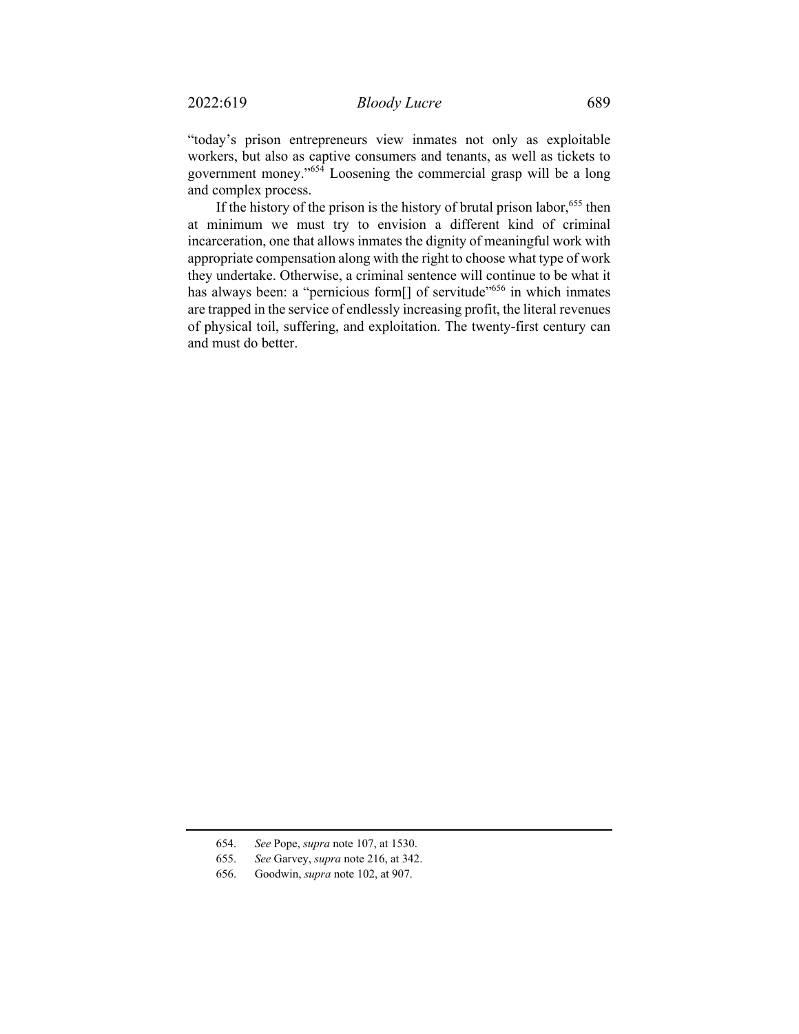"today's prison entrepreneurs view inmates not only as exploitable workers, but also as captive consumers and tenants, as well as tickets to government money."[654] Loosening the commercial grasp will be a long and complex process.

If the history of the prison is the history of brutal prison labor,[655] then at minimum we must try to envision a different kind of criminal incarceration, one that allows inmates the dignity of meaningful work with appropriate compensation along with the right to choose what type of work they undertake. Otherwise, a criminal sentence will continue to be what it has always been: a "pernicious form[] of servitude"[656] in which inmates are trapped in the service of endlessly increasing profit, the literal revenues of physical toil, suffering, and exploitation. The twenty-first century can and must do better.

---

654. *See* Pope, *supra* note 107, at 1530.

655. *See* Garvey, *supra* note 216, at 342.

656. Goodwin, *supra* note 102, at 907.